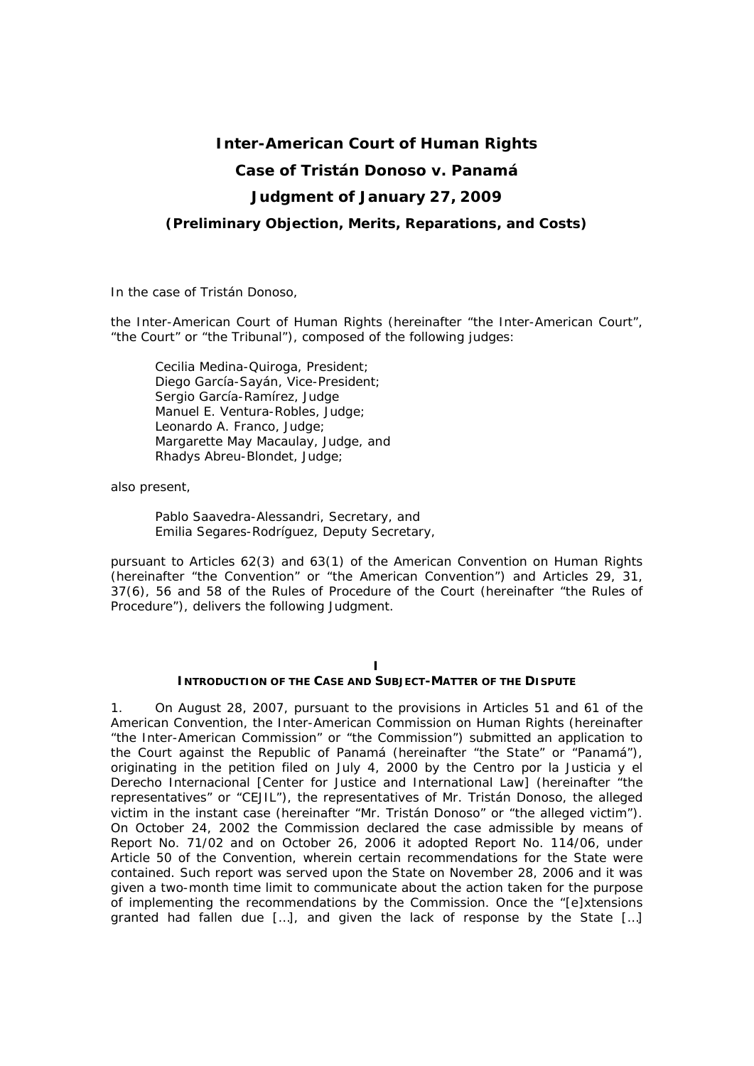# Inter-American Court of Human Rights

## Case of Tristán Donoso v. Panamá

## Judgment of January 27, 2009

### *(Preliminary Objection, Merits, Reparations, and Costs)*

In the case of Tristán Donoso,

the Inter-American Court of Human Rights (hereinafter "the Inter-American Court", "the Court" or "the Tribunal"), composed of the following judges:

> Cecilia Medina-Quiroga, President;
> Diego García-Sayán, Vice-President;
> Sergio García-Ramírez, Judge
> Manuel E. Ventura-Robles, Judge;
> Leonardo A. Franco, Judge;
> Margarette May Macaulay, Judge, and
> Rhadys Abreu-Blondet, Judge;

also present,

> Pablo Saavedra-Alessandri, Secretary, and
> Emilia Segares-Rodríguez, Deputy Secretary,

pursuant to Articles 62(3) and 63(1) of the American Convention on Human Rights (hereinafter "the Convention" or "the American Convention") and Articles 29, 31, 37(6), 56 and 58 of the Rules of Procedure of the Court (hereinafter "the Rules of Procedure"), delivers the following Judgment.

## I
## Introduction of the Case and Subject-Matter of the Dispute

1. On August 28, 2007, pursuant to the provisions in Articles 51 and 61 of the American Convention, the Inter-American Commission on Human Rights (hereinafter "the Inter-American Commission" or "the Commission") submitted an application to the Court against the Republic of Panamá (hereinafter "the State" or "Panamá"), originating in the petition filed on July 4, 2000 by the Centro por la Justicia y el Derecho Internacional [Center for Justice and International Law] (hereinafter "the representatives" or "CEJIL"), the representatives of Mr. Tristán Donoso, the alleged victim in the instant case (hereinafter "Mr. Tristán Donoso" or "the alleged victim"). On October 24, 2002 the Commission declared the case admissible by means of Report No. 71/02 and on October 26, 2006 it adopted Report No. 114/06, under Article 50 of the Convention, wherein certain recommendations for the State were contained. Such report was served upon the State on November 28, 2006 and it was given a two-month time limit to communicate about the action taken for the purpose of implementing the recommendations by the Commission. Once the "[e]xtensions granted had fallen due […], and given the lack of response by the State […]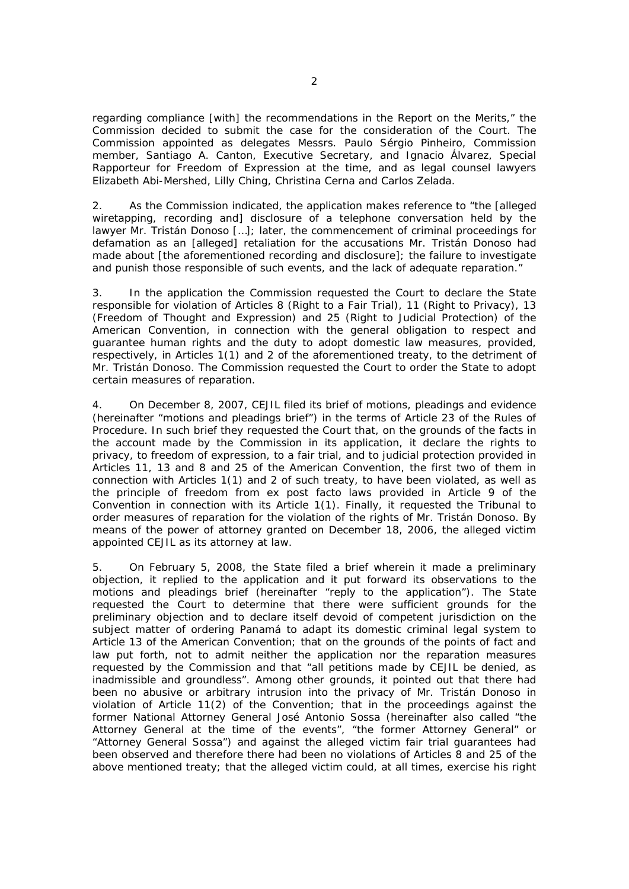regarding compliance [with] the recommendations in the Report on the Merits," the Commission decided to submit the case for the consideration of the Court. The Commission appointed as delegates Messrs. Paulo Sérgio Pinheiro, Commission member, Santiago A. Canton, Executive Secretary, and Ignacio Álvarez, Special Rapporteur for Freedom of Expression at the time, and as legal counsel lawyers Elizabeth Abi-Mershed, Lilly Ching, Christina Cerna and Carlos Zelada.

2. As the Commission indicated, the application makes reference to "the [alleged wiretapping, recording and] disclosure of a telephone conversation held by the lawyer Mr. Tristán Donoso […]; later, the commencement of criminal proceedings for defamation as an [alleged] retaliation for the accusations Mr. Tristán Donoso had made about [the aforementioned recording and disclosure]; the failure to investigate and punish those responsible of such events, and the lack of adequate reparation."

3. In the application the Commission requested the Court to declare the State responsible for violation of Articles 8 (Right to a Fair Trial), 11 (Right to Privacy), 13 (Freedom of Thought and Expression) and 25 (Right to Judicial Protection) of the American Convention, in connection with the general obligation to respect and guarantee human rights and the duty to adopt domestic law measures, provided, respectively, in Articles 1(1) and 2 of the aforementioned treaty, to the detriment of Mr. Tristán Donoso. The Commission requested the Court to order the State to adopt certain measures of reparation.

4. On December 8, 2007, CEJIL filed its brief of motions, pleadings and evidence (hereinafter "motions and pleadings brief") in the terms of Article 23 of the Rules of Procedure. In such brief they requested the Court that, on the grounds of the facts in the account made by the Commission in its application, it declare the rights to privacy, to freedom of expression, to a fair trial, and to judicial protection provided in Articles 11, 13 and 8 and 25 of the American Convention, the first two of them in connection with Articles 1(1) and 2 of such treaty, to have been violated, as well as the principle of freedom from ex post facto laws provided in Article 9 of the Convention in connection with its Article 1(1). Finally, it requested the Tribunal to order measures of reparation for the violation of the rights of Mr. Tristán Donoso. By means of the power of attorney granted on December 18, 2006, the alleged victim appointed CEJIL as its attorney at law.

5. On February 5, 2008, the State filed a brief wherein it made a preliminary objection, it replied to the application and it put forward its observations to the motions and pleadings brief (hereinafter "reply to the application"). The State requested the Court to determine that there were sufficient grounds for the preliminary objection and to declare itself devoid of competent jurisdiction on the subject matter of ordering Panamá to adapt its domestic criminal legal system to Article 13 of the American Convention; that on the grounds of the points of fact and law put forth, not to admit neither the application nor the reparation measures requested by the Commission and that "all petitions made by CEJIL be denied, as inadmissible and groundless". Among other grounds, it pointed out that there had been no abusive or arbitrary intrusion into the privacy of Mr. Tristán Donoso in violation of Article 11(2) of the Convention; that in the proceedings against the former National Attorney General José Antonio Sossa (hereinafter also called "the Attorney General at the time of the events", "the former Attorney General" or "Attorney General Sossa") and against the alleged victim fair trial guarantees had been observed and therefore there had been no violations of Articles 8 and 25 of the above mentioned treaty; that the alleged victim could, at all times, exercise his right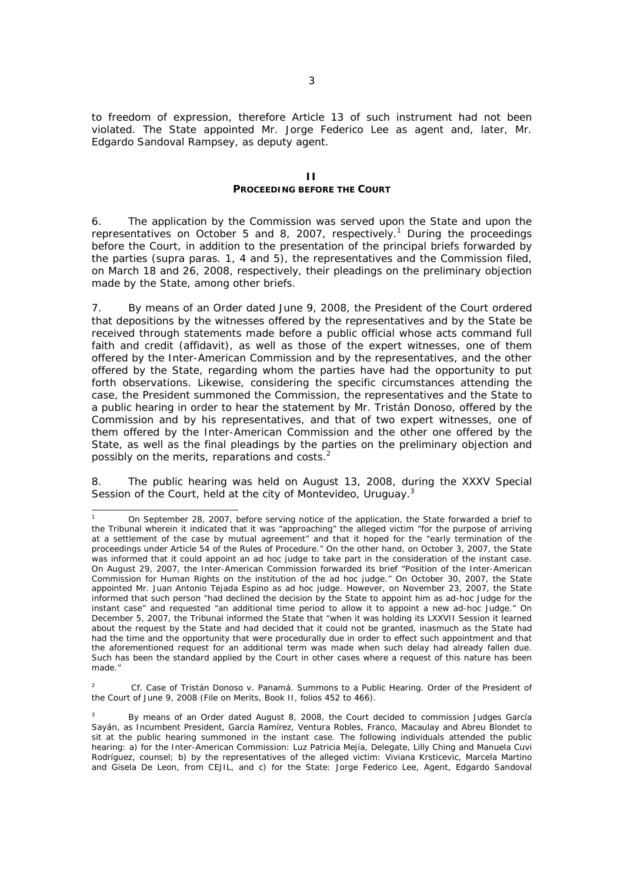to freedom of expression, therefore Article 13 of such instrument had not been violated. The State appointed Mr. Jorge Federico Lee as agent and, later, Mr. Edgardo Sandoval Rampsey, as deputy agent.

## II
## PROCEEDING BEFORE THE COURT

6. The application by the Commission was served upon the State and upon the representatives on October 5 and 8, 2007, respectively.[1] During the proceedings before the Court, in addition to the presentation of the principal briefs forwarded by the parties (supra paras. 1, 4 and 5), the representatives and the Commission filed, on March 18 and 26, 2008, respectively, their pleadings on the preliminary objection made by the State, among other briefs.

7. By means of an Order dated June 9, 2008, the President of the Court ordered that depositions by the witnesses offered by the representatives and by the State be received through statements made before a public official whose acts command full faith and credit (affidavit), as well as those of the expert witnesses, one of them offered by the Inter-American Commission and by the representatives, and the other offered by the State, regarding whom the parties have had the opportunity to put forth observations. Likewise, considering the specific circumstances attending the case, the President summoned the Commission, the representatives and the State to a public hearing in order to hear the statement by Mr. Tristán Donoso, offered by the Commission and by his representatives, and that of two expert witnesses, one of them offered by the Inter-American Commission and the other one offered by the State, as well as the final pleadings by the parties on the preliminary objection and possibly on the merits, reparations and costs.[2]

8. The public hearing was held on August 13, 2008, during the XXXV Special Session of the Court, held at the city of Montevideo, Uruguay.[3]

---

[1] On September 28, 2007, before serving notice of the application, the State forwarded a brief to the Tribunal wherein it indicated that it was "approaching" the alleged victim "for the purpose of arriving at a settlement of the case by mutual agreement" and that it hoped for the "early termination of the proceedings under Article 54 of the Rules of Procedure." On the other hand, on October 3, 2007, the State was informed that it could appoint an ad hoc judge to take part in the consideration of the instant case. On August 29, 2007, the Inter-American Commission forwarded its brief "Position of the Inter-American Commission for Human Rights on the institution of the ad hoc judge." On October 30, 2007, the State appointed Mr. Juan Antonio Tejada Espino as ad hoc judge. However, on November 23, 2007, the State informed that such person "had declined the decision by the State to appoint him as ad-hoc Judge for the instant case" and requested "an additional time period to allow it to appoint a new ad-hoc Judge." On December 5, 2007, the Tribunal informed the State that "when it was holding its LXXVII Session it learned about the request by the State and had decided that it could not be granted, inasmuch as the State had had the time and the opportunity that were procedurally due in order to effect such appointment and that the aforementioned request for an additional term was made when such delay had already fallen due. Such has been the standard applied by the Court in other cases where a request of this nature has been made."

[2] *Cf. Case of Tristán Donoso v. Panamá. Summons to a Public Hearing.* Order of the President of the Court of June 9, 2008 (File on Merits, Book II, folios 452 to 466).

[3] By means of an Order dated August 8, 2008, the Court decided to commission Judges García Sayán, as Incumbent President, García Ramírez, Ventura Robles, Franco, Macaulay and Abreu Blondet to sit at the public hearing summoned in the instant case. The following individuals attended the public hearing: a) for the Inter-American Commission: Luz Patricia Mejía, Delegate, Lilly Ching and Manuela Cuvi Rodríguez, counsel; b) by the representatives of the alleged victim: Viviana Krsticevic, Marcela Martino and Gisela De Leon, from CEJIL, and c) for the State: Jorge Federico Lee, Agent, Edgardo Sandoval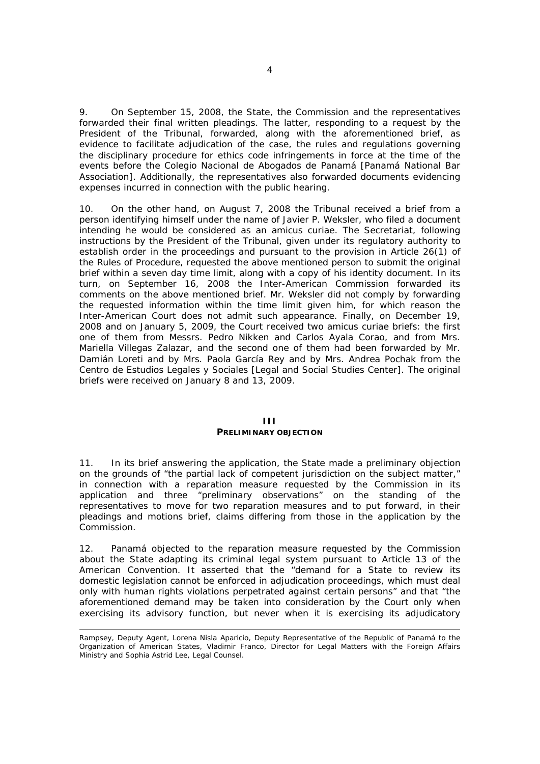9. On September 15, 2008, the State, the Commission and the representatives forwarded their final written pleadings. The latter, responding to a request by the President of the Tribunal, forwarded, along with the aforementioned brief, as evidence to facilitate adjudication of the case, the rules and regulations governing the disciplinary procedure for ethics code infringements in force at the time of the events before the Colegio Nacional de Abogados de Panamá [Panamá National Bar Association]. Additionally, the representatives also forwarded documents evidencing expenses incurred in connection with the public hearing.

10. On the other hand, on August 7, 2008 the Tribunal received a brief from a person identifying himself under the name of Javier P. Weksler, who filed a document intending he would be considered as an amicus curiae. The Secretariat, following instructions by the President of the Tribunal, given under its regulatory authority to establish order in the proceedings and pursuant to the provision in Article 26(1) of the Rules of Procedure, requested the above mentioned person to submit the original brief within a seven day time limit, along with a copy of his identity document. In its turn, on September 16, 2008 the Inter-American Commission forwarded its comments on the above mentioned brief. Mr. Weksler did not comply by forwarding the requested information within the time limit given him, for which reason the Inter-American Court does not admit such appearance. Finally, on December 19, 2008 and on January 5, 2009, the Court received two amicus curiae briefs: the first one of them from Messrs. Pedro Nikken and Carlos Ayala Corao, and from Mrs. Mariella Villegas Zalazar, and the second one of them had been forwarded by Mr. Damián Loreti and by Mrs. Paola García Rey and by Mrs. Andrea Pochak from the Centro de Estudios Legales y Sociales [Legal and Social Studies Center]. The original briefs were received on January 8 and 13, 2009.

## III
## PRELIMINARY OBJECTION

11. In its brief answering the application, the State made a preliminary objection on the grounds of "the partial lack of competent jurisdiction on the subject matter," in connection with a reparation measure requested by the Commission in its application and three "preliminary observations" on the standing of the representatives to move for two reparation measures and to put forward, in their pleadings and motions brief, claims differing from those in the application by the Commission.

12. Panamá objected to the reparation measure requested by the Commission about the State adapting its criminal legal system pursuant to Article 13 of the American Convention. It asserted that the "demand for a State to review its domestic legislation cannot be enforced in adjudication proceedings, which must deal only with human rights violations perpetrated against certain persons" and that "the aforementioned demand may be taken into consideration by the Court only when exercising its advisory function, but never when it is exercising its adjudicatory

Rampsey, Deputy Agent, Lorena Nisla Aparicio, Deputy Representative of the Republic of Panamá to the Organization of American States, Vladimir Franco, Director for Legal Matters with the Foreign Affairs Ministry and Sophia Astrid Lee, Legal Counsel.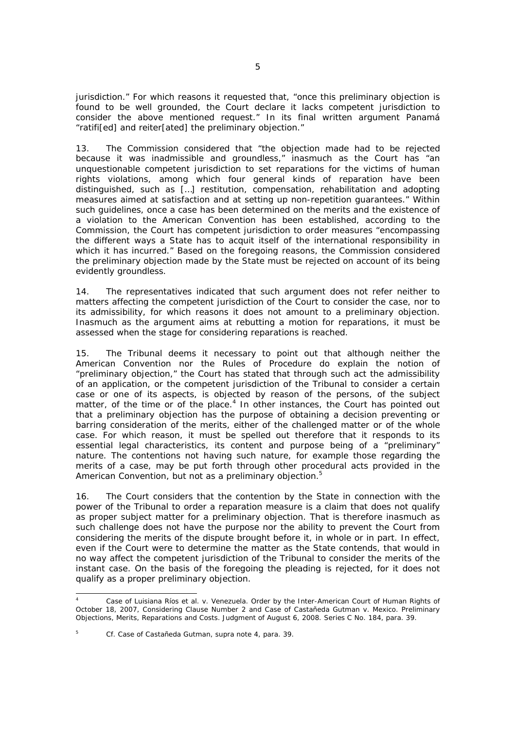jurisdiction." For which reasons it requested that, "once this preliminary objection is found to be well grounded, the Court declare it lacks competent jurisdiction to consider the above mentioned request." In its final written argument Panamá "ratifi[ed] and reiter[ated] the preliminary objection."

13. The Commission considered that "the objection made had to be rejected because it was inadmissible and groundless," inasmuch as the Court has "an unquestionable competent jurisdiction to set reparations for the victims of human rights violations, among which four general kinds of reparation have been distinguished, such as [...] restitution, compensation, rehabilitation and adopting measures aimed at satisfaction and at setting up non-repetition guarantees." Within such guidelines, once a case has been determined on the merits and the existence of a violation to the American Convention has been established, according to the Commission, the Court has competent jurisdiction to order measures "encompassing the different ways a State has to acquit itself of the international responsibility in which it has incurred." Based on the foregoing reasons, the Commission considered the preliminary objection made by the State must be rejected on account of its being evidently groundless.

14. The representatives indicated that such argument does not refer neither to matters affecting the competent jurisdiction of the Court to consider the case, nor to its admissibility, for which reasons it does not amount to a preliminary objection. Inasmuch as the argument aims at rebutting a motion for reparations, it must be assessed when the stage for considering reparations is reached.

15. The Tribunal deems it necessary to point out that although neither the American Convention nor the Rules of Procedure do explain the notion of "preliminary objection," the Court has stated that through such act the admissibility of an application, or the competent jurisdiction of the Tribunal to consider a certain case or one of its aspects, is objected by reason of the persons, of the subject matter, of the time or of the place.[4] In other instances, the Court has pointed out that a preliminary objection has the purpose of obtaining a decision preventing or barring consideration of the merits, either of the challenged matter or of the whole case. For which reason, it must be spelled out therefore that it responds to its essential legal characteristics, its content and purpose being of a "preliminary" nature. The contentions not having such nature, for example those regarding the merits of a case, may be put forth through other procedural acts provided in the American Convention, but not as a preliminary objection.[5]

16. The Court considers that the contention by the State in connection with the power of the Tribunal to order a reparation measure is a claim that does not qualify as proper subject matter for a preliminary objection. That is therefore inasmuch as such challenge does not have the purpose nor the ability to prevent the Court from considering the merits of the dispute brought before it, in whole or in part. In effect, even if the Court were to determine the matter as the State contends, that would in no way affect the competent jurisdiction of the Tribunal to consider the merits of the instant case. On the basis of the foregoing the pleading is rejected, for it does not qualify as a proper preliminary objection.

---

[4] *Case of Luisiana Ríos et al. v. Venezuela*. Order by the Inter-American Court of Human Rights of October 18, 2007, Considering Clause Number 2 and *Case of Castañeda Gutman v. Mexico. Preliminary Objections, Merits, Reparations and Costs*. Judgment of August 6, 2008. Series C No. 184, para. 39.

[5] *Cf. Case of Castañeda Gutman*, supra note 4, para. 39.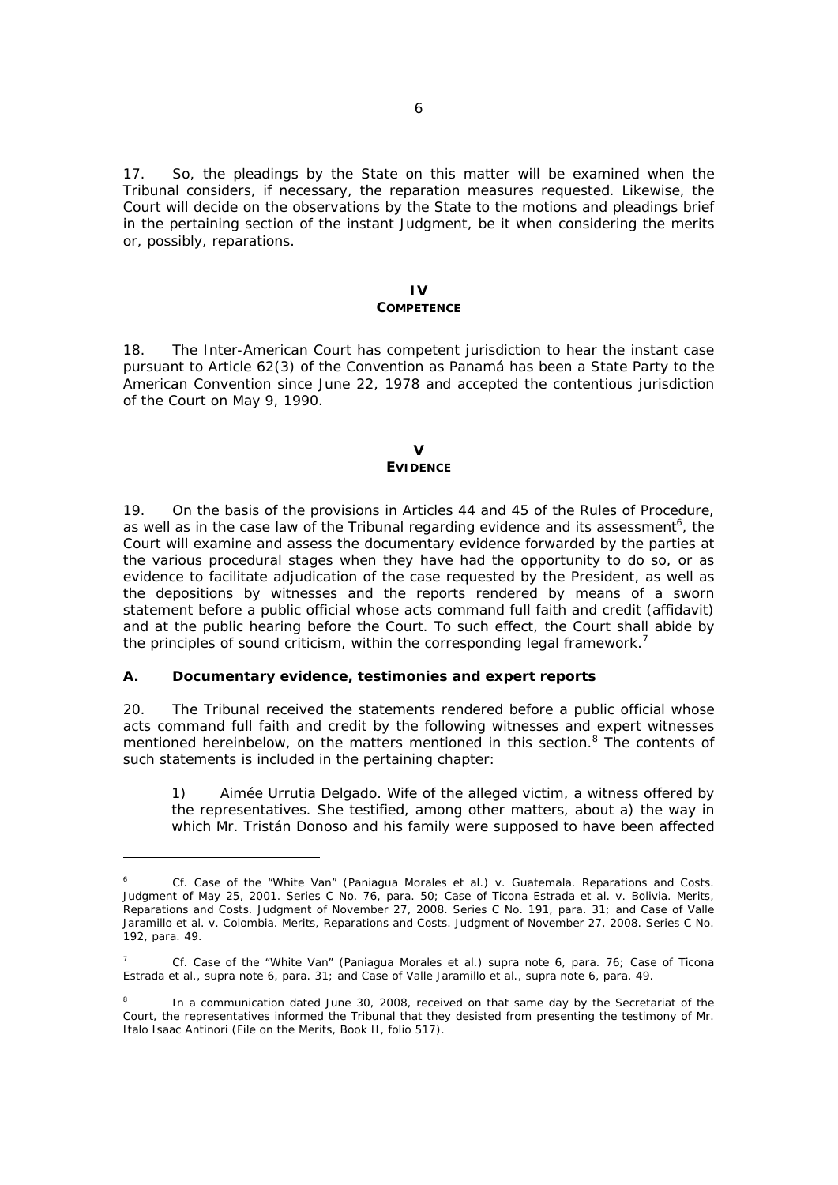17. So, the pleadings by the State on this matter will be examined when the Tribunal considers, if necessary, the reparation measures requested. Likewise, the Court will decide on the observations by the State to the motions and pleadings brief in the pertaining section of the instant Judgment, be it when considering the merits or, possibly, reparations.

## IV
## COMPETENCE

18. The Inter-American Court has competent jurisdiction to hear the instant case pursuant to Article 62(3) of the Convention as Panamá has been a State Party to the American Convention since June 22, 1978 and accepted the contentious jurisdiction of the Court on May 9, 1990.

## V
## EVIDENCE

19. On the basis of the provisions in Articles 44 and 45 of the Rules of Procedure, as well as in the case law of the Tribunal regarding evidence and its assessment[6], the Court will examine and assess the documentary evidence forwarded by the parties at the various procedural stages when they have had the opportunity to do so, or as evidence to facilitate adjudication of the case requested by the President, as well as the depositions by witnesses and the reports rendered by means of a sworn statement before a public official whose acts command full faith and credit (affidavit) and at the public hearing before the Court. To such effect, the Court shall abide by the principles of sound criticism, within the corresponding legal framework.[7]

### A. Documentary evidence, testimonies and expert reports

20. The Tribunal received the statements rendered before a public official whose acts command full faith and credit by the following witnesses and expert witnesses mentioned hereinbelow, on the matters mentioned in this section.[8] The contents of such statements is included in the pertaining chapter:

1) Aimée Urrutia Delgado. Wife of the alleged victim, a witness offered by the representatives. She testified, among other matters, about a) the way in which Mr. Tristán Donoso and his family were supposed to have been affected

---

[6] Cf. Case of the "White Van" (Paniagua Morales et al.) v. Guatemala. Reparations and Costs. Judgment of May 25, 2001. Series C No. 76, para. 50; Case of Ticona Estrada et al. v. Bolivia. Merits, Reparations and Costs. Judgment of November 27, 2008. Series C No. 191, para. 31; and Case of Valle Jaramillo et al. v. Colombia. Merits, Reparations and Costs. Judgment of November 27, 2008. Series C No. 192, para. 49.

[7] Cf. Case of the "White Van" (Paniagua Morales et al.) supra note 6, para. 76; Case of Ticona Estrada et al., supra note 6, para. 31; and Case of Valle Jaramillo et al., supra note 6, para. 49.

[8] In a communication dated June 30, 2008, received on that same day by the Secretariat of the Court, the representatives informed the Tribunal that they desisted from presenting the testimony of Mr. Italo Isaac Antinori (File on the Merits, Book II, folio 517).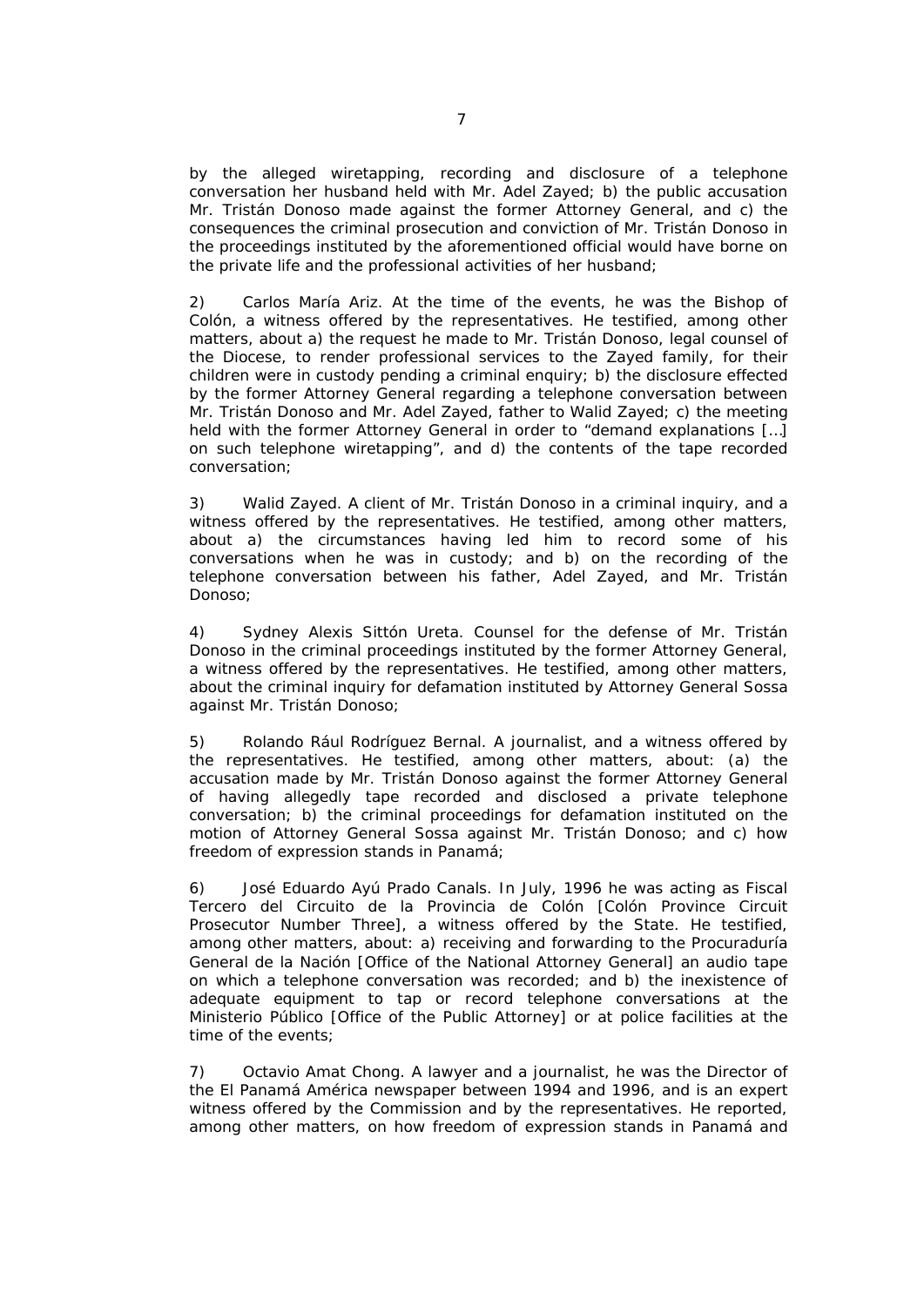by the alleged wiretapping, recording and disclosure of a telephone conversation her husband held with Mr. Adel Zayed; b) the public accusation Mr. Tristán Donoso made against the former Attorney General, and c) the consequences the criminal prosecution and conviction of Mr. Tristán Donoso in the proceedings instituted by the aforementioned official would have borne on the private life and the professional activities of her husband;

2) Carlos María Ariz. At the time of the events, he was the Bishop of Colón, a witness offered by the representatives. He testified, among other matters, about a) the request he made to Mr. Tristán Donoso, legal counsel of the Diocese, to render professional services to the Zayed family, for their children were in custody pending a criminal enquiry; b) the disclosure effected by the former Attorney General regarding a telephone conversation between Mr. Tristán Donoso and Mr. Adel Zayed, father to Walid Zayed; c) the meeting held with the former Attorney General in order to "demand explanations […] on such telephone wiretapping", and d) the contents of the tape recorded conversation;

3) Walid Zayed. A client of Mr. Tristán Donoso in a criminal inquiry, and a witness offered by the representatives. He testified, among other matters, about a) the circumstances having led him to record some of his conversations when he was in custody; and b) on the recording of the telephone conversation between his father, Adel Zayed, and Mr. Tristán Donoso;

4) Sydney Alexis Sittón Ureta. Counsel for the defense of Mr. Tristán Donoso in the criminal proceedings instituted by the former Attorney General, a witness offered by the representatives. He testified, among other matters, about the criminal inquiry for defamation instituted by Attorney General Sossa against Mr. Tristán Donoso;

5) Rolando Rául Rodríguez Bernal. A journalist, and a witness offered by the representatives. He testified, among other matters, about: (a) the accusation made by Mr. Tristán Donoso against the former Attorney General of having allegedly tape recorded and disclosed a private telephone conversation; b) the criminal proceedings for defamation instituted on the motion of Attorney General Sossa against Mr. Tristán Donoso; and c) how freedom of expression stands in Panamá;

6) José Eduardo Ayú Prado Canals. In July, 1996 he was acting as Fiscal Tercero del Circuito de la Provincia de Colón [Colón Province Circuit Prosecutor Number Three], a witness offered by the State. He testified, among other matters, about: a) receiving and forwarding to the Procuraduría General de la Nación [Office of the National Attorney General] an audio tape on which a telephone conversation was recorded; and b) the inexistence of adequate equipment to tap or record telephone conversations at the Ministerio Público [Office of the Public Attorney] or at police facilities at the time of the events;

7) Octavio Amat Chong. A lawyer and a journalist, he was the Director of the El Panamá América newspaper between 1994 and 1996, and is an expert witness offered by the Commission and by the representatives. He reported, among other matters, on how freedom of expression stands in Panamá and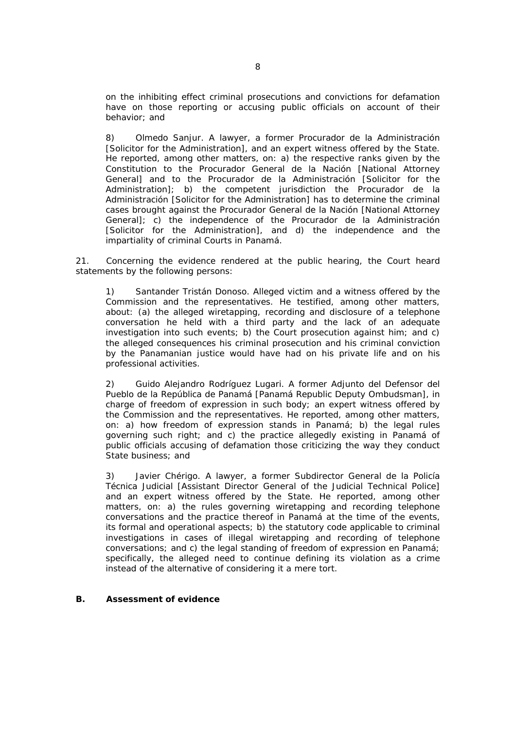on the inhibiting effect criminal prosecutions and convictions for defamation have on those reporting or accusing public officials on account of their behavior; and

8) Olmedo Sanjur. A lawyer, a former Procurador de la Administración [Solicitor for the Administration], and an expert witness offered by the State. He reported, among other matters, on: a) the respective ranks given by the Constitution to the Procurador General de la Nación [National Attorney General] and to the Procurador de la Administración [Solicitor for the Administration]; b) the competent jurisdiction the Procurador de la Administración [Solicitor for the Administration] has to determine the criminal cases brought against the Procurador General de la Nación [National Attorney General]; c) the independence of the Procurador de la Administración [Solicitor for the Administration], and d) the independence and the impartiality of criminal Courts in Panamá.

21. Concerning the evidence rendered at the public hearing, the Court heard statements by the following persons:

1) Santander Tristán Donoso. Alleged victim and a witness offered by the Commission and the representatives. He testified, among other matters, about: (a) the alleged wiretapping, recording and disclosure of a telephone conversation he held with a third party and the lack of an adequate investigation into such events; b) the Court prosecution against him; and c) the alleged consequences his criminal prosecution and his criminal conviction by the Panamanian justice would have had on his private life and on his professional activities.

2) Guido Alejandro Rodríguez Lugari. A former Adjunto del Defensor del Pueblo de la República de Panamá [Panamá Republic Deputy Ombudsman], in charge of freedom of expression in such body; an expert witness offered by the Commission and the representatives. He reported, among other matters, on: a) how freedom of expression stands in Panamá; b) the legal rules governing such right; and c) the practice allegedly existing in Panamá of public officials accusing of defamation those criticizing the way they conduct State business; and

3) Javier Chérigo. A lawyer, a former Subdirector General de la Policía Técnica Judicial [Assistant Director General of the Judicial Technical Police] and an expert witness offered by the State. He reported, among other matters, on: a) the rules governing wiretapping and recording telephone conversations and the practice thereof in Panamá at the time of the events, its formal and operational aspects; b) the statutory code applicable to criminal investigations in cases of illegal wiretapping and recording of telephone conversations; and c) the legal standing of freedom of expression en Panamá; specifically, the alleged need to continue defining its violation as a crime instead of the alternative of considering it a mere tort.

**B. Assessment of evidence**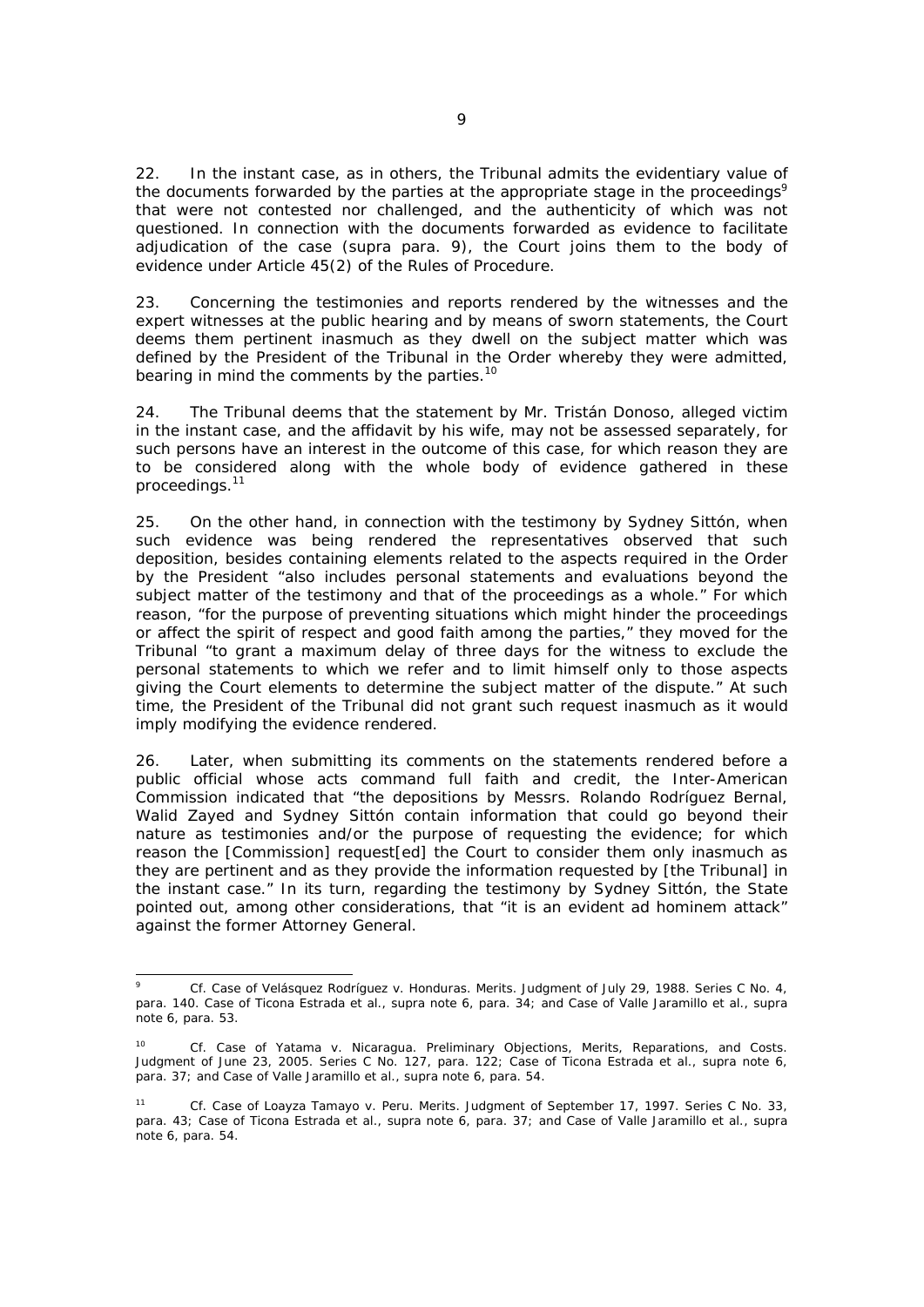22. In the instant case, as in others, the Tribunal admits the evidentiary value of the documents forwarded by the parties at the appropriate stage in the proceedings[9] that were not contested nor challenged, and the authenticity of which was not questioned. In connection with the documents forwarded as evidence to facilitate adjudication of the case (*supra* para. 9), the Court joins them to the body of evidence under Article 45(2) of the Rules of Procedure.

23. Concerning the testimonies and reports rendered by the witnesses and the expert witnesses at the public hearing and by means of sworn statements, the Court deems them pertinent inasmuch as they dwell on the subject matter which was defined by the President of the Tribunal in the Order whereby they were admitted, bearing in mind the comments by the parties.[10]

24. The Tribunal deems that the statement by Mr. Tristán Donoso, alleged victim in the instant case, and the affidavit by his wife, may not be assessed separately, for such persons have an interest in the outcome of this case, for which reason they are to be considered along with the whole body of evidence gathered in these proceedings.[11]

25. On the other hand, in connection with the testimony by Sydney Sittón, when such evidence was being rendered the representatives observed that such deposition, besides containing elements related to the aspects required in the Order by the President "also includes personal statements and evaluations beyond the subject matter of the testimony and that of the proceedings as a whole." For which reason, "for the purpose of preventing situations which might hinder the proceedings or affect the spirit of respect and good faith among the parties," they moved for the Tribunal "to grant a maximum delay of three days for the witness to exclude the personal statements to which we refer and to limit himself only to those aspects giving the Court elements to determine the subject matter of the dispute." At such time, the President of the Tribunal did not grant such request inasmuch as it would imply modifying the evidence rendered.

26. Later, when submitting its comments on the statements rendered before a public official whose acts command full faith and credit, the Inter-American Commission indicated that "the depositions by Messrs. Rolando Rodríguez Bernal, Walid Zayed and Sydney Sittón contain information that could go beyond their nature as testimonies and/or the purpose of requesting the evidence; for which reason the [Commission] request[ed] the Court to consider them only inasmuch as they are pertinent and as they provide the information requested by [the Tribunal] in the instant case." In its turn, regarding the testimony by Sydney Sittón, the State pointed out, among other considerations, that "it is an evident ad hominem attack" against the former Attorney General.

---

[9] *Cf. Case of Velásquez Rodríguez v. Honduras. Merits.* Judgment of July 29, 1988. Series C No. 4, para. 140. *Case of Ticona Estrada et al., supra* note 6, para. 34; and *Case of Valle Jaramillo et al., supra* note 6, para. 53.

[10] *Cf. Case of Yatama v. Nicaragua. Preliminary Objections, Merits, Reparations, and Costs.* Judgment of June 23, 2005. Series C No. 127, para. 122; *Case of Ticona Estrada et al., supra* note 6, para. 37; and *Case of Valle Jaramillo et al., supra* note 6, para. 54.

[11] *Cf. Case of Loayza Tamayo v. Peru. Merits.* Judgment of September 17, 1997. Series C No. 33, para. 43; *Case of Ticona Estrada et al., supra* note 6, para. 37; and *Case of Valle Jaramillo et al., supra* note 6, para. 54.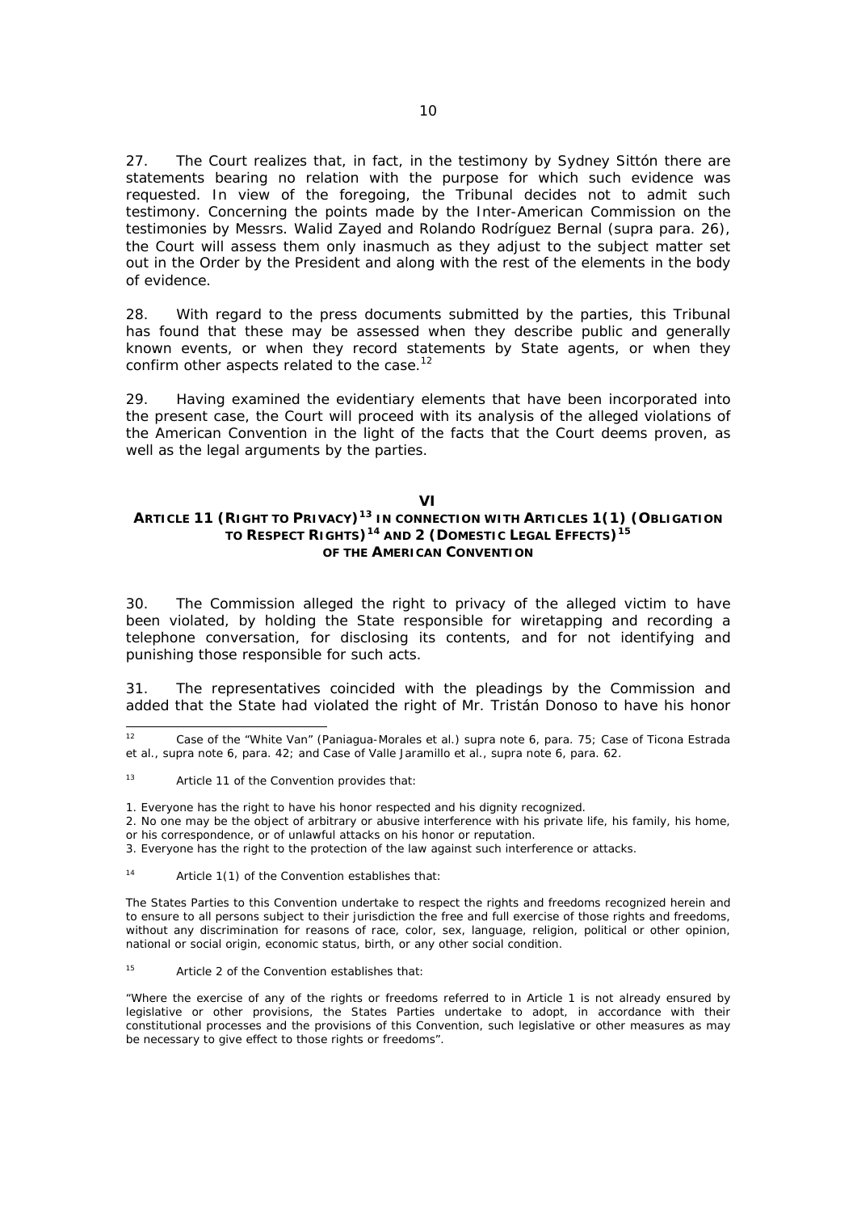27. The Court realizes that, in fact, in the testimony by Sydney Sittón there are statements bearing no relation with the purpose for which such evidence was requested. In view of the foregoing, the Tribunal decides not to admit such testimony. Concerning the points made by the Inter-American Commission on the testimonies by Messrs. Walid Zayed and Rolando Rodríguez Bernal (*supra* para. 26), the Court will assess them only inasmuch as they adjust to the subject matter set out in the Order by the President and along with the rest of the elements in the body of evidence.

28. With regard to the press documents submitted by the parties, this Tribunal has found that these may be assessed when they describe public and generally known events, or when they record statements by State agents, or when they confirm other aspects related to the case.[12]

29. Having examined the evidentiary elements that have been incorporated into the present case, the Court will proceed with its analysis of the alleged violations of the American Convention in the light of the facts that the Court deems proven, as well as the legal arguments by the parties.

## VI
## ARTICLE 11 (RIGHT TO PRIVACY)[13] IN CONNECTION WITH ARTICLES 1(1) (OBLIGATION TO RESPECT RIGHTS)[14] AND 2 (DOMESTIC LEGAL EFFECTS)[15] OF THE AMERICAN CONVENTION

30. The Commission alleged the right to privacy of the alleged victim to have been violated, by holding the State responsible for wiretapping and recording a telephone conversation, for disclosing its contents, and for not identifying and punishing those responsible for such acts.

31. The representatives coincided with the pleadings by the Commission and added that the State had violated the right of Mr. Tristán Donoso to have his honor

---

[12] *Case of the "White Van" (Paniagua-Morales et al.) supra* note 6, para. 75; *Case of Ticona Estrada et al., supra* note 6, para. 42; and *Case of Valle Jaramillo et al., supra* note 6, para. 62.

[13] Article 11 of the Convention provides that:

1. Everyone has the right to have his honor respected and his dignity recognized.
2. No one may be the object of arbitrary or abusive interference with his private life, his family, his home, or his correspondence, or of unlawful attacks on his honor or reputation.
3. Everyone has the right to the protection of the law against such interference or attacks.

[14] Article 1(1) of the Convention establishes that:

The States Parties to this Convention undertake to respect the rights and freedoms recognized herein and to ensure to all persons subject to their jurisdiction the free and full exercise of those rights and freedoms, without any discrimination for reasons of race, color, sex, language, religion, political or other opinion, national or social origin, economic status, birth, or any other social condition.

[15] Article 2 of the Convention establishes that:

"Where the exercise of any of the rights or freedoms referred to in Article 1 is not already ensured by legislative or other provisions, the States Parties undertake to adopt, in accordance with their constitutional processes and the provisions of this Convention, such legislative or other measures as may be necessary to give effect to those rights or freedoms".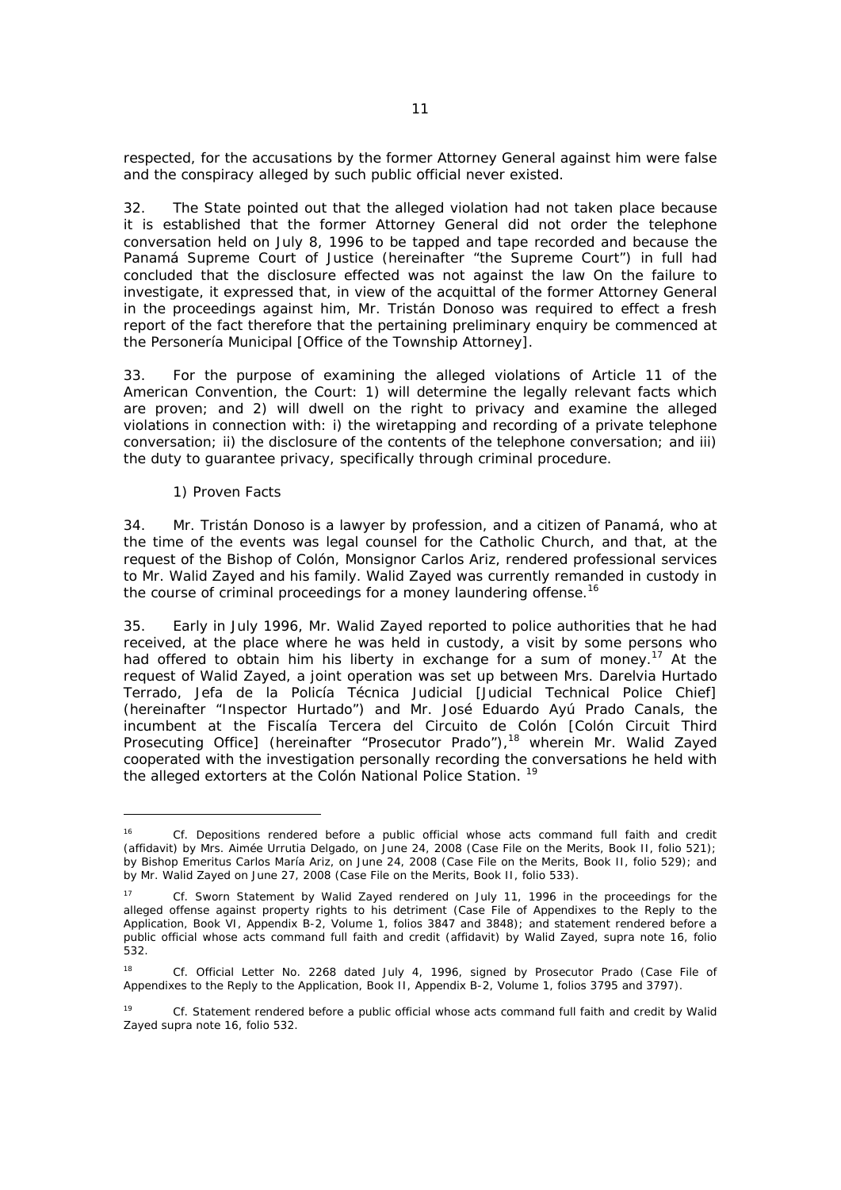respected, for the accusations by the former Attorney General against him were false and the conspiracy alleged by such public official never existed.

32. The State pointed out that the alleged violation had not taken place because it is established that the former Attorney General did not order the telephone conversation held on July 8, 1996 to be tapped and tape recorded and because the Panamá Supreme Court of Justice (hereinafter "the Supreme Court") in full had concluded that the disclosure effected was not against the law On the failure to investigate, it expressed that, in view of the acquittal of the former Attorney General in the proceedings against him, Mr. Tristán Donoso was required to effect a fresh report of the fact therefore that the pertaining preliminary enquiry be commenced at the Personería Municipal [Office of the Township Attorney].

33. For the purpose of examining the alleged violations of Article 11 of the American Convention, the Court: 1) will determine the legally relevant facts which are proven; and 2) will dwell on the right to privacy and examine the alleged violations in connection with: i) the wiretapping and recording of a private telephone conversation; ii) the disclosure of the contents of the telephone conversation; and iii) the duty to guarantee privacy, specifically through criminal procedure.

1) Proven Facts

34. Mr. Tristán Donoso is a lawyer by profession, and a citizen of Panamá, who at the time of the events was legal counsel for the Catholic Church, and that, at the request of the Bishop of Colón, Monsignor Carlos Ariz, rendered professional services to Mr. Walid Zayed and his family. Walid Zayed was currently remanded in custody in the course of criminal proceedings for a money laundering offense.[16]

35. Early in July 1996, Mr. Walid Zayed reported to police authorities that he had received, at the place where he was held in custody, a visit by some persons who had offered to obtain him his liberty in exchange for a sum of money.[17] At the request of Walid Zayed, a joint operation was set up between Mrs. Darelvia Hurtado Terrado, *Jefa de la Policía Técnica Judicial* [Judicial Technical Police Chief] (hereinafter "Inspector Hurtado") and Mr. José Eduardo Ayú Prado Canals, the incumbent at the *Fiscalía Tercera del Circuito de Colón* [Colón Circuit Third Prosecuting Office] (hereinafter "Prosecutor Prado"),[18] wherein Mr. Walid Zayed cooperated with the investigation personally recording the conversations he held with the alleged extorters at the Colón National Police Station.[19]

---

[16] *Cf.* Depositions rendered before a public official whose acts command full faith and credit (affidavit) by Mrs. Aimée Urrutia Delgado, on June 24, 2008 (Case File on the Merits, Book II, folio 521); by Bishop Emeritus Carlos María Ariz, on June 24, 2008 (Case File on the Merits, Book II, folio 529); and by Mr. Walid Zayed on June 27, 2008 (Case File on the Merits, Book II, folio 533).

[17] *Cf.* Sworn Statement by Walid Zayed rendered on July 11, 1996 in the proceedings for the alleged offense against property rights to his detriment (Case File of Appendixes to the Reply to the Application, Book VI, Appendix B-2, Volume 1, folios 3847 and 3848); and statement rendered before a public official whose acts command full faith and credit (affidavit) by Walid Zayed, *supra* note 16, folio 532.

[18] *Cf.* Official Letter No. 2268 dated July 4, 1996, signed by Prosecutor Prado (Case File of Appendixes to the Reply to the Application, Book II, Appendix B-2, Volume 1, folios 3795 and 3797).

[19] *Cf.* Statement rendered before a public official whose acts command full faith and credit by Walid Zayed *supra* note 16, folio 532.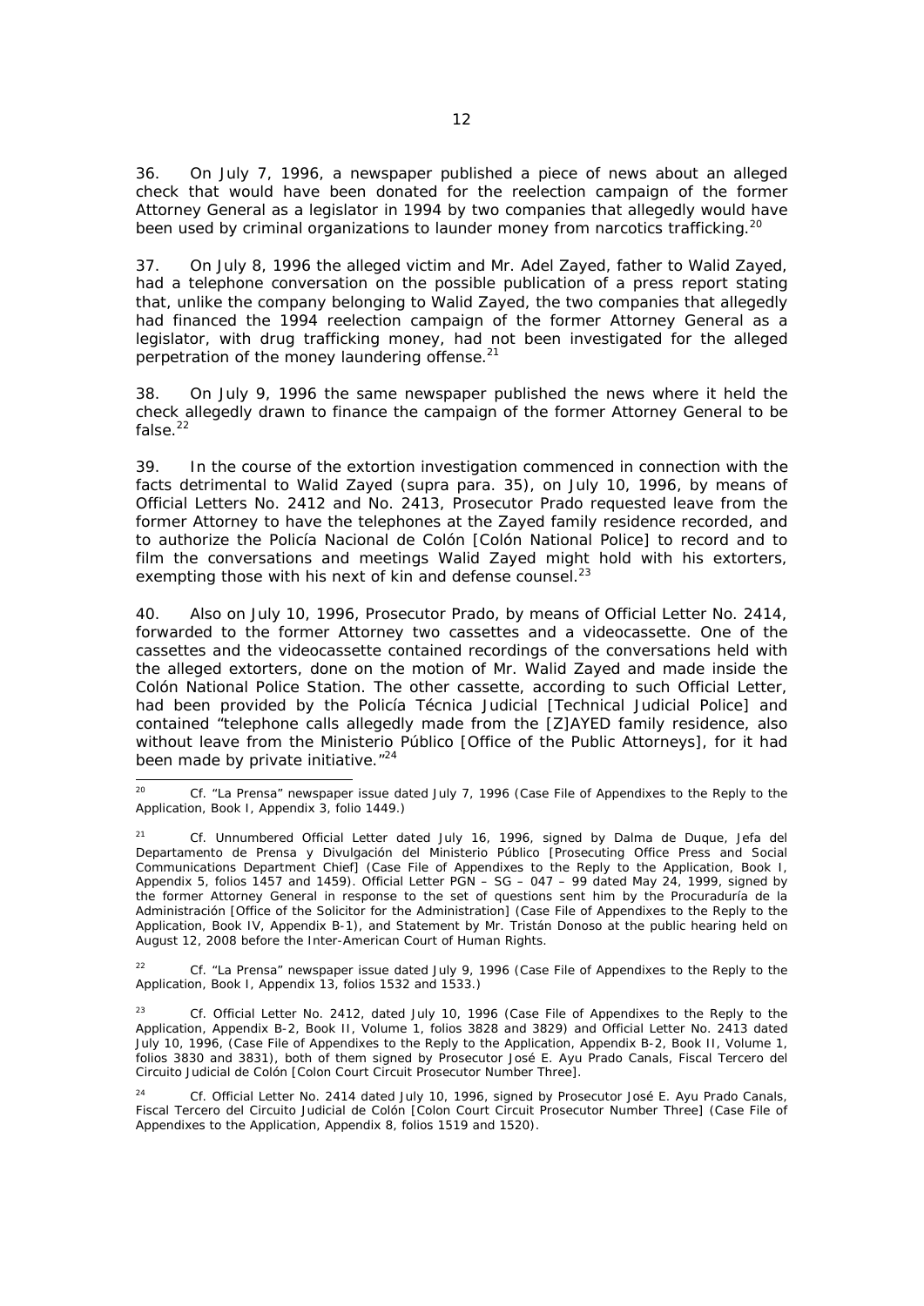36. On July 7, 1996, a newspaper published a piece of news about an alleged check that would have been donated for the reelection campaign of the former Attorney General as a legislator in 1994 by two companies that allegedly would have been used by criminal organizations to launder money from narcotics trafficking.[20]

37. On July 8, 1996 the alleged victim and Mr. Adel Zayed, father to Walid Zayed, had a telephone conversation on the possible publication of a press report stating that, unlike the company belonging to Walid Zayed, the two companies that allegedly had financed the 1994 reelection campaign of the former Attorney General as a legislator, with drug trafficking money, had not been investigated for the alleged perpetration of the money laundering offense.[21]

38. On July 9, 1996 the same newspaper published the news where it held the check allegedly drawn to finance the campaign of the former Attorney General to be false.[22]

39. In the course of the extortion investigation commenced in connection with the facts detrimental to Walid Zayed (*supra* para. 35), on July 10, 1996, by means of Official Letters No. 2412 and No. 2413, Prosecutor Prado requested leave from the former Attorney to have the telephones at the Zayed family residence recorded, and to authorize the *Policía Nacional de Colón* [Colón National Police] to record and to film the conversations and meetings Walid Zayed might hold with his extorters, exempting those with his next of kin and defense counsel.[23]

40. Also on July 10, 1996, Prosecutor Prado, by means of Official Letter No. 2414, forwarded to the former Attorney two cassettes and a videocassette. One of the cassettes and the videocassette contained recordings of the conversations held with the alleged extorters, done on the motion of Mr. Walid Zayed and made inside the Colón National Police Station. The other cassette, according to such Official Letter, had been provided by the *Policía Técnica Judicial* [Technical Judicial Police] and contained "telephone calls allegedly made from the [Z]AYED family residence, also without leave from the *Ministerio Público* [Office of the Public Attorneys], for it had been made by private initiative."[24]

---

[20] *Cf.* "La Prensa" newspaper issue dated July 7, 1996 (Case File of Appendixes to the Reply to the Application, Book I, Appendix 3, folio 1449.)

[21] *Cf.* Unnumbered Official Letter dated July 16, 1996, signed by Dalma de Duque, *Jefa del Departamento de Prensa y Divulgación del Ministerio Público* [Prosecuting Office Press and Social Communications Department Chief] (Case File of Appendixes to the Reply to the Application, Book I, Appendix 5, folios 1457 and 1459). Official Letter PGN – SG – 047 – 99 dated May 24, 1999, signed by the former Attorney General in response to the set of questions sent him by the *Procuraduría de la Administración* [Office of the Solicitor for the Administration] (Case File of Appendixes to the Reply to the Application, Book IV, Appendix B-1), and Statement by Mr. Tristán Donoso at the public hearing held on August 12, 2008 before the Inter-American Court of Human Rights.

[22] *Cf.* "La Prensa" newspaper issue dated July 9, 1996 (Case File of Appendixes to the Reply to the Application, Book I, Appendix 13, folios 1532 and 1533.)

[23] *Cf.* Official Letter No. 2412, dated July 10, 1996 (Case File of Appendixes to the Reply to the Application, Appendix B-2, Book II, Volume 1, folios 3828 and 3829) and Official Letter No. 2413 dated July 10, 1996, (Case File of Appendixes to the Reply to the Application, Appendix B-2, Book II, Volume 1, folios 3830 and 3831), both of them signed by Prosecutor José E. Ayu Prado Canals, *Fiscal Tercero del Circuito Judicial de Colón* [Colon Court Circuit Prosecutor Number Three].

[24] *Cf.* Official Letter No. 2414 dated July 10, 1996, signed by Prosecutor José E. Ayu Prado Canals, *Fiscal Tercero del Circuito Judicial de Colón* [Colon Court Circuit Prosecutor Number Three] (Case File of Appendixes to the Application, Appendix 8, folios 1519 and 1520).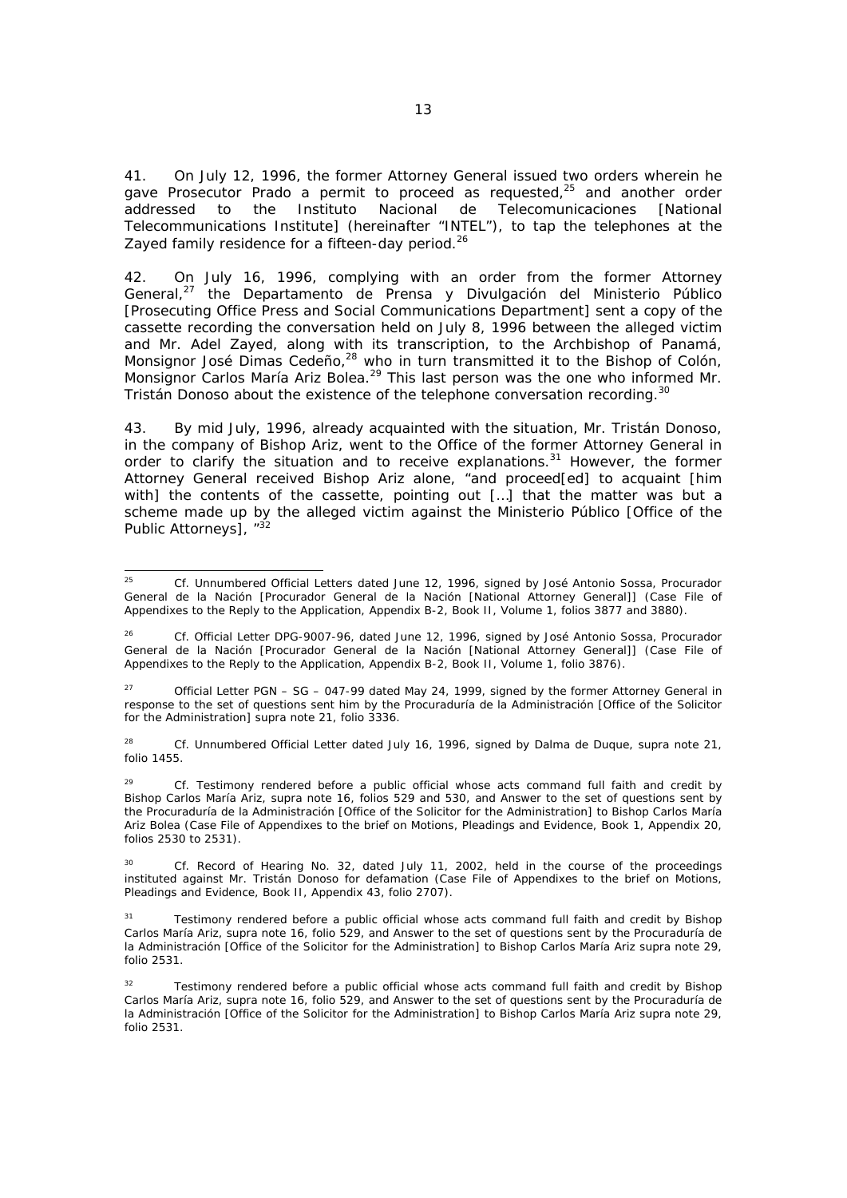41. On July 12, 1996, the former Attorney General issued two orders wherein he gave Prosecutor Prado a permit to proceed as requested,[25] and another order addressed to the Instituto Nacional de Telecomunicaciones [National Telecommunications Institute] (hereinafter "INTEL"), to tap the telephones at the Zayed family residence for a fifteen-day period.[26]

42. On July 16, 1996, complying with an order from the former Attorney General,[27] the Departamento de Prensa y Divulgación del Ministerio Público [Prosecuting Office Press and Social Communications Department] sent a copy of the cassette recording the conversation held on July 8, 1996 between the alleged victim and Mr. Adel Zayed, along with its transcription, to the Archbishop of Panamá, Monsignor José Dimas Cedeño,[28] who in turn transmitted it to the Bishop of Colón, Monsignor Carlos María Ariz Bolea.[29] This last person was the one who informed Mr. Tristán Donoso about the existence of the telephone conversation recording.[30]

43. By mid July, 1996, already acquainted with the situation, Mr. Tristán Donoso, in the company of Bishop Ariz, went to the Office of the former Attorney General in order to clarify the situation and to receive explanations.[31] However, the former Attorney General received Bishop Ariz alone, "and proceed[ed] to acquaint [him with] the contents of the cassette, pointing out […] that the matter was but a scheme made up by the alleged victim against the Ministerio Público [Office of the Public Attorneys], "[32]

---

[25] *Cf.* Unnumbered Official Letters dated June 12, 1996, signed by José Antonio Sossa, Procurador General de la Nación [Procurador General de la Nación [National Attorney General]] (Case File of Appendixes to the Reply to the Application, Appendix B-2, Book II, Volume 1, folios 3877 and 3880).

[26] *Cf.* Official Letter DPG-9007-96, dated June 12, 1996, signed by José Antonio Sossa, Procurador General de la Nación [Procurador General de la Nación [National Attorney General]] (Case File of Appendixes to the Reply to the Application, Appendix B-2, Book II, Volume 1, folio 3876).

[27] Official Letter PGN – SG – 047-99 dated May 24, 1999, signed by the former Attorney General in response to the set of questions sent him by the Procuraduría de la Administración [Office of the Solicitor for the Administration] *supra* note 21, folio 3336.

[28] *Cf.* Unnumbered Official Letter dated July 16, 1996, signed by Dalma de Duque, *supra* note 21, folio 1455.

[29] *Cf.* Testimony rendered before a public official whose acts command full faith and credit by Bishop Carlos María Ariz, *supra* note 16, folios 529 and 530, and Answer to the set of questions sent by the Procuraduría de la Administración [Office of the Solicitor for the Administration] to Bishop Carlos María Ariz Bolea (Case File of Appendixes to the brief on Motions, Pleadings and Evidence, Book 1, Appendix 20, folios 2530 to 2531).

[30] *Cf.* Record of Hearing No. 32, dated July 11, 2002, held in the course of the proceedings instituted against Mr. Tristán Donoso for defamation (Case File of Appendixes to the brief on Motions, Pleadings and Evidence, Book II, Appendix 43, folio 2707).

[31] Testimony rendered before a public official whose acts command full faith and credit by Bishop Carlos María Ariz, *supra* note 16, folio 529, and Answer to the set of questions sent by the Procuraduría de la Administración [Office of the Solicitor for the Administration] to Bishop Carlos María Ariz *supra* note 29, folio 2531.

[32] Testimony rendered before a public official whose acts command full faith and credit by Bishop Carlos María Ariz, *supra* note 16, folio 529, and Answer to the set of questions sent by the Procuraduría de la Administración [Office of the Solicitor for the Administration] to Bishop Carlos María Ariz *supra* note 29, folio 2531.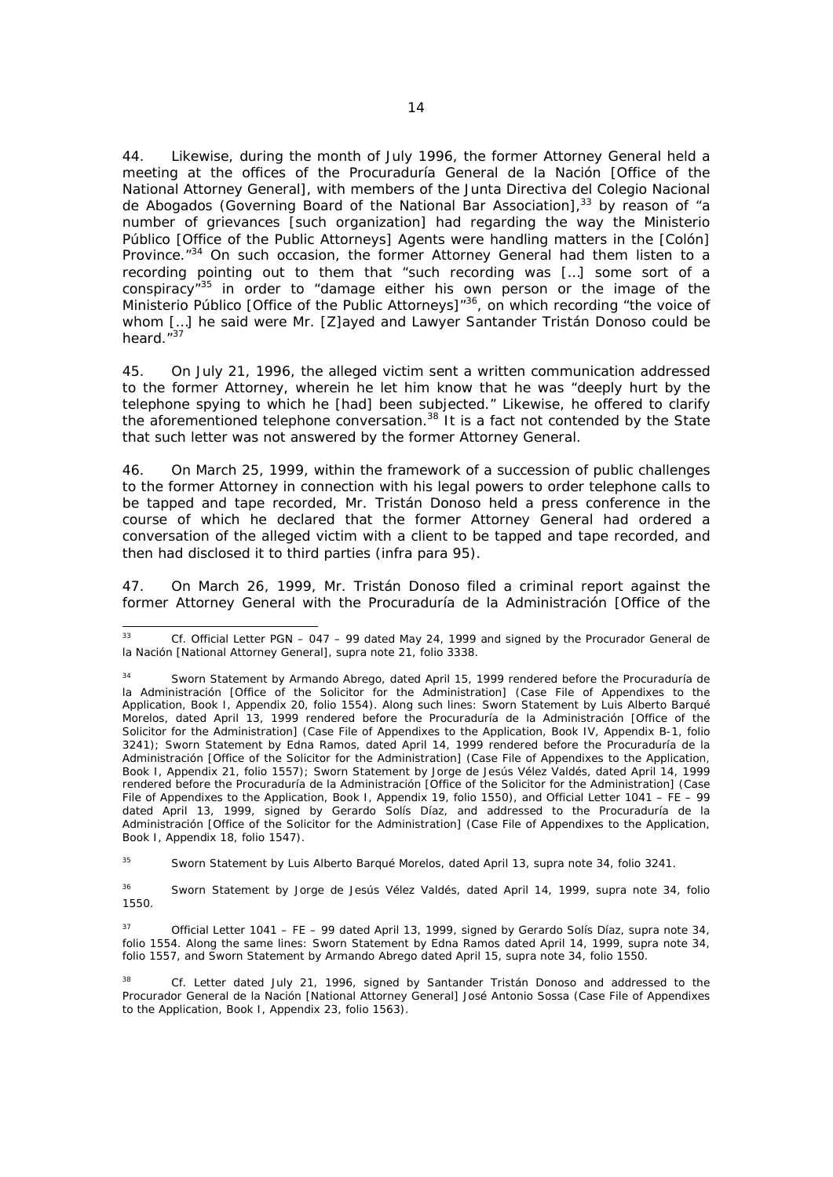44. Likewise, during the month of July 1996, the former Attorney General held a meeting at the offices of the Procuraduría General de la Nación [Office of the National Attorney General], with members of the Junta Directiva del Colegio Nacional de Abogados (Governing Board of the National Bar Association],[33] by reason of "a number of grievances [such organization] had regarding the way the Ministerio Público [Office of the Public Attorneys] Agents were handling matters in the [Colón] Province."[34] On such occasion, the former Attorney General had them listen to a recording pointing out to them that "such recording was […] some sort of a conspiracy"[35] in order to "damage either his own person or the image of the Ministerio Público [Office of the Public Attorneys]"[36], on which recording "the voice of whom […] he said were Mr. [Z]ayed and Lawyer Santander Tristán Donoso could be heard."[37]

45. On July 21, 1996, the alleged victim sent a written communication addressed to the former Attorney, wherein he let him know that he was "deeply hurt by the telephone spying to which he [had] been subjected." Likewise, he offered to clarify the aforementioned telephone conversation.[38] It is a fact not contended by the State that such letter was not answered by the former Attorney General.

46. On March 25, 1999, within the framework of a succession of public challenges to the former Attorney in connection with his legal powers to order telephone calls to be tapped and tape recorded, Mr. Tristán Donoso held a press conference in the course of which he declared that the former Attorney General had ordered a conversation of the alleged victim with a client to be tapped and tape recorded, and then had disclosed it to third parties (infra para 95).

47. On March 26, 1999, Mr. Tristán Donoso filed a criminal report against the former Attorney General with the Procuraduría de la Administración [Office of the

---

[33] Cf. Official Letter PGN – 047 – 99 dated May 24, 1999 and signed by the Procurador General de la Nación [National Attorney General], supra note 21, folio 3338.

[34] Sworn Statement by Armando Abrego, dated April 15, 1999 rendered before the Procuraduría de la Administración [Office of the Solicitor for the Administration] (Case File of Appendixes to the Application, Book I, Appendix 20, folio 1554). Along such lines: Sworn Statement by Luis Alberto Barqué Morelos, dated April 13, 1999 rendered before the Procuraduría de la Administración [Office of the Solicitor for the Administration] (Case File of Appendixes to the Application, Book IV, Appendix B-1, folio 3241); Sworn Statement by Edna Ramos, dated April 14, 1999 rendered before the Procuraduría de la Administración [Office of the Solicitor for the Administration] (Case File of Appendixes to the Application, Book I, Appendix 21, folio 1557); Sworn Statement by Jorge de Jesús Vélez Valdés, dated April 14, 1999 rendered before the Procuraduría de la Administración [Office of the Solicitor for the Administration] (Case File of Appendixes to the Application, Book I, Appendix 19, folio 1550), and Official Letter 1041 – FE – 99 dated April 13, 1999, signed by Gerardo Solís Díaz, and addressed to the Procuraduría de la Administración [Office of the Solicitor for the Administration] (Case File of Appendixes to the Application, Book I, Appendix 18, folio 1547).

[35] Sworn Statement by Luis Alberto Barqué Morelos, dated April 13, supra note 34, folio 3241.

[36] Sworn Statement by Jorge de Jesús Vélez Valdés, dated April 14, 1999, supra note 34, folio 1550.

[37] Official Letter 1041 – FE – 99 dated April 13, 1999, signed by Gerardo Solís Díaz, supra note 34, folio 1554. Along the same lines: Sworn Statement by Edna Ramos dated April 14, 1999, supra note 34, folio 1557, and Sworn Statement by Armando Abrego dated April 15, supra note 34, folio 1550.

[38] Cf. Letter dated July 21, 1996, signed by Santander Tristán Donoso and addressed to the Procurador General de la Nación [National Attorney General] José Antonio Sossa (Case File of Appendixes to the Application, Book I, Appendix 23, folio 1563).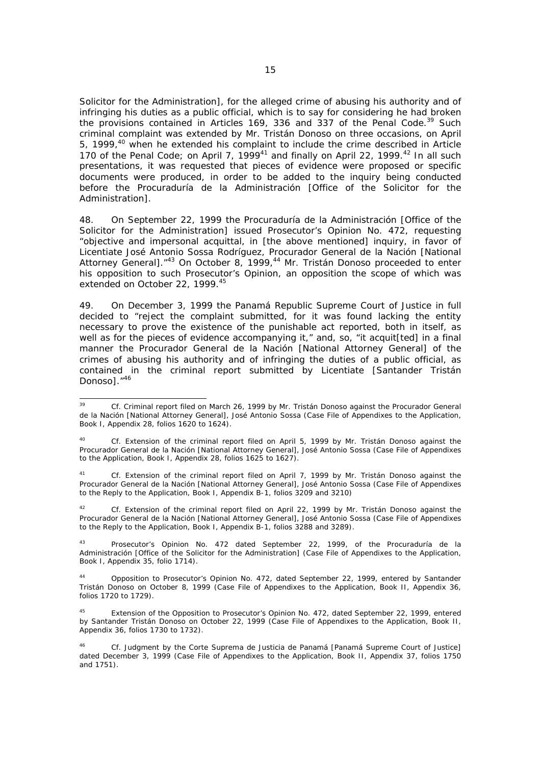Solicitor for the Administration], for the alleged crime of abusing his authority and of infringing his duties as a public official, which is to say for considering he had broken the provisions contained in Articles 169, 336 and 337 of the Penal Code.[39] Such criminal complaint was extended by Mr. Tristán Donoso on three occasions, on April 5, 1999,[40] when he extended his complaint to include the crime described in Article 170 of the Penal Code; on April 7, 1999[41] and finally on April 22, 1999.[42] In all such presentations, it was requested that pieces of evidence were proposed or specific documents were produced, in order to be added to the inquiry being conducted before the *Procuraduría de la Administración* [Office of the Solicitor for the Administration].

48. On September 22, 1999 the *Procuraduría de la Administración* [Office of the Solicitor for the Administration] issued Prosecutor's Opinion No. 472, requesting "objective and impersonal acquittal, in [the above mentioned] inquiry, in favor of Licentiate José Antonio Sossa Rodríguez, *Procurador General de la Nación* [National Attorney General]."[43] On October 8, 1999,[44] Mr. Tristán Donoso proceeded to enter his opposition to such Prosecutor's Opinion, an opposition the scope of which was extended on October 22, 1999.[45]

49. On December 3, 1999 the Panamá Republic Supreme Court of Justice in full decided to "reject the complaint submitted, for it was found lacking the entity necessary to prove the existence of the punishable act reported, both in itself, as well as for the pieces of evidence accompanying it," and, so, "it acquit[ted] in a final manner the *Procurador General de la Nación* [National Attorney General] of the crimes of abusing his authority and of infringing the duties of a public official, as contained in the criminal report submitted by Licentiate [Santander Tristán Donoso]."[46]

---

[39] Cf. Criminal report filed on March 26, 1999 by Mr. Tristán Donoso against the *Procurador General de la Nación* [National Attorney General], José Antonio Sossa (Case File of Appendixes to the Application, Book I, Appendix 28, folios 1620 to 1624).

[40] Cf. Extension of the criminal report filed on April 5, 1999 by Mr. Tristán Donoso against the *Procurador General de la Nación* [National Attorney General], José Antonio Sossa (Case File of Appendixes to the Application, Book I, Appendix 28, folios 1625 to 1627).

[41] Cf. Extension of the criminal report filed on April 7, 1999 by Mr. Tristán Donoso against the *Procurador General de la Nación* [National Attorney General], José Antonio Sossa (Case File of Appendixes to the Reply to the Application, Book I, Appendix B-1, folios 3209 and 3210)

[42] Cf. Extension of the criminal report filed on April 22, 1999 by Mr. Tristán Donoso against the *Procurador General de la Nación* [National Attorney General], José Antonio Sossa (Case File of Appendixes to the Reply to the Application, Book I, Appendix B-1, folios 3288 and 3289).

[43] Prosecutor's Opinion No. 472 dated September 22, 1999, of the *Procuraduría de la Administración* [Office of the Solicitor for the Administration] (Case File of Appendixes to the Application, Book I, Appendix 35, folio 1714).

[44] Opposition to Prosecutor's Opinion No. 472, dated September 22, 1999, entered by Santander Tristán Donoso on October 8, 1999 (Case File of Appendixes to the Application, Book II, Appendix 36, folios 1720 to 1729).

[45] Extension of the Opposition to Prosecutor's Opinion No. 472, dated September 22, 1999, entered by Santander Tristán Donoso on October 22, 1999 (Case File of Appendixes to the Application, Book II, Appendix 36, folios 1730 to 1732).

[46] Cf. Judgment by the *Corte Suprema de Justicia de Panamá* [Panamá Supreme Court of Justice] dated December 3, 1999 (Case File of Appendixes to the Application, Book II, Appendix 37, folios 1750 and 1751).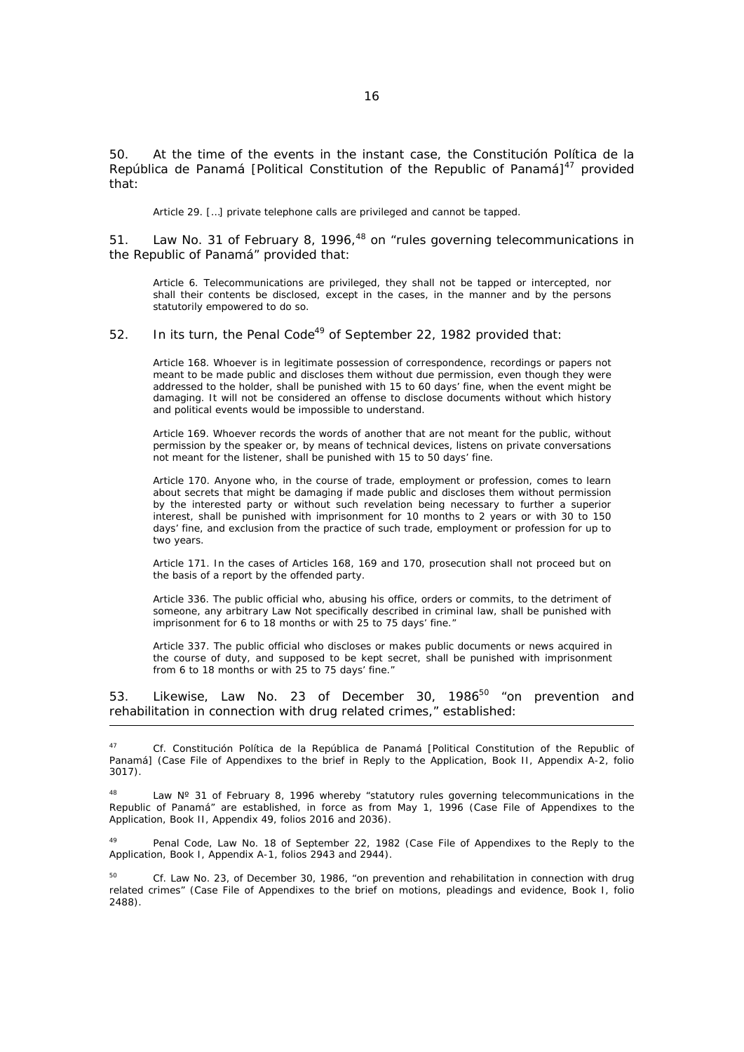50. At the time of the events in the instant case, the *Constitución Política de la República de Panamá* [Political Constitution of the Republic of Panamá][47] provided that:

> Article 29. […] private telephone calls are privileged and cannot be tapped.

51. Law No. 31 of February 8, 1996,[48] on "rules governing telecommunications in the Republic of Panamá" provided that:

> Article 6. Telecommunications are privileged, they shall not be tapped or intercepted, nor shall their contents be disclosed, except in the cases, in the manner and by the persons statutorily empowered to do so.

52. In its turn, the Penal Code[49] of September 22, 1982 provided that:

> Article 168. Whoever is in legitimate possession of correspondence, recordings or papers not meant to be made public and discloses them without due permission, even though they were addressed to the holder, shall be punished with 15 to 60 days' fine, when the event might be damaging. It will not be considered an offense to disclose documents without which history and political events would be impossible to understand.
>
> Article 169. Whoever records the words of another that are not meant for the public, without permission by the speaker or, by means of technical devices, listens on private conversations not meant for the listener, shall be punished with 15 to 50 days' fine.
>
> Article 170. Anyone who, in the course of trade, employment or profession, comes to learn about secrets that might be damaging if made public and discloses them without permission by the interested party or without such revelation being necessary to further a superior interest, shall be punished with imprisonment for 10 months to 2 years or with 30 to 150 days' fine, and exclusion from the practice of such trade, employment or profession for up to two years.
>
> Article 171. In the cases of Articles 168, 169 and 170, prosecution shall not proceed but on the basis of a report by the offended party.
>
> Article 336. The public official who, abusing his office, orders or commits, to the detriment of someone, any arbitrary Law Not specifically described in criminal law, shall be punished with imprisonment for 6 to 18 months or with 25 to 75 days' fine."
>
> Article 337. The public official who discloses or makes public documents or news acquired in the course of duty, and supposed to be kept secret, shall be punished with imprisonment from 6 to 18 months or with 25 to 75 days' fine."

53. Likewise, Law No. 23 of December 30, 1986[50] "on prevention and rehabilitation in connection with drug related crimes," established:

---

[47] *Cf.* Constitución Política de la República de Panamá [Political Constitution of the Republic of Panamá] (Case File of Appendixes to the brief in Reply to the Application, Book II, Appendix A-2, folio 3017).

[48] Law Nº 31 of February 8, 1996 whereby "statutory rules governing telecommunications in the Republic of Panamá" are established, in force as from May 1, 1996 (Case File of Appendixes to the Application, Book II, Appendix 49, folios 2016 and 2036).

[49] Penal Code, Law No. 18 of September 22, 1982 (Case File of Appendixes to the Reply to the Application, Book I, Appendix A-1, folios 2943 and 2944).

[50] *Cf.* Law No. 23, of December 30, 1986, "on prevention and rehabilitation in connection with drug related crimes" (Case File of Appendixes to the brief on motions, pleadings and evidence, Book I, folio 2488).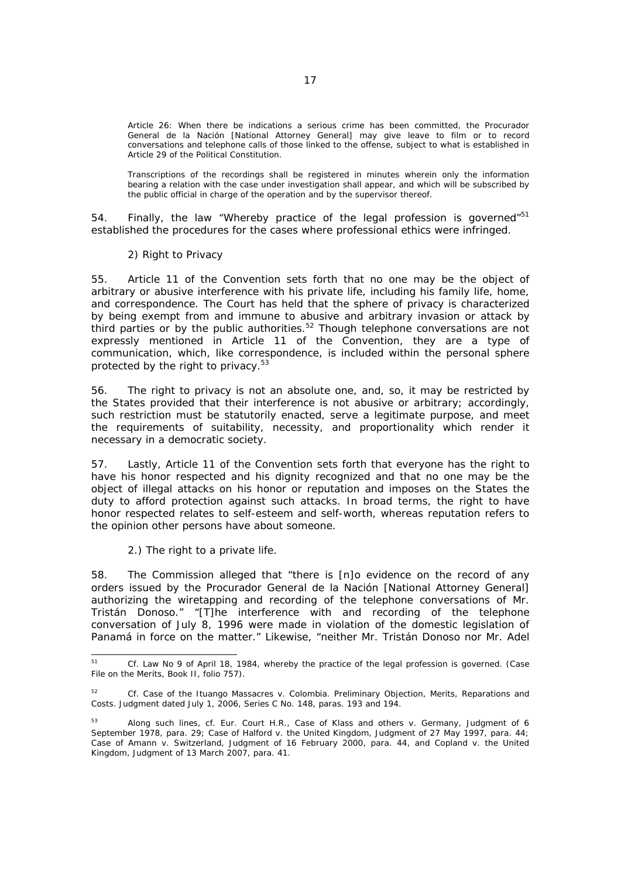Article 26: When there be indications a serious crime has been committed, the Procurador General de la Nación [National Attorney General] may give leave to film or to record conversations and telephone calls of those linked to the offense, subject to what is established in Article 29 of the Political Constitution.

Transcriptions of the recordings shall be registered in minutes wherein only the information bearing a relation with the case under investigation shall appear, and which will be subscribed by the public official in charge of the operation and by the supervisor thereof.

54. Finally, the law "Whereby practice of the legal profession is governed"[51] established the procedures for the cases where professional ethics were infringed.

2) Right to Privacy

55. Article 11 of the Convention sets forth that no one may be the object of arbitrary or abusive interference with his private life, including his family life, home, and correspondence. The Court has held that the sphere of privacy is characterized by being exempt from and immune to abusive and arbitrary invasion or attack by third parties or by the public authorities.[52] Though telephone conversations are not expressly mentioned in Article 11 of the Convention, they are a type of communication, which, like correspondence, is included within the personal sphere protected by the right to privacy.[53]

56. The right to privacy is not an absolute one, and, so, it may be restricted by the States provided that their interference is not abusive or arbitrary; accordingly, such restriction must be statutorily enacted, serve a legitimate purpose, and meet the requirements of suitability, necessity, and proportionality which render it necessary in a democratic society.

57. Lastly, Article 11 of the Convention sets forth that everyone has the right to have his honor respected and his dignity recognized and that no one may be the object of illegal attacks on his honor or reputation and imposes on the States the duty to afford protection against such attacks. In broad terms, the right to have honor respected relates to self-esteem and self-worth, whereas reputation refers to the opinion other persons have about someone.

2.) The right to a private life.

58. The Commission alleged that "there is [n]o evidence on the record of any orders issued by the Procurador General de la Nación [National Attorney General] authorizing the wiretapping and recording of the telephone conversations of Mr. Tristán Donoso." "[T]he interference with and recording of the telephone conversation of July 8, 1996 were made in violation of the domestic legislation of Panamá in force on the matter." Likewise, "neither Mr. Tristán Donoso nor Mr. Adel

---

[51] Cf. Law No 9 of April 18, 1984, whereby the practice of the legal profession is governed. (Case File on the Merits, Book II, folio 757).

[52] Cf. Case of the Ituango Massacres v. Colombia. Preliminary Objection, Merits, Reparations and Costs. Judgment dated July 1, 2006, Series C No. 148, paras. 193 and 194.

[53] Along such lines, cf. Eur. Court H.R., Case of Klass and others v. Germany, Judgment of 6 September 1978, para. 29; Case of Halford v. the United Kingdom, Judgment of 27 May 1997, para. 44; Case of Amann v. Switzerland, Judgment of 16 February 2000, para. 44, and Copland v. the United Kingdom, Judgment of 13 March 2007, para. 41.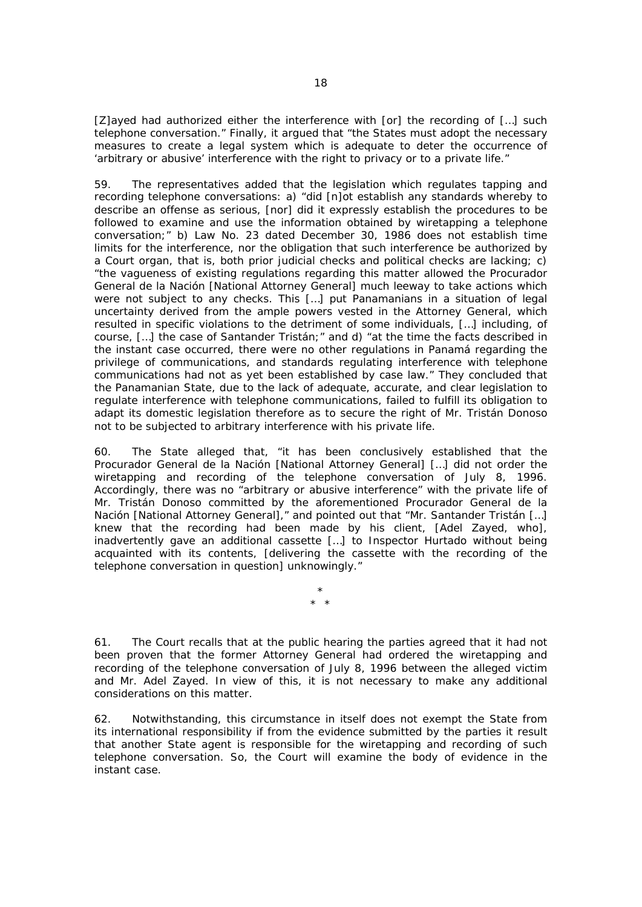[Z]ayed had authorized either the interference with [or] the recording of […] such telephone conversation." Finally, it argued that "the States must adopt the necessary measures to create a legal system which is adequate to deter the occurrence of 'arbitrary or abusive' interference with the right to privacy or to a private life."

59. The representatives added that the legislation which regulates tapping and recording telephone conversations: a) "did [n]ot establish any standards whereby to describe an offense as serious, [nor] did it expressly establish the procedures to be followed to examine and use the information obtained by wiretapping a telephone conversation;" b) Law No. 23 dated December 30, 1986 does not establish time limits for the interference, nor the obligation that such interference be authorized by a Court organ, that is, both prior judicial checks and political checks are lacking; c) "the vagueness of existing regulations regarding this matter allowed the Procurador General de la Nación [National Attorney General] much leeway to take actions which were not subject to any checks. This […] put Panamanians in a situation of legal uncertainty derived from the ample powers vested in the Attorney General, which resulted in specific violations to the detriment of some individuals, […] including, of course, […] the case of Santander Tristán;" and d) "at the time the facts described in the instant case occurred, there were no other regulations in Panamá regarding the privilege of communications, and standards regulating interference with telephone communications had not as yet been established by case law." They concluded that the Panamanian State, due to the lack of adequate, accurate, and clear legislation to regulate interference with telephone communications, failed to fulfill its obligation to adapt its domestic legislation therefore as to secure the right of Mr. Tristán Donoso not to be subjected to arbitrary interference with his private life.

60. The State alleged that, "it has been conclusively established that the Procurador General de la Nación [National Attorney General] […] did not order the wiretapping and recording of the telephone conversation of July 8, 1996. Accordingly, there was no "arbitrary or abusive interference" with the private life of Mr. Tristán Donoso committed by the aforementioned Procurador General de la Nación [National Attorney General]," and pointed out that "Mr. Santander Tristán […] knew that the recording had been made by his client, [Adel Zayed, who], inadvertently gave an additional cassette […] to Inspector Hurtado without being acquainted with its contents, [delivering the cassette with the recording of the telephone conversation in question] unknowingly."

\*
\* \*

61. The Court recalls that at the public hearing the parties agreed that it had not been proven that the former Attorney General had ordered the wiretapping and recording of the telephone conversation of July 8, 1996 between the alleged victim and Mr. Adel Zayed. In view of this, it is not necessary to make any additional considerations on this matter.

62. Notwithstanding, this circumstance in itself does not exempt the State from its international responsibility if from the evidence submitted by the parties it result that another State agent is responsible for the wiretapping and recording of such telephone conversation. So, the Court will examine the body of evidence in the instant case.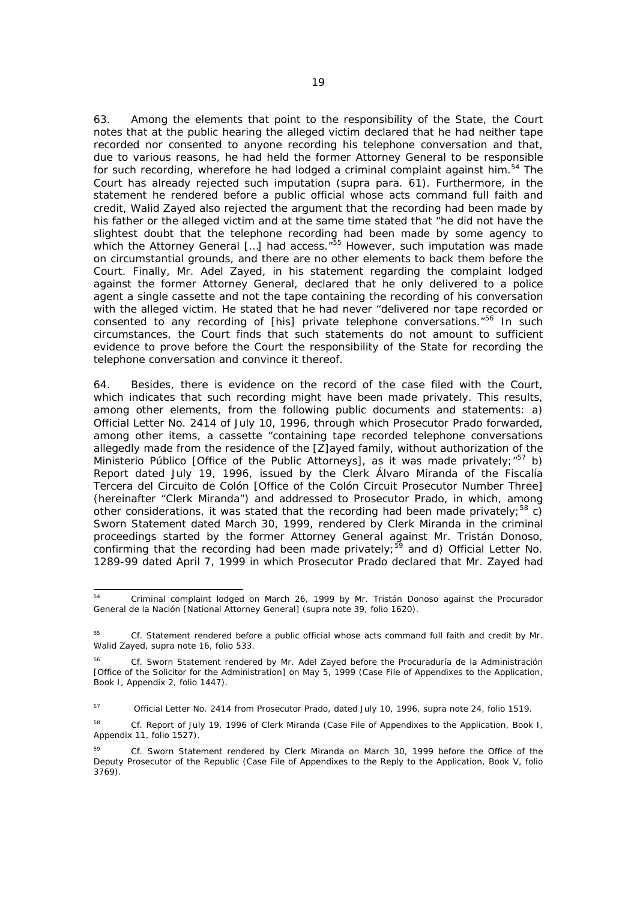63. Among the elements that point to the responsibility of the State, the Court notes that at the public hearing the alleged victim declared that he had neither tape recorded nor consented to anyone recording his telephone conversation and that, due to various reasons, he had held the former Attorney General to be responsible for such recording, wherefore he had lodged a criminal complaint against him.[54] The Court has already rejected such imputation (*supra* para. 61). Furthermore, in the statement he rendered before a public official whose acts command full faith and credit, Walid Zayed also rejected the argument that the recording had been made by his father or the alleged victim and at the same time stated that "he did not have the slightest doubt that the telephone recording had been made by some agency to which the Attorney General […] had access."[55] However, such imputation was made on circumstantial grounds, and there are no other elements to back them before the Court. Finally, Mr. Adel Zayed, in his statement regarding the complaint lodged against the former Attorney General, declared that he only delivered to a police agent a single cassette and not the tape containing the recording of his conversation with the alleged victim. He stated that he had never "delivered nor tape recorded or consented to any recording of [his] private telephone conversations."[56] In such circumstances, the Court finds that such statements do not amount to sufficient evidence to prove before the Court the responsibility of the State for recording the telephone conversation and convince it thereof.

64. Besides, there is evidence on the record of the case filed with the Court, which indicates that such recording might have been made privately. This results, among other elements, from the following public documents and statements: a) Official Letter No. 2414 of July 10, 1996, through which Prosecutor Prado forwarded, among other items, a cassette "containing tape recorded telephone conversations allegedly made from the residence of the [Z]ayed family, without authorization of the *Ministerio Público* [Office of the Public Attorneys], as it was made privately;"[57] b) Report dated July 19, 1996, issued by the Clerk Álvaro Miranda of the *Fiscalía Tercera del Circuito de Colón* [Office of the Colón Circuit Prosecutor Number Three] (hereinafter "Clerk Miranda") and addressed to Prosecutor Prado, in which, among other considerations, it was stated that the recording had been made privately;[58] c) Sworn Statement dated March 30, 1999, rendered by Clerk Miranda in the criminal proceedings started by the former Attorney General against Mr. Tristán Donoso, confirming that the recording had been made privately;[59] and d) Official Letter No. 1289-99 dated April 7, 1999 in which Prosecutor Prado declared that Mr. Zayed had

---

[54] Criminal complaint lodged on March 26, 1999 by Mr. Tristán Donoso against the *Procurador General de la Nación* [National Attorney General] (*supra* note 39, folio 1620).

[55] *Cf.* Statement rendered before a public official whose acts command full faith and credit by Mr. Walid Zayed, *supra* note 16, folio 533.

[56] *Cf.* Sworn Statement rendered by Mr. Adel Zayed before the *Procuraduría de la Administración* [Office of the Solicitor for the Administration] on May 5, 1999 (Case File of Appendixes to the Application, Book I, Appendix 2, folio 1447).

[57] Official Letter No. 2414 from Prosecutor Prado, dated July 10, 1996, *supra* note 24, folio 1519.

[58] *Cf.* Report of July 19, 1996 of Clerk Miranda (Case File of Appendixes to the Application, Book I, Appendix 11, folio 1527).

[59] *Cf.* Sworn Statement rendered by Clerk Miranda on March 30, 1999 before the Office of the Deputy Prosecutor of the Republic (Case File of Appendixes to the Reply to the Application, Book V, folio 3769).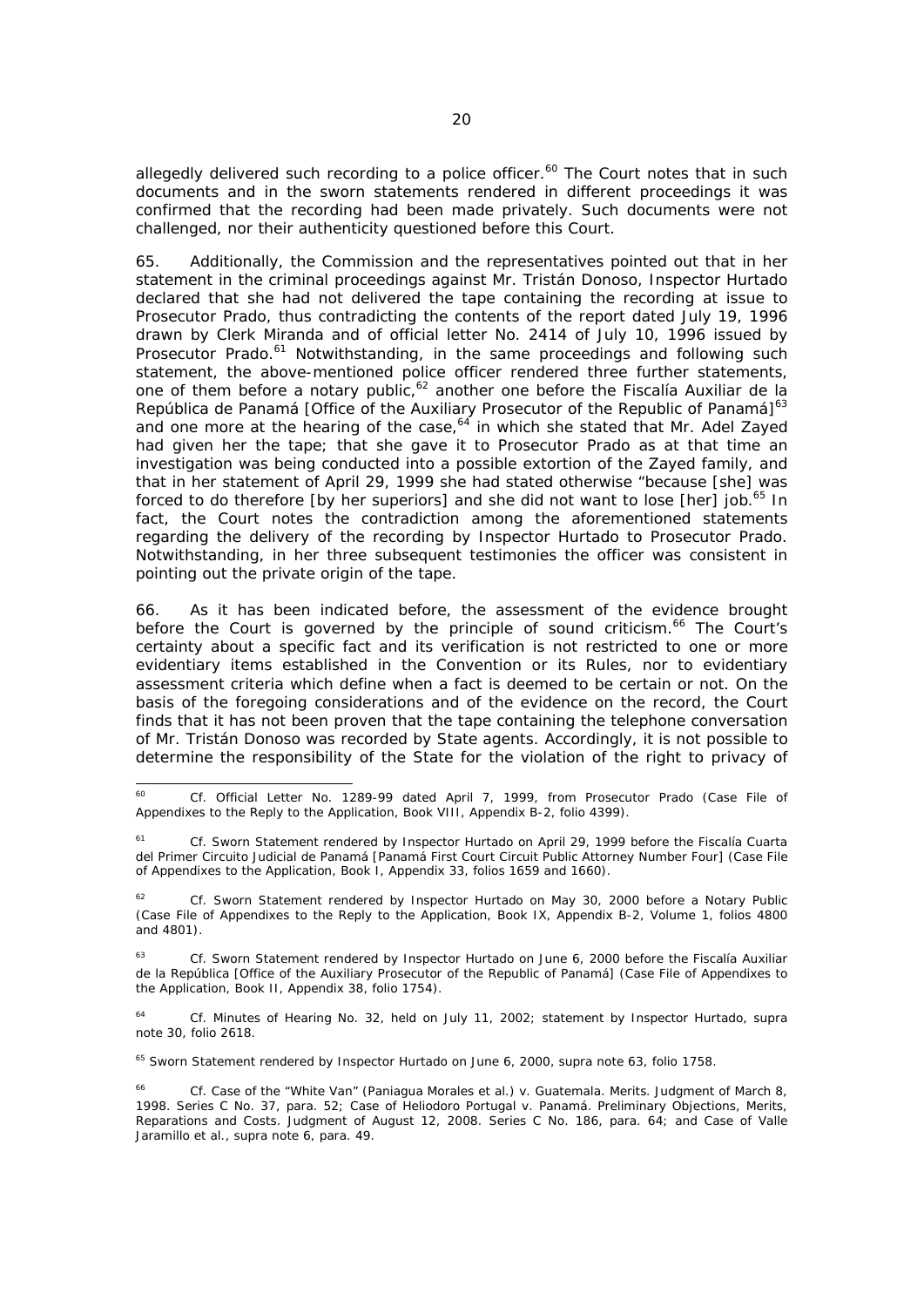allegedly delivered such recording to a police officer.[60] The Court notes that in such documents and in the sworn statements rendered in different proceedings it was confirmed that the recording had been made privately. Such documents were not challenged, nor their authenticity questioned before this Court.

65. Additionally, the Commission and the representatives pointed out that in her statement in the criminal proceedings against Mr. Tristán Donoso, Inspector Hurtado declared that she had not delivered the tape containing the recording at issue to Prosecutor Prado, thus contradicting the contents of the report dated July 19, 1996 drawn by Clerk Miranda and of official letter No. 2414 of July 10, 1996 issued by Prosecutor Prado.[61] Notwithstanding, in the same proceedings and following such statement, the above-mentioned police officer rendered three further statements, one of them before a notary public,[62] another one before the *Fiscalía Auxiliar de la República de Panamá* [Office of the Auxiliary Prosecutor of the Republic of Panamá][63] and one more at the hearing of the case,[64] in which she stated that Mr. Adel Zayed had given her the tape; that she gave it to Prosecutor Prado as at that time an investigation was being conducted into a possible extortion of the Zayed family, and that in her statement of April 29, 1999 she had stated otherwise "because [she] was forced to do therefore [by her superiors] and she did not want to lose [her] job.[65] In fact, the Court notes the contradiction among the aforementioned statements regarding the delivery of the recording by Inspector Hurtado to Prosecutor Prado. Notwithstanding, in her three subsequent testimonies the officer was consistent in pointing out the private origin of the tape.

66. As it has been indicated before, the assessment of the evidence brought before the Court is governed by the principle of sound criticism.[66] The Court's certainty about a specific fact and its verification is not restricted to one or more evidentiary items established in the Convention or its Rules, nor to evidentiary assessment criteria which define when a fact is deemed to be certain or not. On the basis of the foregoing considerations and of the evidence on the record, the Court finds that it has not been proven that the tape containing the telephone conversation of Mr. Tristán Donoso was recorded by State agents. Accordingly, it is not possible to determine the responsibility of the State for the violation of the right to privacy of

---

[60] Cf. Official Letter No. 1289-99 dated April 7, 1999, from Prosecutor Prado (Case File of Appendixes to the Reply to the Application, Book VIII, Appendix B-2, folio 4399).

[61] Cf. Sworn Statement rendered by Inspector Hurtado on April 29, 1999 before the *Fiscalía Cuarta del Primer Circuito Judicial de Panamá* [Panamá First Court Circuit Public Attorney Number Four] (Case File of Appendixes to the Application, Book I, Appendix 33, folios 1659 and 1660).

[62] Cf. Sworn Statement rendered by Inspector Hurtado on May 30, 2000 before a Notary Public (Case File of Appendixes to the Reply to the Application, Book IX, Appendix B-2, Volume 1, folios 4800 and 4801).

[63] Cf. Sworn Statement rendered by Inspector Hurtado on June 6, 2000 before the *Fiscalía Auxiliar de la República* [Office of the Auxiliary Prosecutor of the Republic of Panamá] (Case File of Appendixes to the Application, Book II, Appendix 38, folio 1754).

[64] Cf. Minutes of Hearing No. 32, held on July 11, 2002; statement by Inspector Hurtado, *supra* note 30, folio 2618.

[65] Sworn Statement rendered by Inspector Hurtado on June 6, 2000, *supra* note 63, folio 1758.

[66] Cf. *Case of the "White Van" (Paniagua Morales et al.) v. Guatemala. Merits.* Judgment of March 8, 1998. Series C No. 37, para. 52; *Case of Heliodoro Portugal v. Panamá. Preliminary Objections, Merits, Reparations and Costs.* Judgment of August 12, 2008. Series C No. 186, para. 64; and *Case of Valle Jaramillo et al.*, *supra* note 6, para. 49.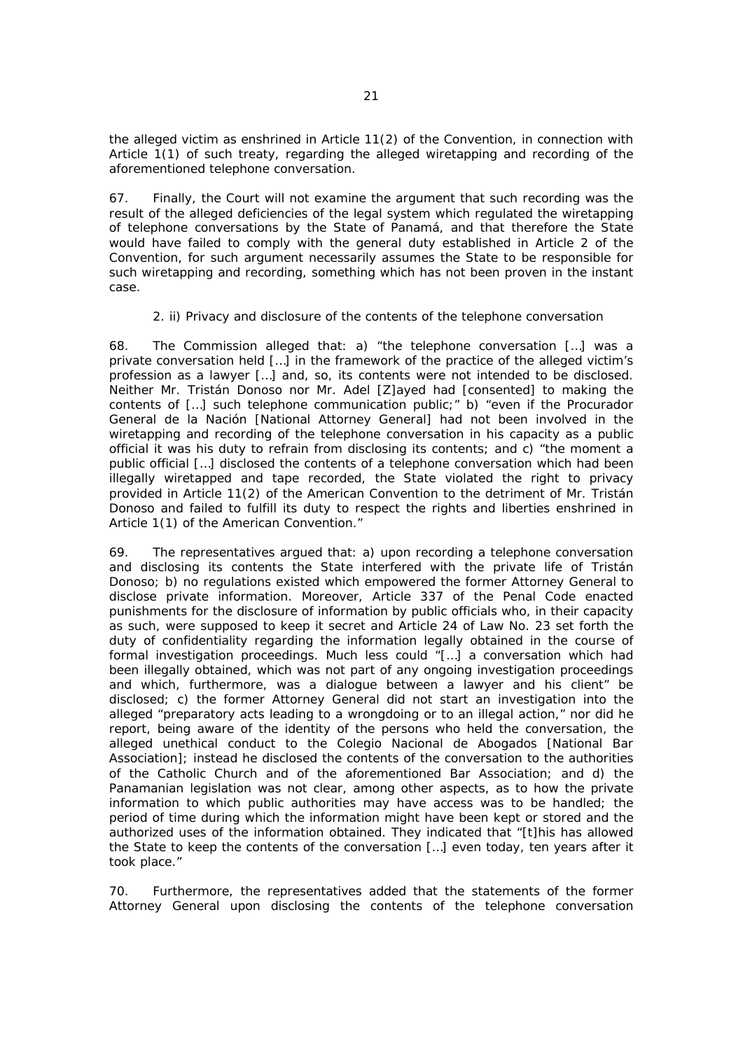the alleged victim as enshrined in Article 11(2) of the Convention, in connection with Article 1(1) of such treaty, regarding the alleged wiretapping and recording of the aforementioned telephone conversation.

67. Finally, the Court will not examine the argument that such recording was the result of the alleged deficiencies of the legal system which regulated the wiretapping of telephone conversations by the State of Panamá, and that therefore the State would have failed to comply with the general duty established in Article 2 of the Convention, for such argument necessarily assumes the State to be responsible for such wiretapping and recording, something which has not been proven in the instant case.

2. ii) Privacy and disclosure of the contents of the telephone conversation

68. The Commission alleged that: a) "the telephone conversation […] was a private conversation held […] in the framework of the practice of the alleged victim's profession as a lawyer […] and, so, its contents were not intended to be disclosed. Neither Mr. Tristán Donoso nor Mr. Adel [Z]ayed had [consented] to making the contents of […] such telephone communication public;" b) "even if the Procurador General de la Nación [National Attorney General] had not been involved in the wiretapping and recording of the telephone conversation in his capacity as a public official it was his duty to refrain from disclosing its contents; and c) "the moment a public official […] disclosed the contents of a telephone conversation which had been illegally wiretapped and tape recorded, the State violated the right to privacy provided in Article 11(2) of the American Convention to the detriment of Mr. Tristán Donoso and failed to fulfill its duty to respect the rights and liberties enshrined in Article 1(1) of the American Convention."

69. The representatives argued that: a) upon recording a telephone conversation and disclosing its contents the State interfered with the private life of Tristán Donoso; b) no regulations existed which empowered the former Attorney General to disclose private information. Moreover, Article 337 of the Penal Code enacted punishments for the disclosure of information by public officials who, in their capacity as such, were supposed to keep it secret and Article 24 of Law No. 23 set forth the duty of confidentiality regarding the information legally obtained in the course of formal investigation proceedings. Much less could "[…] a conversation which had been illegally obtained, which was not part of any ongoing investigation proceedings and which, furthermore, was a dialogue between a lawyer and his client" be disclosed; c) the former Attorney General did not start an investigation into the alleged "preparatory acts leading to a wrongdoing or to an illegal action," nor did he report, being aware of the identity of the persons who held the conversation, the alleged unethical conduct to the Colegio Nacional de Abogados [National Bar Association]; instead he disclosed the contents of the conversation to the authorities of the Catholic Church and of the aforementioned Bar Association; and d) the Panamanian legislation was not clear, among other aspects, as to how the private information to which public authorities may have access was to be handled; the period of time during which the information might have been kept or stored and the authorized uses of the information obtained. They indicated that "[t]his has allowed the State to keep the contents of the conversation […] even today, ten years after it took place."

70. Furthermore, the representatives added that the statements of the former Attorney General upon disclosing the contents of the telephone conversation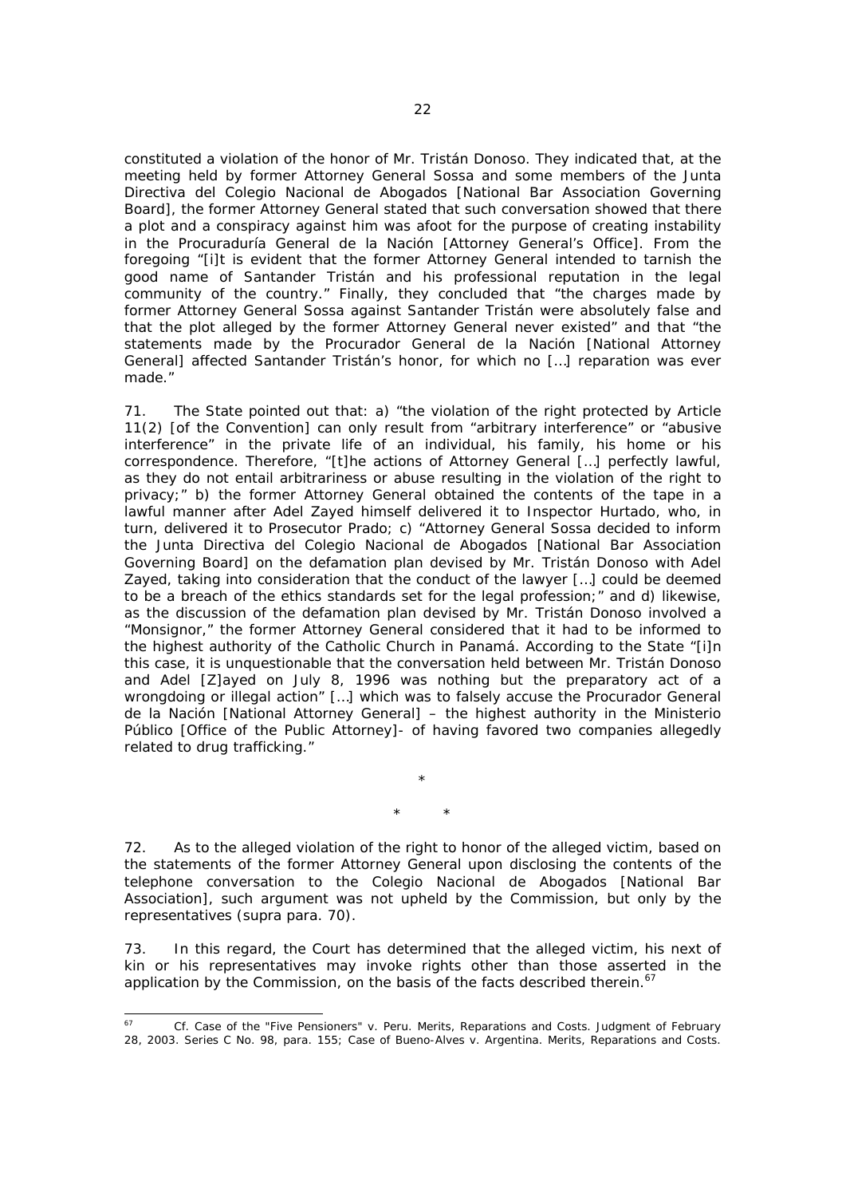constituted a violation of the honor of Mr. Tristán Donoso. They indicated that, at the meeting held by former Attorney General Sossa and some members of the Junta Directiva del Colegio Nacional de Abogados [National Bar Association Governing Board], the former Attorney General stated that such conversation showed that there a plot and a conspiracy against him was afoot for the purpose of creating instability in the Procuraduría General de la Nación [Attorney General's Office]. From the foregoing "[i]t is evident that the former Attorney General intended to tarnish the good name of Santander Tristán and his professional reputation in the legal community of the country." Finally, they concluded that "the charges made by former Attorney General Sossa against Santander Tristán were absolutely false and that the plot alleged by the former Attorney General never existed" and that "the statements made by the Procurador General de la Nación [National Attorney General] affected Santander Tristán's honor, for which no [...] reparation was ever made."

71. The State pointed out that: a) "the violation of the right protected by Article 11(2) [of the Convention] can only result from "arbitrary interference" or "abusive interference" in the private life of an individual, his family, his home or his correspondence. Therefore, "[t]he actions of Attorney General [...] perfectly lawful, as they do not entail arbitrariness or abuse resulting in the violation of the right to privacy;" b) the former Attorney General obtained the contents of the tape in a lawful manner after Adel Zayed himself delivered it to Inspector Hurtado, who, in turn, delivered it to Prosecutor Prado; c) "Attorney General Sossa decided to inform the Junta Directiva del Colegio Nacional de Abogados [National Bar Association Governing Board] on the defamation plan devised by Mr. Tristán Donoso with Adel Zayed, taking into consideration that the conduct of the lawyer [...] could be deemed to be a breach of the ethics standards set for the legal profession;" and d) likewise, as the discussion of the defamation plan devised by Mr. Tristán Donoso involved a "Monsignor," the former Attorney General considered that it had to be informed to the highest authority of the Catholic Church in Panamá. According to the State "[i]n this case, it is unquestionable that the conversation held between Mr. Tristán Donoso and Adel [Z]ayed on July 8, 1996 was nothing but the preparatory act of a wrongdoing or illegal action" [...] which was to falsely accuse the Procurador General de la Nación [National Attorney General] – the highest authority in the Ministerio Público [Office of the Public Attorney]- of having favored two companies allegedly related to drug trafficking."

*

\* \*

72. As to the alleged violation of the right to honor of the alleged victim, based on the statements of the former Attorney General upon disclosing the contents of the telephone conversation to the Colegio Nacional de Abogados [National Bar Association], such argument was not upheld by the Commission, but only by the representatives (*supra* para. 70).

73. In this regard, the Court has determined that the alleged victim, his next of kin or his representatives may invoke rights other than those asserted in the application by the Commission, on the basis of the facts described therein.[67]

---

[67] *Cf. Case of the "Five Pensioners" v. Peru. Merits, Reparations and Costs.* Judgment of February 28, 2003. Series C No. 98, para. 155; *Case of Bueno-Alves v. Argentina. Merits, Reparations and Costs.*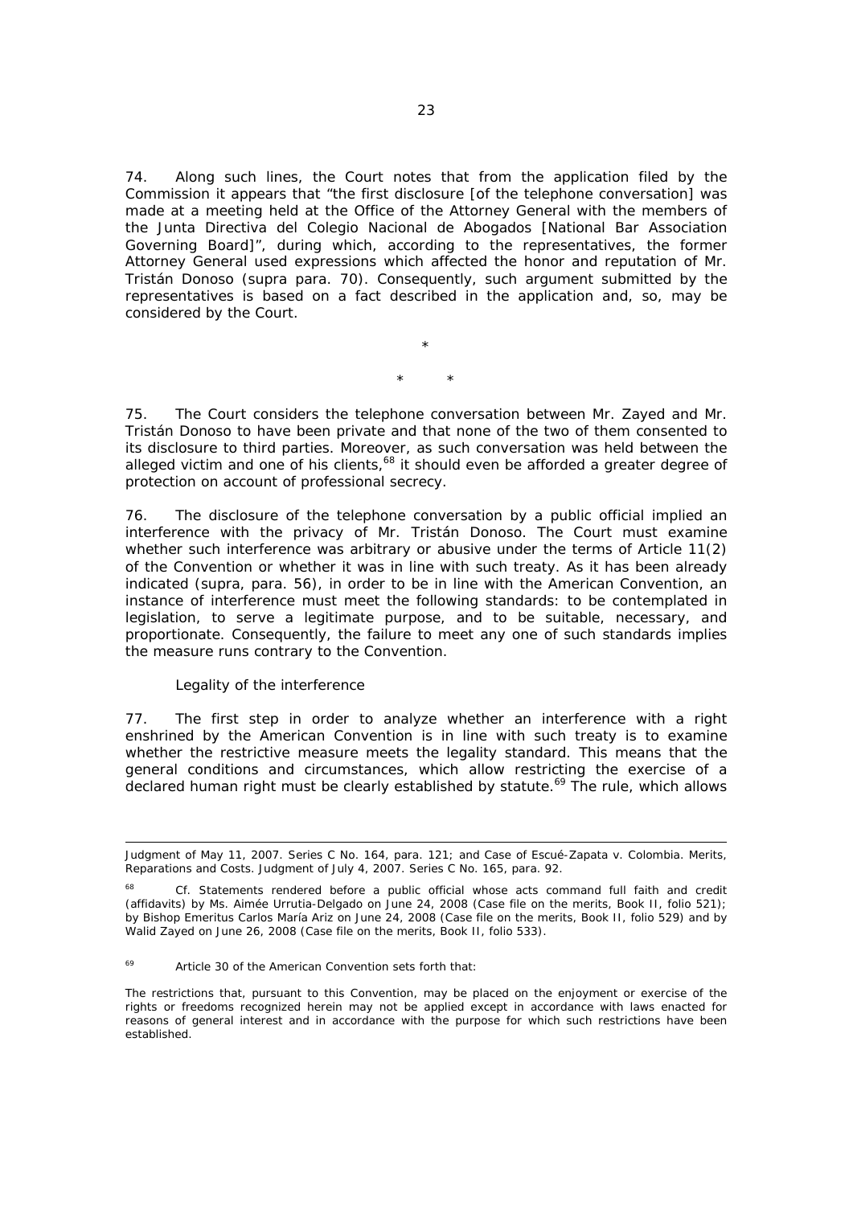74. Along such lines, the Court notes that from the application filed by the Commission it appears that "the first disclosure [of the telephone conversation] was made at a meeting held at the Office of the Attorney General with the members of the Junta Directiva del Colegio Nacional de Abogados [National Bar Association Governing Board]", during which, according to the representatives, the former Attorney General used expressions which affected the honor and reputation of Mr. Tristán Donoso (*supra* para. 70). Consequently, such argument submitted by the representatives is based on a fact described in the application and, so, may be considered by the Court.

\*

\* \*

75. The Court considers the telephone conversation between Mr. Zayed and Mr. Tristán Donoso to have been private and that none of the two of them consented to its disclosure to third parties. Moreover, as such conversation was held between the alleged victim and one of his clients,[68] it should even be afforded a greater degree of protection on account of professional secrecy.

76. The disclosure of the telephone conversation by a public official implied an interference with the privacy of Mr. Tristán Donoso. The Court must examine whether such interference was arbitrary or abusive under the terms of Article 11(2) of the Convention or whether it was in line with such treaty. As it has been already indicated (*supra*, para. 56), in order to be in line with the American Convention, an instance of interference must meet the following standards: to be contemplated in legislation, to serve a legitimate purpose, and to be suitable, necessary, and proportionate. Consequently, the failure to meet any one of such standards implies the measure runs contrary to the Convention.

*Legality of the interference*

77. The first step in order to analyze whether an interference with a right enshrined by the American Convention is in line with such treaty is to examine whether the restrictive measure meets the legality standard. This means that the general conditions and circumstances, which allow restricting the exercise of a declared human right must be clearly established by statute.[69] The rule, which allows

---

Judgment of May 11, 2007. Series C No. 164, para. 121; and *Case of Escué-Zapata v. Colombia*. Merits, Reparations and Costs. Judgment of July 4, 2007. Series C No. 165, para. 92.

[68] *Cf.* Statements rendered before a public official whose acts command full faith and credit (affidavits) by Ms. Aimée Urrutia-Delgado on June 24, 2008 (Case file on the merits, Book II, folio 521); by Bishop Emeritus Carlos María Ariz on June 24, 2008 (Case file on the merits, Book II, folio 529) and by Walid Zayed on June 26, 2008 (Case file on the merits, Book II, folio 533).

[69] Article 30 of the American Convention sets forth that:

The restrictions that, pursuant to this Convention, may be placed on the enjoyment or exercise of the rights or freedoms recognized herein may not be applied except in accordance with laws enacted for reasons of general interest and in accordance with the purpose for which such restrictions have been established.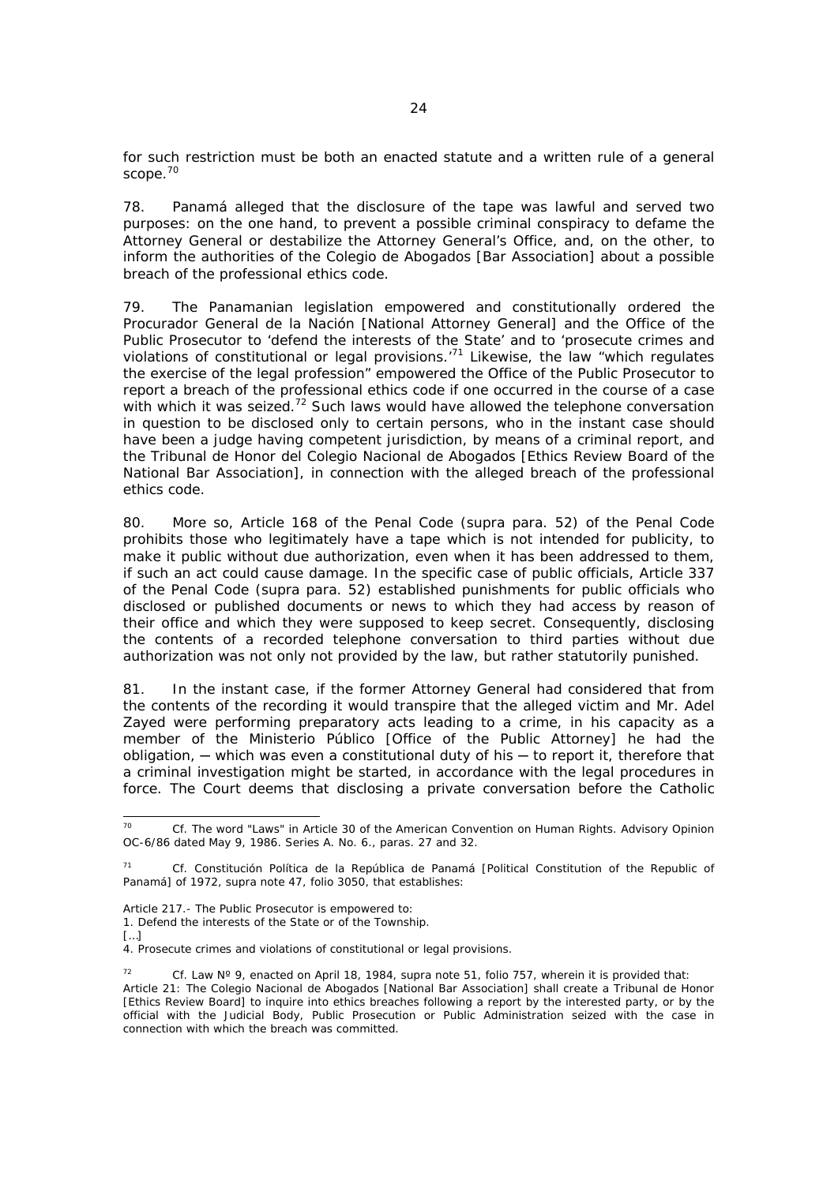for such restriction must be both an enacted statute and a written rule of a general scope.[70]

78. Panamá alleged that the disclosure of the tape was lawful and served two purposes: on the one hand, to prevent a possible criminal conspiracy to defame the Attorney General or destabilize the Attorney General's Office, and, on the other, to inform the authorities of the Colegio de Abogados [Bar Association] about a possible breach of the professional ethics code.

79. The Panamanian legislation empowered and constitutionally ordered the Procurador General de la Nación [National Attorney General] and the Office of the Public Prosecutor to 'defend the interests of the State' and to 'prosecute crimes and violations of constitutional or legal provisions.'[71] Likewise, the law "which regulates the exercise of the legal profession" empowered the Office of the Public Prosecutor to report a breach of the professional ethics code if one occurred in the course of a case with which it was seized.[72] Such laws would have allowed the telephone conversation in question to be disclosed only to certain persons, who in the instant case should have been a judge having competent jurisdiction, by means of a criminal report, and the Tribunal de Honor del Colegio Nacional de Abogados [Ethics Review Board of the National Bar Association], in connection with the alleged breach of the professional ethics code.

80. More so, Article 168 of the Penal Code (supra para. 52) of the Penal Code prohibits those who legitimately have a tape which is not intended for publicity, to make it public without due authorization, even when it has been addressed to them, if such an act could cause damage. In the specific case of public officials, Article 337 of the Penal Code (supra para. 52) established punishments for public officials who disclosed or published documents or news to which they had access by reason of their office and which they were supposed to keep secret. Consequently, disclosing the contents of a recorded telephone conversation to third parties without due authorization was not only not provided by the law, but rather statutorily punished.

81. In the instant case, if the former Attorney General had considered that from the contents of the recording it would transpire that the alleged victim and Mr. Adel Zayed were performing preparatory acts leading to a crime, in his capacity as a member of the Ministerio Público [Office of the Public Attorney] he had the obligation, — which was even a constitutional duty of his — to report it, therefore that a criminal investigation might be started, in accordance with the legal procedures in force. The Court deems that disclosing a private conversation before the Catholic

---

[70] Cf. The word "Laws" in Article 30 of the American Convention on Human Rights. Advisory Opinion OC-6/86 dated May 9, 1986. Series A. No. 6., paras. 27 and 32.

[71] Cf. Constitución Política de la República de Panamá [Political Constitution of the Republic of Panamá] of 1972, supra note 47, folio 3050, that establishes:

Article 217.- The Public Prosecutor is empowered to:
1. Defend the interests of the State or of the Township.
[…]
4. Prosecute crimes and violations of constitutional or legal provisions.

[72] Cf. Law Nº 9, enacted on April 18, 1984, supra note 51, folio 757, wherein it is provided that:
Article 21: The Colegio Nacional de Abogados [National Bar Association] shall create a Tribunal de Honor [Ethics Review Board] to inquire into ethics breaches following a report by the interested party, or by the official with the Judicial Body, Public Prosecution or Public Administration seized with the case in connection with which the breach was committed.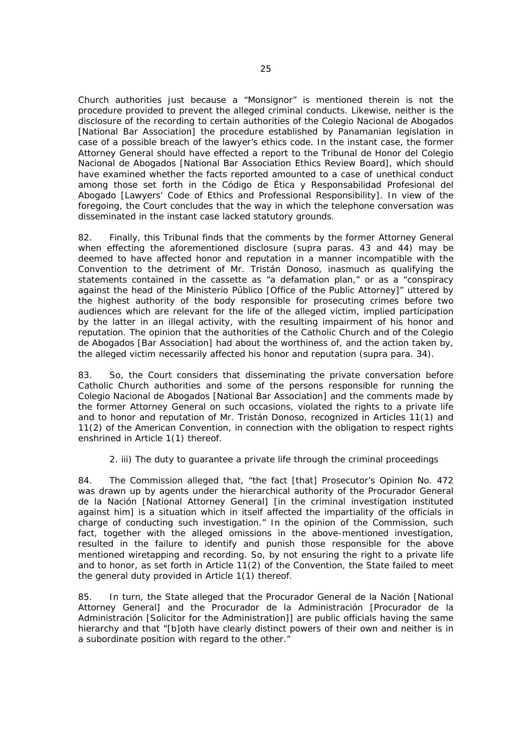Church authorities just because a "Monsignor" is mentioned therein is not the procedure provided to prevent the alleged criminal conducts. Likewise, neither is the disclosure of the recording to certain authorities of the Colegio Nacional de Abogados [National Bar Association] the procedure established by Panamanian legislation in case of a possible breach of the lawyer's ethics code. In the instant case, the former Attorney General should have effected a report to the Tribunal de Honor del Colegio Nacional de Abogados [National Bar Association Ethics Review Board], which should have examined whether the facts reported amounted to a case of unethical conduct among those set forth in the Código de Ética y Responsabilidad Profesional del Abogado [Lawyers' Code of Ethics and Professional Responsibility]. In view of the foregoing, the Court concludes that the way in which the telephone conversation was disseminated in the instant case lacked statutory grounds.

82. Finally, this Tribunal finds that the comments by the former Attorney General when effecting the aforementioned disclosure (*supra* paras. 43 and 44) may be deemed to have affected honor and reputation in a manner incompatible with the Convention to the detriment of Mr. Tristán Donoso, inasmuch as qualifying the statements contained in the cassette as "a defamation plan," or as a "conspiracy against the head of the Ministerio Público [Office of the Public Attorney]" uttered by the highest authority of the body responsible for prosecuting crimes before two audiences which are relevant for the life of the alleged victim, implied participation by the latter in an illegal activity, with the resulting impairment of his honor and reputation. The opinion that the authorities of the Catholic Church and of the Colegio de Abogados [Bar Association] had about the worthiness of, and the action taken by, the alleged victim necessarily affected his honor and reputation (*supra* para. 34).

83. So, the Court considers that disseminating the private conversation before Catholic Church authorities and some of the persons responsible for running the Colegio Nacional de Abogados [National Bar Association] and the comments made by the former Attorney General on such occasions, violated the rights to a private life and to honor and reputation of Mr. Tristán Donoso, recognized in Articles 11(1) and 11(2) of the American Convention, in connection with the obligation to respect rights enshrined in Article 1(1) thereof.

2. iii) The duty to guarantee a private life through the criminal proceedings

84. The Commission alleged that, "the fact [that] Prosecutor's Opinion No. 472 was drawn up by agents under the hierarchical authority of the Procurador General de la Nación [National Attorney General] [in the criminal investigation instituted against him] is a situation which in itself affected the impartiality of the officials in charge of conducting such investigation." In the opinion of the Commission, such fact, together with the alleged omissions in the above-mentioned investigation, resulted in the failure to identify and punish those responsible for the above mentioned wiretapping and recording. So, by not ensuring the right to a private life and to honor, as set forth in Article 11(2) of the Convention, the State failed to meet the general duty provided in Article 1(1) thereof.

85. In turn, the State alleged that the Procurador General de la Nación [National Attorney General] and the Procurador de la Administración [Procurador de la Administración [Solicitor for the Administration]] are public officials having the same hierarchy and that "[b]oth have clearly distinct powers of their own and neither is in a subordinate position with regard to the other."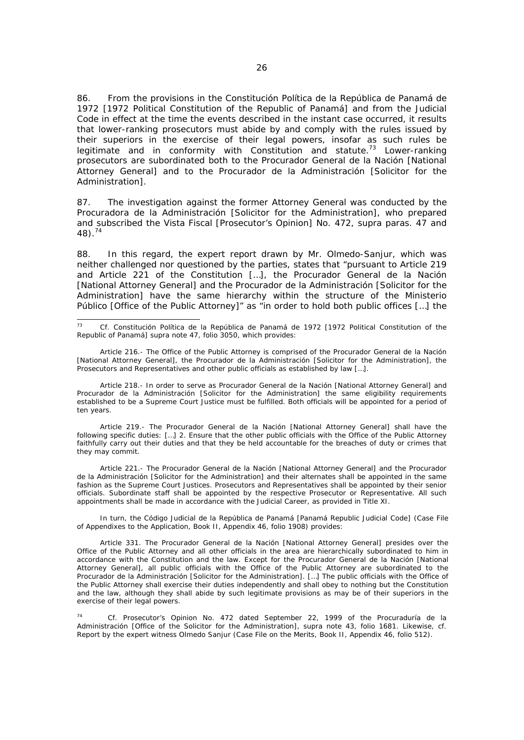86. From the provisions in the *Constitución Política de la República de Panamá de 1972* [1972 Political Constitution of the Republic of Panamá] and from the Judicial Code in effect at the time the events described in the instant case occurred, it results that lower-ranking prosecutors must abide by and comply with the rules issued by their superiors in the exercise of their legal powers, insofar as such rules be legitimate and in conformity with Constitution and statute.[73] Lower-ranking prosecutors are subordinated both to the *Procurador General de la Nación* [National Attorney General] and to the *Procurador de la Administración* [Solicitor for the Administration].

87. The investigation against the former Attorney General was conducted by the *Procuradora de la Administración* [Solicitor for the Administration], who prepared and subscribed the *Vista Fiscal* [Prosecutor's Opinion] No. 472, *supra* paras. 47 and 48).[74]

88. In this regard, the expert report drawn by Mr. Olmedo-Sanjur, which was neither challenged nor questioned by the parties, states that "pursuant to Article 219 and Article 221 of the Constitution […], the *Procurador General de la Nación* [National Attorney General] and the *Procurador de la Administración* [Solicitor for the Administration] have the same hierarchy within the structure of the *Ministerio Público* [Office of the Public Attorney]" as "in order to hold both public offices […] the

---

[73] *Cf.* *Constitución Política de la República de Panamá de 1972* [1972 Political Constitution of the Republic of Panamá] *supra* note 47, folio 3050, which provides:

*Article 216.- The Office of the Public Attorney is comprised of the Procurador General de la Nación [National Attorney General], the Procurador de la Administración [Solicitor for the Administration], the Prosecutors and Representatives and other public officials as established by law […].*

*Article 218.- In order to serve as Procurador General de la Nación [National Attorney General] and Procurador de la Administración [Solicitor for the Administration] the same eligibility requirements established to be a Supreme Court Justice must be fulfilled. Both officials will be appointed for a period of ten years.*

*Article 219.- The Procurador General de la Nación [National Attorney General] shall have the following specific duties: […] 2. Ensure that the other public officials with the Office of the Public Attorney faithfully carry out their duties and that they be held accountable for the breaches of duty or crimes that they may commit.*

*Article 221.- The Procurador General de la Nación [National Attorney General] and the Procurador de la Administración [Solicitor for the Administration] and their alternates shall be appointed in the same fashion as the Supreme Court Justices. Prosecutors and Representatives shall be appointed by their senior officials. Subordinate staff shall be appointed by the respective Prosecutor or Representative. All such appointments shall be made in accordance with the Judicial Career, as provided in Title XI.*

In turn, the *Código Judicial de la República de Panamá* [Panamá Republic Judicial Code] (Case File of Appendixes to the Application, Book II, Appendix 46, folio 1908) provides:

*Article 331. The Procurador General de la Nación [National Attorney General] presides over the Office of the Public Attorney and all other officials in the area are hierarchically subordinated to him in accordance with the Constitution and the law. Except for the Procurador General de la Nación [National Attorney General], all public officials with the Office of the Public Attorney are subordinated to the Procurador de la Administración [Solicitor for the Administration]. […] The public officials with the Office of the Public Attorney shall exercise their duties independently and shall obey to nothing but the Constitution and the law, although they shall abide by such legitimate provisions as may be of their superiors in the exercise of their legal powers.*

[74] *Cf.* Prosecutor's Opinion No. 472 dated September 22, 1999 of the *Procuraduría de la Administración* [Office of the Solicitor for the Administration], *supra* note 43, folio 1681. Likewise, *cf.* Report by the expert witness Olmedo Sanjur (Case File on the Merits, Book II, Appendix 46, folio 512).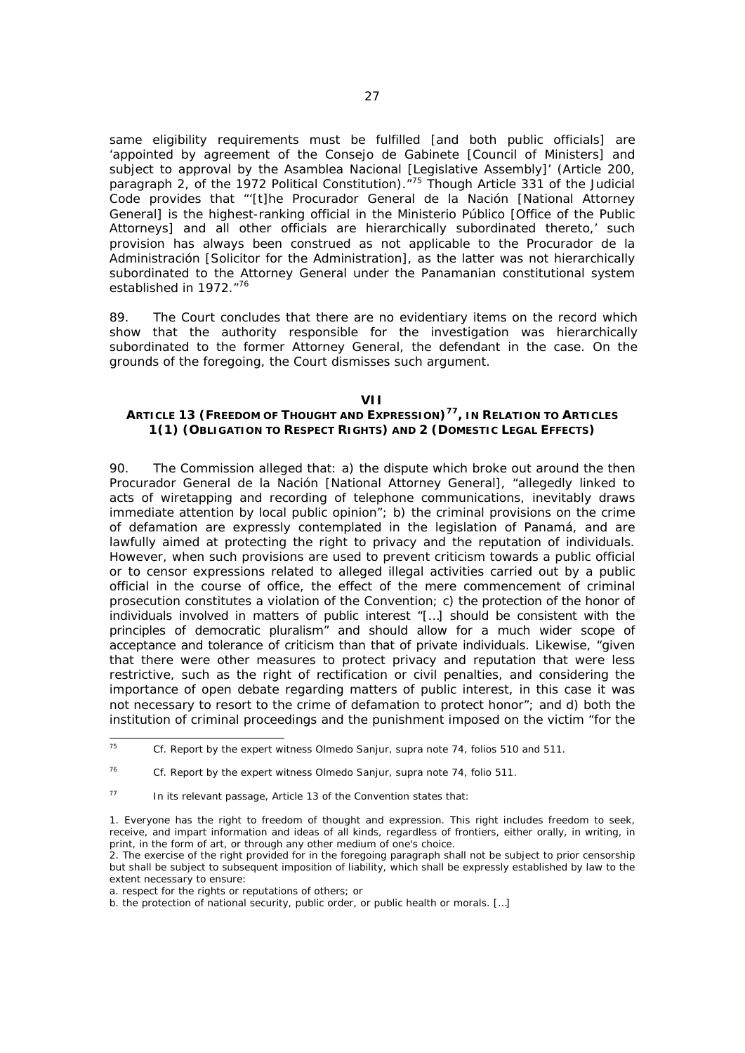same eligibility requirements must be fulfilled [and both public officials] are 'appointed by agreement of the *Consejo de Gabinete* [Council of Ministers] and subject to approval by the *Asamblea Nacional* [Legislative Assembly]' (Article 200, paragraph 2, of the 1972 Political Constitution)."[75] Though Article 331 of the Judicial Code provides that "'[t]he *Procurador General de la Nación* [National Attorney General] is the highest-ranking official in the *Ministerio Público* [Office of the Public Attorneys] and all other officials are hierarchically subordinated thereto,' such provision has always been construed as not applicable to the *Procurador de la Administración* [Solicitor for the Administration], as the latter was not hierarchically subordinated to the Attorney General under the Panamanian constitutional system established in 1972."[76]

89. The Court concludes that there are no evidentiary items on the record which show that the authority responsible for the investigation was hierarchically subordinated to the former Attorney General, the defendant in the case. On the grounds of the foregoing, the Court dismisses such argument.

## VII
## ARTICLE 13 (FREEDOM OF THOUGHT AND EXPRESSION)[77], IN RELATION TO ARTICLES 1(1) (OBLIGATION TO RESPECT RIGHTS) AND 2 (DOMESTIC LEGAL EFFECTS)

90. The Commission alleged that: a) the dispute which broke out around the then *Procurador General de la Nación* [National Attorney General], "allegedly linked to acts of wiretapping and recording of telephone communications, inevitably draws immediate attention by local public opinion"; b) the criminal provisions on the crime of defamation are expressly contemplated in the legislation of Panamá, and are lawfully aimed at protecting the right to privacy and the reputation of individuals. However, when such provisions are used to prevent criticism towards a public official or to censor expressions related to alleged illegal activities carried out by a public official in the course of office, the effect of the mere commencement of criminal prosecution constitutes a violation of the Convention; c) the protection of the honor of individuals involved in matters of public interest "[…] should be consistent with the principles of democratic pluralism" and should allow for a much wider scope of acceptance and tolerance of criticism than that of private individuals. Likewise, "given that there were other measures to protect privacy and reputation that were less restrictive, such as the right of rectification or civil penalties, and considering the importance of open debate regarding matters of public interest, in this case it was not necessary to resort to the crime of defamation to protect honor"; and d) both the institution of criminal proceedings and the punishment imposed on the victim "for the

---

[75] *Cf.* Report by the expert witness Olmedo Sanjur, *supra* note 74, folios 510 and 511.

[76] *Cf.* Report by the expert witness Olmedo Sanjur, *supra* note 74, folio 511.

[77] In its relevant passage, Article 13 of the Convention states that:

1. Everyone has the right to freedom of thought and expression. This right includes freedom to seek, receive, and impart information and ideas of all kinds, regardless of frontiers, either orally, in writing, in print, in the form of art, or through any other medium of one's choice.
2. The exercise of the right provided for in the foregoing paragraph shall not be subject to prior censorship but shall be subject to subsequent imposition of liability, which shall be expressly established by law to the extent necessary to ensure:
a. respect for the rights or reputations of others; or
b. the protection of national security, public order, or public health or morals. […]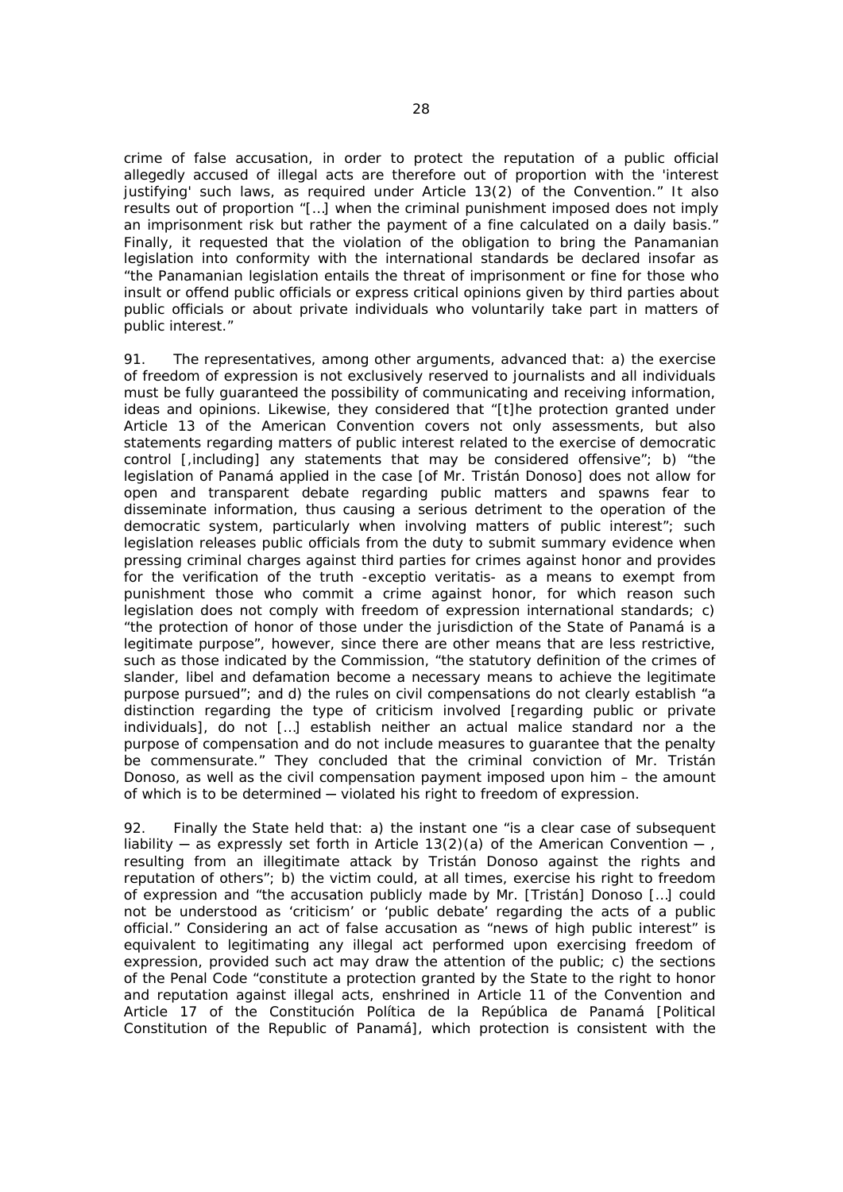crime of false accusation, in order to protect the reputation of a public official allegedly accused of illegal acts are therefore out of proportion with the 'interest justifying' such laws, as required under Article 13(2) of the Convention." It also results out of proportion "[…] when the criminal punishment imposed does not imply an imprisonment risk but rather the payment of a fine calculated on a daily basis." Finally, it requested that the violation of the obligation to bring the Panamanian legislation into conformity with the international standards be declared insofar as "the Panamanian legislation entails the threat of imprisonment or fine for those who insult or offend public officials or express critical opinions given by third parties about public officials or about private individuals who voluntarily take part in matters of public interest."

91. The representatives, among other arguments, advanced that: a) the exercise of freedom of expression is not exclusively reserved to journalists and all individuals must be fully guaranteed the possibility of communicating and receiving information, ideas and opinions. Likewise, they considered that "[t]he protection granted under Article 13 of the American Convention covers not only assessments, but also statements regarding matters of public interest related to the exercise of democratic control [,including] any statements that may be considered offensive"; b) "the legislation of Panamá applied in the case [of Mr. Tristán Donoso] does not allow for open and transparent debate regarding public matters and spawns fear to disseminate information, thus causing a serious detriment to the operation of the democratic system, particularly when involving matters of public interest"; such legislation releases public officials from the duty to submit summary evidence when pressing criminal charges against third parties for crimes against honor and provides for the verification of the truth -exceptio veritatis- as a means to exempt from punishment those who commit a crime against honor, for which reason such legislation does not comply with freedom of expression international standards; c) "the protection of honor of those under the jurisdiction of the State of Panamá is a legitimate purpose", however, since there are other means that are less restrictive, such as those indicated by the Commission, "the statutory definition of the crimes of slander, libel and defamation become a necessary means to achieve the legitimate purpose pursued"; and d) the rules on civil compensations do not clearly establish "a distinction regarding the type of criticism involved [regarding public or private individuals], do not […] establish neither an actual malice standard nor a the purpose of compensation and do not include measures to guarantee that the penalty be commensurate." They concluded that the criminal conviction of Mr. Tristán Donoso, as well as the civil compensation payment imposed upon him – the amount of which is to be determined ─ violated his right to freedom of expression.

92. Finally the State held that: a) the instant one "is a clear case of subsequent liability ─ as expressly set forth in Article 13(2)(a) of the American Convention ─ , resulting from an illegitimate attack by Tristán Donoso against the rights and reputation of others"; b) the victim could, at all times, exercise his right to freedom of expression and "the accusation publicly made by Mr. [Tristán] Donoso […] could not be understood as 'criticism' or 'public debate' regarding the acts of a public official." Considering an act of false accusation as "news of high public interest" is equivalent to legitimating any illegal act performed upon exercising freedom of expression, provided such act may draw the attention of the public; c) the sections of the Penal Code "constitute a protection granted by the State to the right to honor and reputation against illegal acts, enshrined in Article 11 of the Convention and Article 17 of the Constitución Política de la República de Panamá [Political Constitution of the Republic of Panamá], which protection is consistent with the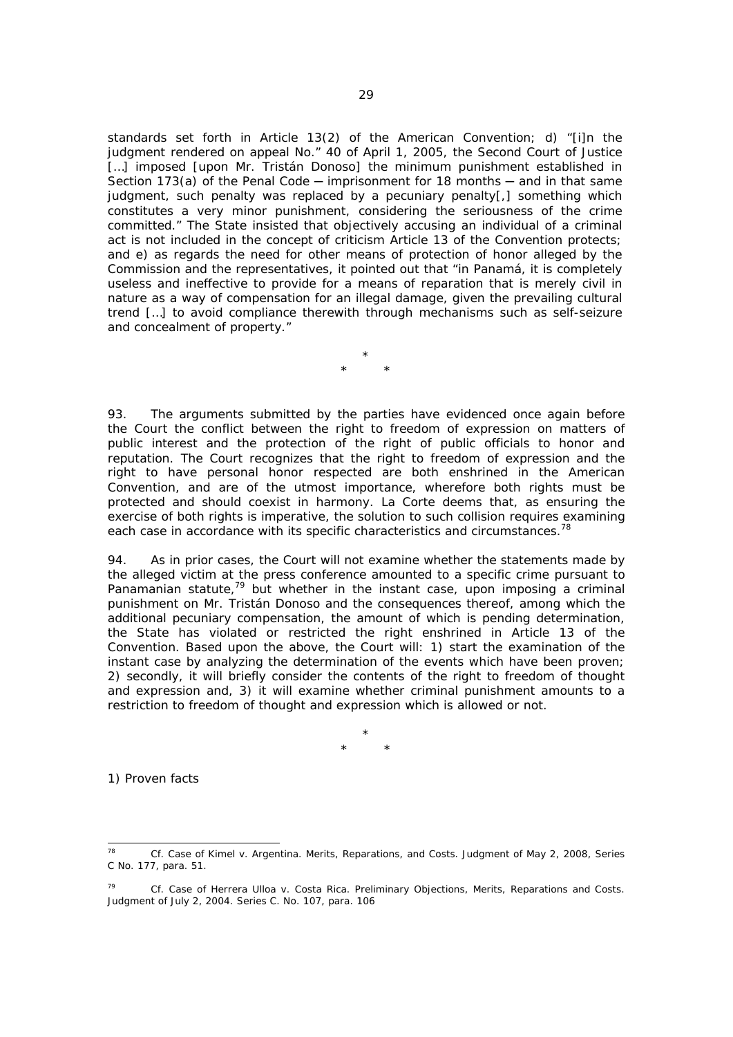standards set forth in Article 13(2) of the American Convention; d) "[i]n the judgment rendered on appeal No." 40 of April 1, 2005, the Second Court of Justice [...] imposed [upon Mr. Tristán Donoso] the minimum punishment established in Section 173(a) of the Penal Code — imprisonment for 18 months — and in that same judgment, such penalty was replaced by a pecuniary penalty[,] something which constitutes a very minor punishment, considering the seriousness of the crime committed." The State insisted that objectively accusing an individual of a criminal act is not included in the concept of criticism Article 13 of the Convention protects; and e) as regards the need for other means of protection of honor alleged by the Commission and the representatives, it pointed out that "in Panamá, it is completely useless and ineffective to provide for a means of reparation that is merely civil in nature as a way of compensation for an illegal damage, given the prevailing cultural trend [...] to avoid compliance therewith through mechanisms such as self-seizure and concealment of property."

\*
\* \*

93. The arguments submitted by the parties have evidenced once again before the Court the conflict between the right to freedom of expression on matters of public interest and the protection of the right of public officials to honor and reputation. The Court recognizes that the right to freedom of expression and the right to have personal honor respected are both enshrined in the American Convention, and are of the utmost importance, wherefore both rights must be protected and should coexist in harmony. La Corte deems that, as ensuring the exercise of both rights is imperative, the solution to such collision requires examining each case in accordance with its specific characteristics and circumstances.[78]

94. As in prior cases, the Court will not examine whether the statements made by the alleged victim at the press conference amounted to a specific crime pursuant to Panamanian statute,[79] but whether in the instant case, upon imposing a criminal punishment on Mr. Tristán Donoso and the consequences thereof, among which the additional pecuniary compensation, the amount of which is pending determination, the State has violated or restricted the right enshrined in Article 13 of the Convention. Based upon the above, the Court will: 1) start the examination of the instant case by analyzing the determination of the events which have been proven; 2) secondly, it will briefly consider the contents of the right to freedom of thought and expression and, 3) it will examine whether criminal punishment amounts to a restriction to freedom of thought and expression which is allowed or not.

\*
\* \*

1) Proven facts

---

[78] *Cf. Case of Kimel v. Argentina. Merits, Reparations, and Costs.* Judgment of May 2, 2008, Series C No. 177, para. 51.

[79] *Cf. Case of Herrera Ulloa v. Costa Rica. Preliminary Objections, Merits, Reparations and Costs.* Judgment of July 2, 2004. Series C. No. 107, para. 106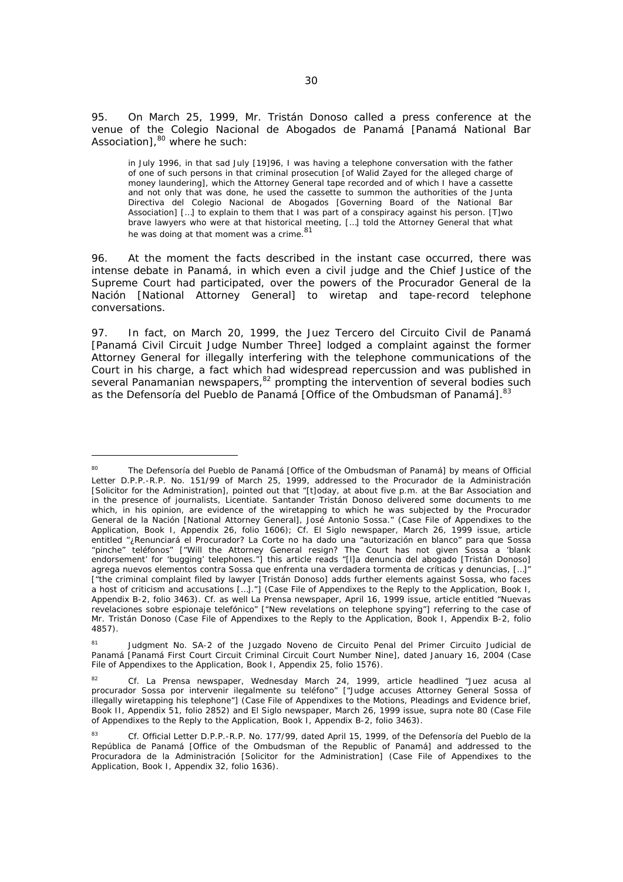95. On March 25, 1999, Mr. Tristán Donoso called a press conference at the venue of the Colegio Nacional de Abogados de Panamá [Panamá National Bar Association],[80] where he such:

> in July 1996, in that sad July [19]96, I was having a telephone conversation with the father of one of such persons in that criminal prosecution [of Walid Zayed for the alleged charge of money laundering], which the Attorney General tape recorded and of which I have a cassette and not only that was done, he used the cassette to summon the authorities of the Junta Directiva del Colegio Nacional de Abogados [Governing Board of the National Bar Association] […] to explain to them that I was part of a conspiracy against his person. [T]wo brave lawyers who were at that historical meeting, […] told the Attorney General that what he was doing at that moment was a crime.[81]

96. At the moment the facts described in the instant case occurred, there was intense debate in Panamá, in which even a civil judge and the Chief Justice of the Supreme Court had participated, over the powers of the Procurador General de la Nación [National Attorney General] to wiretap and tape-record telephone conversations.

97. In fact, on March 20, 1999, the Juez Tercero del Circuito Civil de Panamá [Panamá Civil Circuit Judge Number Three] lodged a complaint against the former Attorney General for illegally interfering with the telephone communications of the Court in his charge, a fact which had widespread repercussion and was published in several Panamanian newspapers,[82] prompting the intervention of several bodies such as the Defensoría del Pueblo de Panamá [Office of the Ombudsman of Panamá].[83]

---

[80] The Defensoría del Pueblo de Panamá [Office of the Ombudsman of Panamá] by means of Official Letter D.P.P.-R.P. No. 151/99 of March 25, 1999, addressed to the Procurador de la Administración [Solicitor for the Administration], pointed out that "[t]oday, at about five p.m. at the Bar Association and in the presence of journalists, Licentiate. Santander Tristán Donoso delivered some documents to me which, in his opinion, are evidence of the wiretapping to which he was subjected by the Procurador General de la Nación [National Attorney General], José Antonio Sossa." (Case File of Appendixes to the Application, Book I, Appendix 26, folio 1606); Cf. El Siglo newspaper, March 26, 1999 issue, article entitled "¿Renunciará el Procurador? La Corte no ha dado una "autorización en blanco" para que Sossa "pinche" teléfonos" ["Will the Attorney General resign? The Court has not given Sossa a 'blank endorsement' for 'bugging' telephones."] this article reads "[l]a denuncia del abogado [Tristán Donoso] agrega nuevos elementos contra Sossa que enfrenta una verdadera tormenta de críticas y denuncias, […]" ["the criminal complaint filed by lawyer [Tristán Donoso] adds further elements against Sossa, who faces a host of criticism and accusations […]."] (Case File of Appendixes to the Reply to the Application, Book I, Appendix B-2, folio 3463). Cf. as well La Prensa newspaper, April 16, 1999 issue, article entitled "Nuevas revelaciones sobre espionaje telefónico" ["New revelations on telephone spying"] referring to the case of Mr. Tristán Donoso (Case File of Appendixes to the Reply to the Application, Book I, Appendix B-2, folio 4857).

[81] Judgment No. SA-2 of the Juzgado Noveno de Circuito Penal del Primer Circuito Judicial de Panamá [Panamá First Court Circuit Criminal Circuit Court Number Nine], dated January 16, 2004 (Case File of Appendixes to the Application, Book I, Appendix 25, folio 1576).

[82] Cf. La Prensa newspaper, Wednesday March 24, 1999, article headlined "Juez acusa al procurador Sossa por intervenir ilegalmente su teléfono" ["Judge accuses Attorney General Sossa of illegally wiretapping his telephone"] (Case File of Appendixes to the Motions, Pleadings and Evidence brief, Book II, Appendix 51, folio 2852) and El Siglo newspaper, March 26, 1999 issue, supra note 80 (Case File of Appendixes to the Reply to the Application, Book I, Appendix B-2, folio 3463).

[83] Cf. Official Letter D.P.P.-R.P. No. 177/99, dated April 15, 1999, of the Defensoría del Pueblo de la República de Panamá [Office of the Ombudsman of the Republic of Panamá] and addressed to the Procuradora de la Administración [Solicitor for the Administration] (Case File of Appendixes to the Application, Book I, Appendix 32, folio 1636).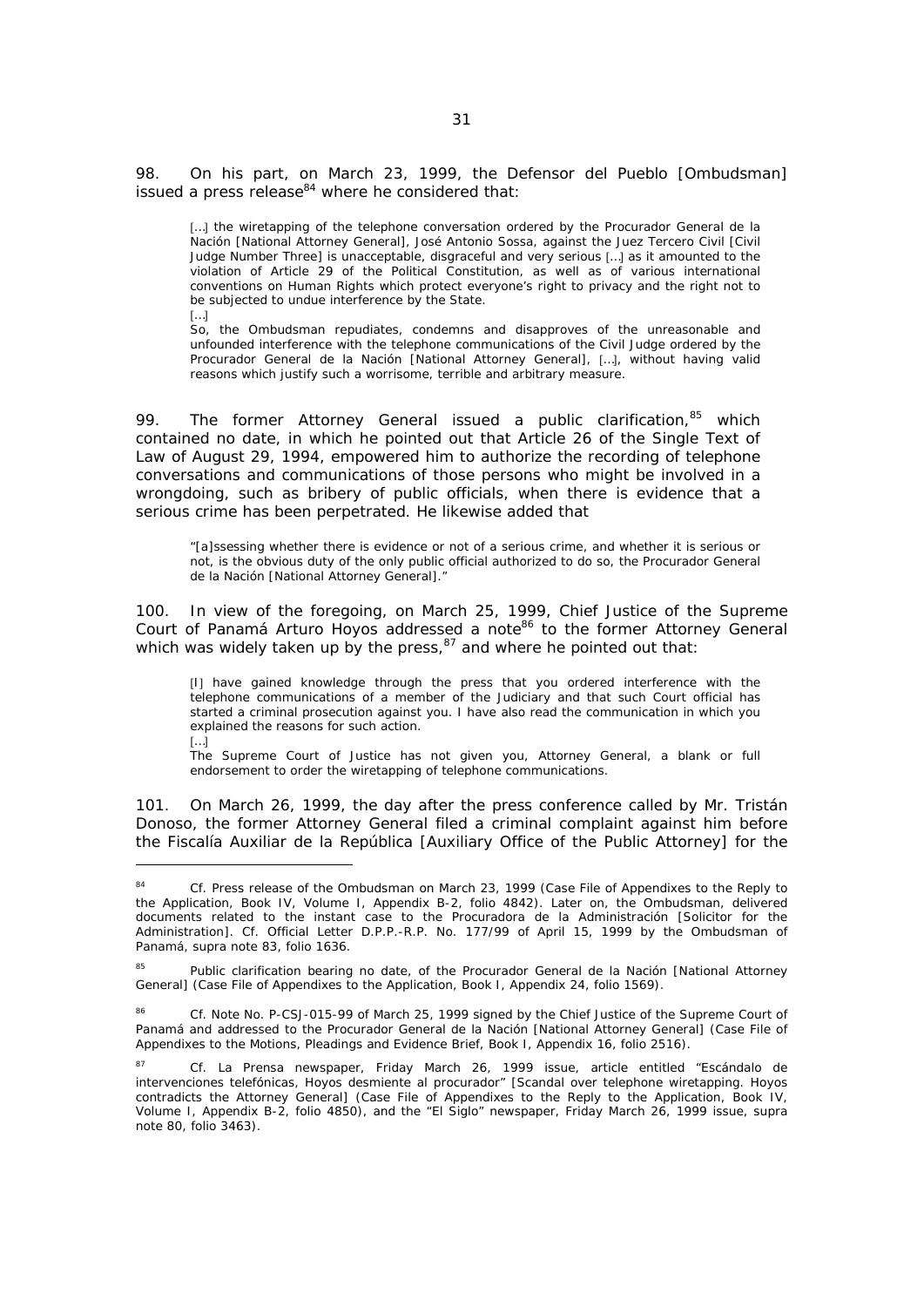98. On his part, on March 23, 1999, the Defensor del Pueblo [Ombudsman] issued a press release[84] where he considered that:

> […] the wiretapping of the telephone conversation ordered by the Procurador General de la Nación [National Attorney General], José Antonio Sossa, against the Juez Tercero Civil [Civil Judge Number Three] is unacceptable, disgraceful and very serious […] as it amounted to the violation of Article 29 of the Political Constitution, as well as of various international conventions on Human Rights which protect everyone's right to privacy and the right not to be subjected to undue interference by the State.
>
> […]
>
> So, the Ombudsman repudiates, condemns and disapproves of the unreasonable and unfounded interference with the telephone communications of the Civil Judge ordered by the Procurador General de la Nación [National Attorney General], […], without having valid reasons which justify such a worrisome, terrible and arbitrary measure.

99. The former Attorney General issued a public clarification,[85] which contained no date, in which he pointed out that Article 26 of the Single Text of Law of August 29, 1994, empowered him to authorize the recording of telephone conversations and communications of those persons who might be involved in a wrongdoing, such as bribery of public officials, when there is evidence that a serious crime has been perpetrated. He likewise added that

> "[a]ssessing whether there is evidence or not of a serious crime, and whether it is serious or not, is the obvious duty of the only public official authorized to do so, the Procurador General de la Nación [National Attorney General]."

100. In view of the foregoing, on March 25, 1999, Chief Justice of the Supreme Court of Panamá Arturo Hoyos addressed a note[86] to the former Attorney General which was widely taken up by the press,[87] and where he pointed out that:

> [I] have gained knowledge through the press that you ordered interference with the telephone communications of a member of the Judiciary and that such Court official has started a criminal prosecution against you. I have also read the communication in which you explained the reasons for such action.
>
> […]
>
> The Supreme Court of Justice has not given you, Attorney General, a blank or full endorsement to order the wiretapping of telephone communications.

101. On March 26, 1999, the day after the press conference called by Mr. Tristán Donoso, the former Attorney General filed a criminal complaint against him before the Fiscalía Auxiliar de la República [Auxiliary Office of the Public Attorney] for the

---

[84] Cf. Press release of the Ombudsman on March 23, 1999 (Case File of Appendixes to the Reply to the Application, Book IV, Volume I, Appendix B-2, folio 4842). Later on, the Ombudsman, delivered documents related to the instant case to the Procuradora de la Administración [Solicitor for the Administration]. Cf. Official Letter D.P.P.-R.P. No. 177/99 of April 15, 1999 by the Ombudsman of Panamá, supra note 83, folio 1636.

[85] Public clarification bearing no date, of the Procurador General de la Nación [National Attorney General] (Case File of Appendixes to the Application, Book I, Appendix 24, folio 1569).

[86] Cf. Note No. P-CSJ-015-99 of March 25, 1999 signed by the Chief Justice of the Supreme Court of Panamá and addressed to the Procurador General de la Nación [National Attorney General] (Case File of Appendixes to the Motions, Pleadings and Evidence Brief, Book I, Appendix 16, folio 2516).

[87] Cf. La Prensa newspaper, Friday March 26, 1999 issue, article entitled "Escándalo de intervenciones telefónicas, Hoyos desmiente al procurador" [Scandal over telephone wiretapping. Hoyos contradicts the Attorney General] (Case File of Appendixes to the Reply to the Application, Book IV, Volume I, Appendix B-2, folio 4850), and the "El Siglo" newspaper, Friday March 26, 1999 issue, supra note 80, folio 3463).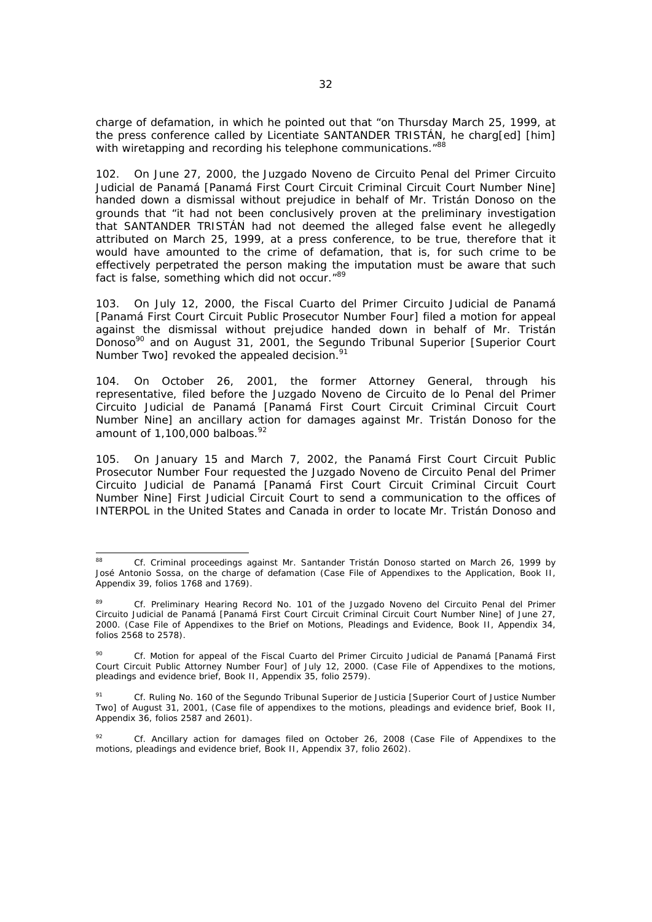charge of defamation, in which he pointed out that "on Thursday March 25, 1999, at the press conference called by Licentiate SANTANDER TRISTÁN, he charg[ed] [him] with wiretapping and recording his telephone communications."[88]

102. On June 27, 2000, the Juzgado Noveno de Circuito Penal del Primer Circuito Judicial de Panamá [Panamá First Court Circuit Criminal Circuit Court Number Nine] handed down a dismissal without prejudice in behalf of Mr. Tristán Donoso on the grounds that "it had not been conclusively proven at the preliminary investigation that SANTANDER TRISTÁN had not deemed the alleged false event he allegedly attributed on March 25, 1999, at a press conference, to be true, therefore that it would have amounted to the crime of defamation, that is, for such crime to be effectively perpetrated the person making the imputation must be aware that such fact is false, something which did not occur."[89]

103. On July 12, 2000, the Fiscal Cuarto del Primer Circuito Judicial de Panamá [Panamá First Court Circuit Public Prosecutor Number Four] filed a motion for appeal against the dismissal without prejudice handed down in behalf of Mr. Tristán Donoso[90] and on August 31, 2001, the Segundo Tribunal Superior [Superior Court Number Two] revoked the appealed decision.[91]

104. On October 26, 2001, the former Attorney General, through his representative, filed before the Juzgado Noveno de Circuito de lo Penal del Primer Circuito Judicial de Panamá [Panamá First Court Circuit Criminal Circuit Court Number Nine] an ancillary action for damages against Mr. Tristán Donoso for the amount of 1,100,000 balboas.[92]

105. On January 15 and March 7, 2002, the Panamá First Court Circuit Public Prosecutor Number Four requested the Juzgado Noveno de Circuito Penal del Primer Circuito Judicial de Panamá [Panamá First Court Circuit Criminal Circuit Court Number Nine] First Judicial Circuit Court to send a communication to the offices of INTERPOL in the United States and Canada in order to locate Mr. Tristán Donoso and

---

[88] Cf. Criminal proceedings against Mr. Santander Tristán Donoso started on March 26, 1999 by José Antonio Sossa, on the charge of defamation (Case File of Appendixes to the Application, Book II, Appendix 39, folios 1768 and 1769).

[89] Cf. Preliminary Hearing Record No. 101 of the Juzgado Noveno del Circuito Penal del Primer Circuito Judicial de Panamá [Panamá First Court Circuit Criminal Circuit Court Number Nine] of June 27, 2000. (Case File of Appendixes to the Brief on Motions, Pleadings and Evidence, Book II, Appendix 34, folios 2568 to 2578).

[90] Cf. Motion for appeal of the Fiscal Cuarto del Primer Circuito Judicial de Panamá [Panamá First Court Circuit Public Attorney Number Four] of July 12, 2000. (Case File of Appendixes to the motions, pleadings and evidence brief, Book II, Appendix 35, folio 2579).

[91] Cf. Ruling No. 160 of the Segundo Tribunal Superior de Justicia [Superior Court of Justice Number Two] of August 31, 2001, (Case file of appendixes to the motions, pleadings and evidence brief, Book II, Appendix 36, folios 2587 and 2601).

[92] Cf. Ancillary action for damages filed on October 26, 2008 (Case File of Appendixes to the motions, pleadings and evidence brief, Book II, Appendix 37, folio 2602).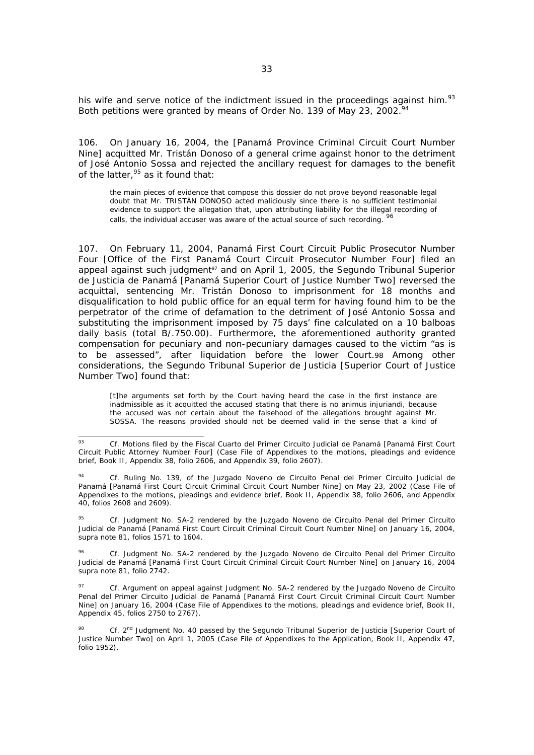his wife and serve notice of the indictment issued in the proceedings against him.[93] Both petitions were granted by means of Order No. 139 of May 23, 2002.[94]

106. On January 16, 2004, the [Panamá Province Criminal Circuit Court Number Nine] acquitted Mr. Tristán Donoso of a general crime against honor to the detriment of José Antonio Sossa and rejected the ancillary request for damages to the benefit of the latter,[95] as it found that:

> the main pieces of evidence that compose this dossier do not prove beyond reasonable legal doubt that Mr. TRISTÁN DONOSO acted maliciously since there is no sufficient testimonial evidence to support the allegation that, upon attributing liability for the illegal recording of calls, the individual accuser was aware of the actual source of such recording. [96]

107. On February 11, 2004, Panamá First Court Circuit Public Prosecutor Number Four [Office of the First Panamá Court Circuit Prosecutor Number Four] filed an appeal against such judgment[97] and on April 1, 2005, the Segundo Tribunal Superior de Justicia de Panamá [Panamá Superior Court of Justice Number Two] reversed the acquittal, sentencing Mr. Tristán Donoso to imprisonment for 18 months and disqualification to hold public office for an equal term for having found him to be the perpetrator of the crime of defamation to the detriment of José Antonio Sossa and substituting the imprisonment imposed by 75 days' fine calculated on a 10 balboas daily basis (total B/.750.00). Furthermore, the aforementioned authority granted compensation for pecuniary and non-pecuniary damages caused to the victim "as is to be assessed", after liquidation before the lower Court.[98] Among other considerations, the Segundo Tribunal Superior de Justicia [Superior Court of Justice Number Two] found that:

> [t]he arguments set forth by the Court having heard the case in the first instance are inadmissible as it acquitted the accused stating that there is no animus injuriandi, because the accused was not certain about the falsehood of the allegations brought against Mr. SOSSA. The reasons provided should not be deemed valid in the sense that a kind of

---

[93] Cf. Motions filed by the Fiscal Cuarto del Primer Circuito Judicial de Panamá [Panamá First Court Circuit Public Attorney Number Four] (Case File of Appendixes to the motions, pleadings and evidence brief, Book II, Appendix 38, folio 2606, and Appendix 39, folio 2607).

[94] Cf. Ruling No. 139, of the Juzgado Noveno de Circuito Penal del Primer Circuito Judicial de Panamá [Panamá First Court Circuit Criminal Circuit Court Number Nine] on May 23, 2002 (Case File of Appendixes to the motions, pleadings and evidence brief, Book II, Appendix 38, folio 2606, and Appendix 40, folios 2608 and 2609).

[95] Cf. Judgment No. SA-2 rendered by the Juzgado Noveno de Circuito Penal del Primer Circuito Judicial de Panamá [Panamá First Court Circuit Criminal Circuit Court Number Nine] on January 16, 2004, supra note 81, folios 1571 to 1604.

[96] Cf. Judgment No. SA-2 rendered by the Juzgado Noveno de Circuito Penal del Primer Circuito Judicial de Panamá [Panamá First Court Circuit Criminal Circuit Court Number Nine] on January 16, 2004 supra note 81, folio 2742.

[97] Cf. Argument on appeal against Judgment No. SA-2 rendered by the Juzgado Noveno de Circuito Penal del Primer Circuito Judicial de Panamá [Panamá First Court Circuit Criminal Circuit Court Number Nine] on January 16, 2004 (Case File of Appendixes to the motions, pleadings and evidence brief, Book II, Appendix 45, folios 2750 to 2767).

[98] Cf. 2nd Judgment No. 40 passed by the Segundo Tribunal Superior de Justicia [Superior Court of Justice Number Two] on April 1, 2005 (Case File of Appendixes to the Application, Book II, Appendix 47, folio 1952).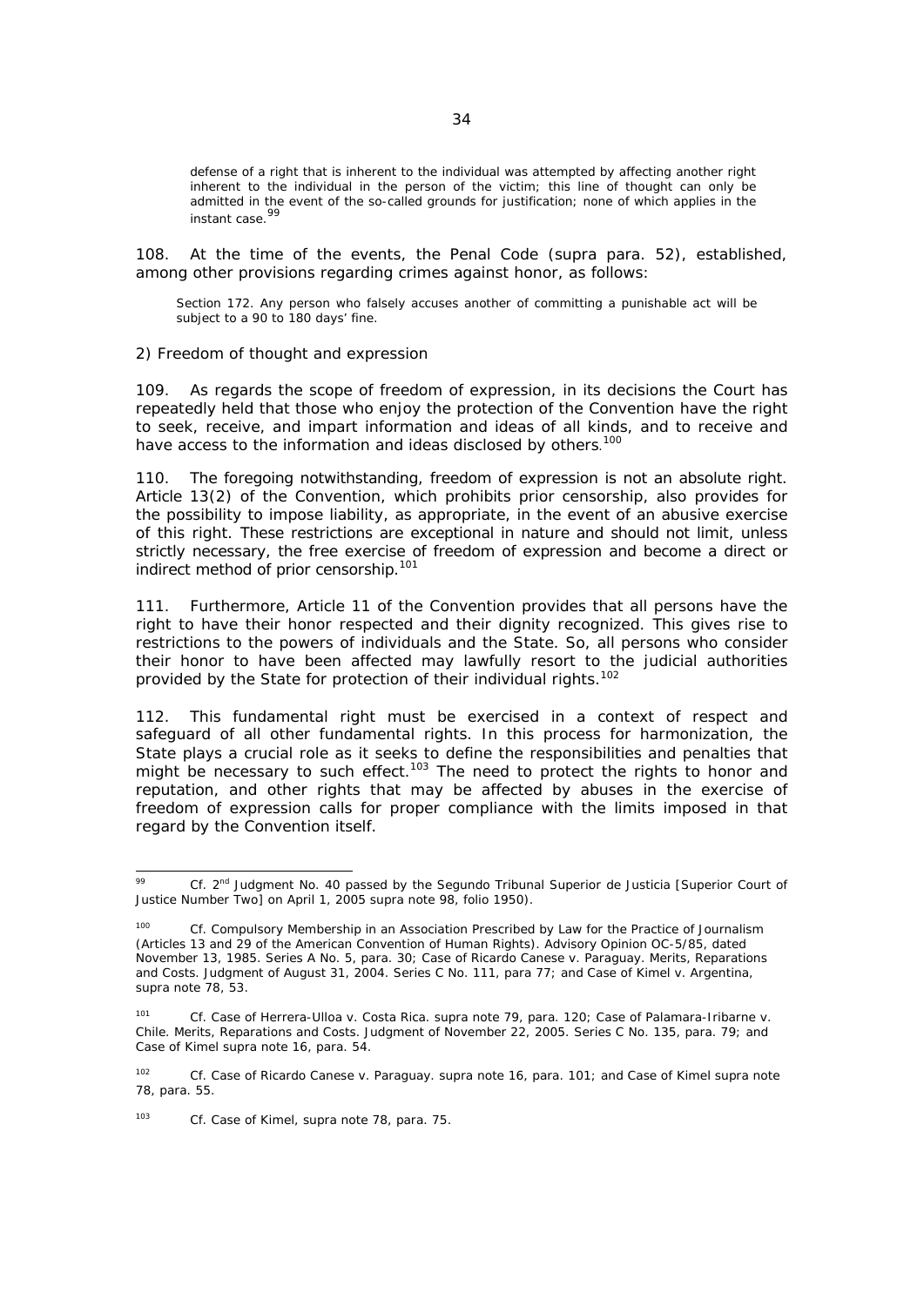> defense of a right that is inherent to the individual was attempted by affecting another right inherent to the individual in the person of the victim; this line of thought can only be admitted in the event of the so-called grounds for justification; none of which applies in the instant case.[99]

108. At the time of the events, the Penal Code (supra para. 52), established, among other provisions regarding crimes against honor, as follows:

> Section 172. Any person who falsely accuses another of committing a punishable act will be subject to a 90 to 180 days' fine.

2) Freedom of thought and expression

109. As regards the scope of freedom of expression, in its decisions the Court has repeatedly held that those who enjoy the protection of the Convention have the right to seek, receive, and impart information and ideas of all kinds, and to receive and have access to the information and ideas disclosed by others.[100]

110. The foregoing notwithstanding, freedom of expression is not an absolute right. Article 13(2) of the Convention, which prohibits prior censorship, also provides for the possibility to impose liability, as appropriate, in the event of an abusive exercise of this right. These restrictions are exceptional in nature and should not limit, unless strictly necessary, the free exercise of freedom of expression and become a direct or indirect method of prior censorship.[101]

111. Furthermore, Article 11 of the Convention provides that all persons have the right to have their honor respected and their dignity recognized. This gives rise to restrictions to the powers of individuals and the State. So, all persons who consider their honor to have been affected may lawfully resort to the judicial authorities provided by the State for protection of their individual rights.[102]

112. This fundamental right must be exercised in a context of respect and safeguard of all other fundamental rights. In this process for harmonization, the State plays a crucial role as it seeks to define the responsibilities and penalties that might be necessary to such effect.[103] The need to protect the rights to honor and reputation, and other rights that may be affected by abuses in the exercise of freedom of expression calls for proper compliance with the limits imposed in that regard by the Convention itself.

---

[99] Cf. 2nd Judgment No. 40 passed by the Segundo Tribunal Superior de Justicia [Superior Court of Justice Number Two] on April 1, 2005 supra note 98, folio 1950).

[100] Cf. Compulsory Membership in an Association Prescribed by Law for the Practice of Journalism (Articles 13 and 29 of the American Convention of Human Rights). Advisory Opinion OC-5/85, dated November 13, 1985. Series A No. 5, para. 30; Case of Ricardo Canese v. Paraguay. Merits, Reparations and Costs. Judgment of August 31, 2004. Series C No. 111, para 77; and Case of Kimel v. Argentina, supra note 78, 53.

[101] Cf. Case of Herrera-Ulloa v. Costa Rica. supra note 79, para. 120; Case of Palamara-Iribarne v. Chile. Merits, Reparations and Costs. Judgment of November 22, 2005. Series C No. 135, para. 79; and Case of Kimel supra note 16, para. 54.

[102] Cf. Case of Ricardo Canese v. Paraguay. supra note 16, para. 101; and Case of Kimel supra note 78, para. 55.

[103] Cf. Case of Kimel, supra note 78, para. 75.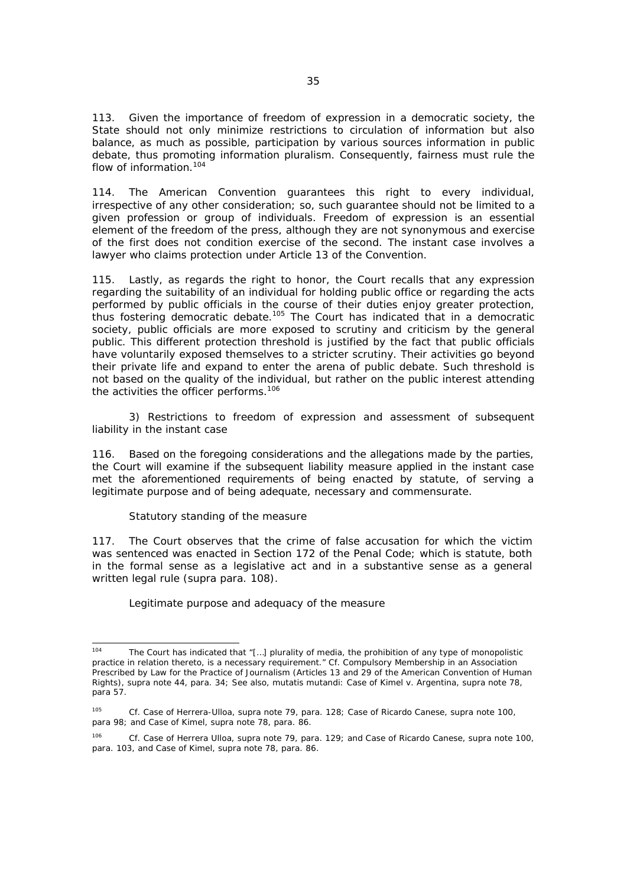113. Given the importance of freedom of expression in a democratic society, the State should not only minimize restrictions to circulation of information but also balance, as much as possible, participation by various sources information in public debate, thus promoting information pluralism. Consequently, fairness must rule the flow of information.[104]

114. The American Convention guarantees this right to every individual, irrespective of any other consideration; so, such guarantee should not be limited to a given profession or group of individuals. Freedom of expression is an essential element of the freedom of the press, although they are not synonymous and exercise of the first does not condition exercise of the second. The instant case involves a lawyer who claims protection under Article 13 of the Convention.

115. Lastly, as regards the right to honor, the Court recalls that any expression regarding the suitability of an individual for holding public office or regarding the acts performed by public officials in the course of their duties enjoy greater protection, thus fostering democratic debate.[105] The Court has indicated that in a democratic society, public officials are more exposed to scrutiny and criticism by the general public. This different protection threshold is justified by the fact that public officials have voluntarily exposed themselves to a stricter scrutiny. Their activities go beyond their private life and expand to enter the arena of public debate. Such threshold is not based on the quality of the individual, but rather on the public interest attending the activities the officer performs.[106]

*3) Restrictions to freedom of expression and assessment of subsequent liability in the instant case*

116. Based on the foregoing considerations and the allegations made by the parties, the Court will examine if the subsequent liability measure applied in the instant case met the aforementioned requirements of being enacted by statute, of serving a legitimate purpose and of being adequate, necessary and commensurate.

*Statutory standing of the measure*

117. The Court observes that the crime of false accusation for which the victim was sentenced was enacted in Section 172 of the Penal Code; which is statute, both in the formal sense as a legislative act and in a substantive sense as a general written legal rule (*supra* para. 108).

*Legitimate purpose and adequacy of the measure*

---

[104] The Court has indicated that "[…] plurality of media, the prohibition of any type of monopolistic practice in relation thereto, is a necessary requirement." *Cf. Compulsory Membership in an Association Prescribed by Law for the Practice of Journalism (Articles 13 and 29 of the American Convention of Human Rights)*, *supra* note 44, para. 34; See also, *mutatis mutandi*: *Case of Kimel v. Argentina*, *supra* note 78, para 57.

[105] *Cf. Case of Herrera-Ulloa*, *supra* note 79, para. 128; *Case of Ricardo Canese*, *supra* note 100, para 98; and *Case of Kimel*, *supra* note 78, para. 86.

[106] *Cf. Case of Herrera Ulloa*, *supra* note 79, para. 129; and *Case of Ricardo Canese*, *supra* note 100, para. 103, and *Case of Kimel*, *supra* note 78, para. 86.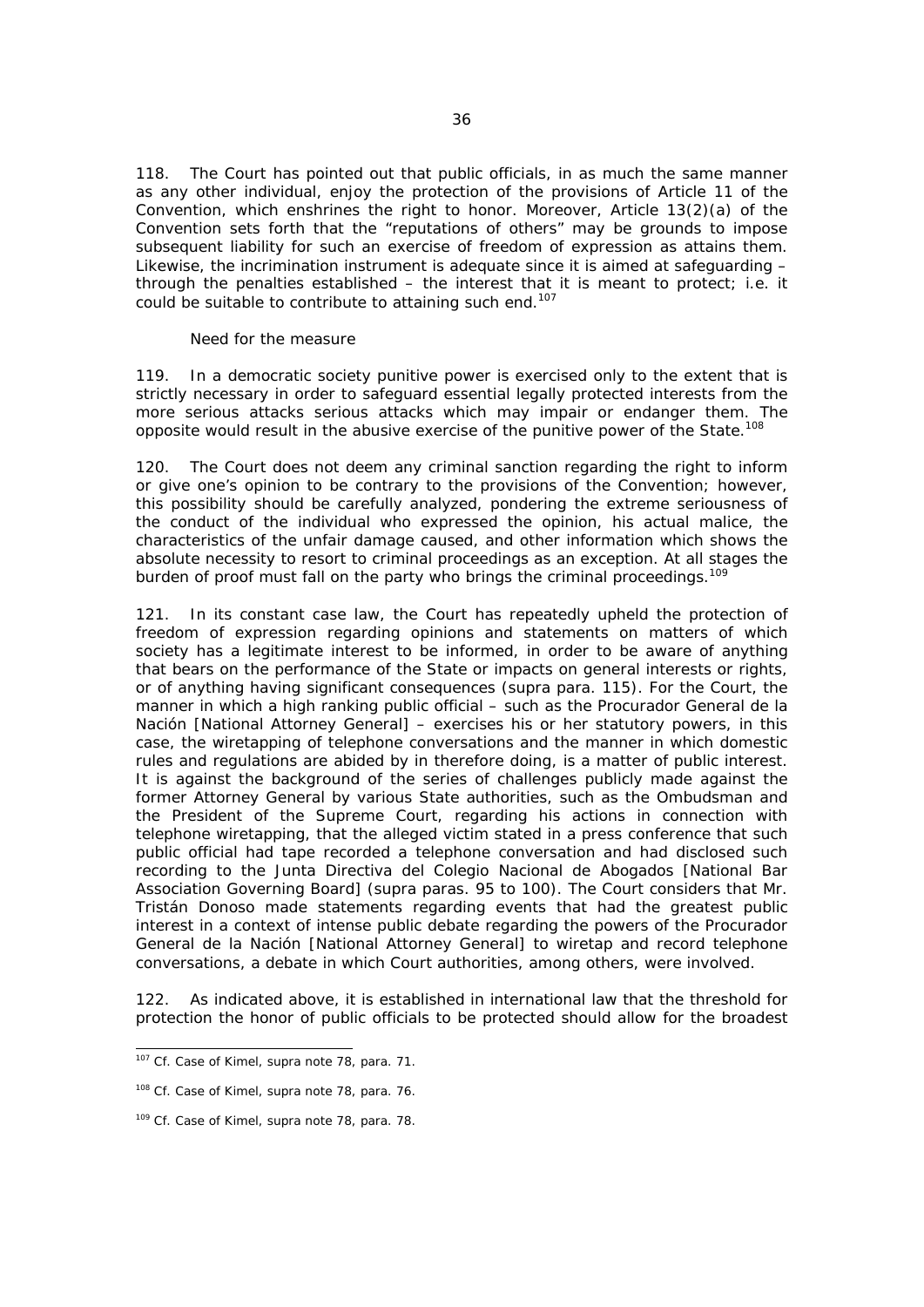118. The Court has pointed out that public officials, in as much the same manner as any other individual, enjoy the protection of the provisions of Article 11 of the Convention, which enshrines the right to honor. Moreover, Article 13(2)(a) of the Convention sets forth that the "reputations of others" may be grounds to impose subsequent liability for such an exercise of freedom of expression as attains them. Likewise, the incrimination instrument is adequate since it is aimed at safeguarding – through the penalties established – the interest that it is meant to protect; i.e. it could be suitable to contribute to attaining such end.[107]

*Need for the measure*

119. In a democratic society punitive power is exercised only to the extent that is strictly necessary in order to safeguard essential legally protected interests from the more serious attacks serious attacks which may impair or endanger them. The opposite would result in the abusive exercise of the punitive power of the State.[108]

120. The Court does not deem any criminal sanction regarding the right to inform or give one's opinion to be contrary to the provisions of the Convention; however, this possibility should be carefully analyzed, pondering the extreme seriousness of the conduct of the individual who expressed the opinion, his actual malice, the characteristics of the unfair damage caused, and other information which shows the absolute necessity to resort to criminal proceedings as an exception. At all stages the burden of proof must fall on the party who brings the criminal proceedings.[109]

121. In its constant case law, the Court has repeatedly upheld the protection of freedom of expression regarding opinions and statements on matters of which society has a legitimate interest to be informed, in order to be aware of anything that bears on the performance of the State or impacts on general interests or rights, or of anything having significant consequences (*supra* para. 115). For the Court, the manner in which a high ranking public official – such as the *Procurador General de la Nación* [National Attorney General] – exercises his or her statutory powers, in this case, the wiretapping of telephone conversations and the manner in which domestic rules and regulations are abided by in therefore doing, is a matter of public interest. It is against the background of the series of challenges publicly made against the former Attorney General by various State authorities, such as the Ombudsman and the President of the Supreme Court, regarding his actions in connection with telephone wiretapping, that the alleged victim stated in a press conference that such public official had tape recorded a telephone conversation and had disclosed such recording to the *Junta Directiva del Colegio Nacional de Abogados* [National Bar Association Governing Board] (*supra* paras. 95 to 100). The Court considers that Mr. Tristán Donoso made statements regarding events that had the greatest public interest in a context of intense public debate regarding the powers of the *Procurador General de la Nación* [National Attorney General] to wiretap and record telephone conversations, a debate in which Court authorities, among others, were involved.

122. As indicated above, it is established in international law that the threshold for protection the honor of public officials to be protected should allow for the broadest

---

[107] *Cf. Case of Kimel, supra* note 78, para. 71.

[108] *Cf. Case of Kimel, supra* note 78, para. 76.

[109] *Cf. Case of Kimel, supra* note 78, para. 78.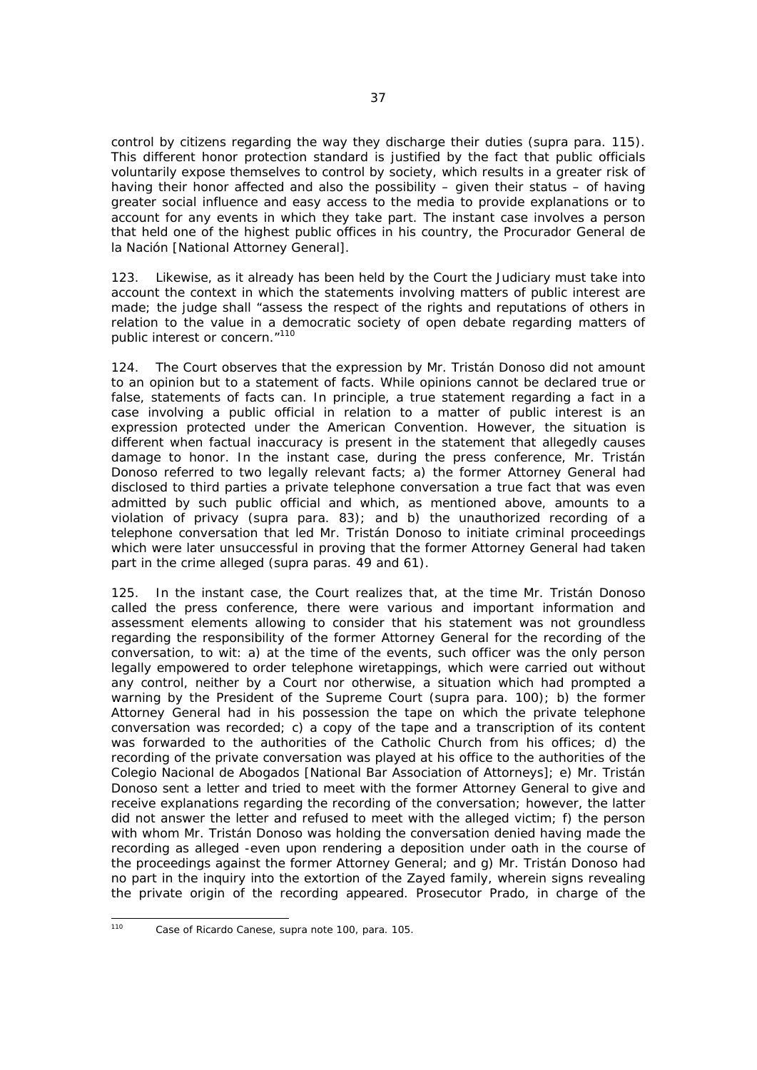control by citizens regarding the way they discharge their duties (*supra* para. 115). This different honor protection standard is justified by the fact that public officials voluntarily expose themselves to control by society, which results in a greater risk of having their honor affected and also the possibility – given their status – of having greater social influence and easy access to the media to provide explanations or to account for any events in which they take part. The instant case involves a person that held one of the highest public offices in his country, the *Procurador General de la Nación* [National Attorney General].

123. Likewise, as it already has been held by the Court the Judiciary must take into account the context in which the statements involving matters of public interest are made; the judge shall "assess the respect of the rights and reputations of others in relation to the value in a democratic society of open debate regarding matters of public interest or concern."[110]

124. The Court observes that the expression by Mr. Tristán Donoso did not amount to an opinion but to a statement of facts. While opinions cannot be declared true or false, statements of facts can. In principle, a true statement regarding a fact in a case involving a public official in relation to a matter of public interest is an expression protected under the American Convention. However, the situation is different when factual inaccuracy is present in the statement that allegedly causes damage to honor. In the instant case, during the press conference, Mr. Tristán Donoso referred to two legally relevant facts; a) the former Attorney General had disclosed to third parties a private telephone conversation a true fact that was even admitted by such public official and which, as mentioned above, amounts to a violation of privacy (*supra* para. 83); and b) the unauthorized recording of a telephone conversation that led Mr. Tristán Donoso to initiate criminal proceedings which were later unsuccessful in proving that the former Attorney General had taken part in the crime alleged (*supra* paras. 49 and 61).

125. In the instant case, the Court realizes that, at the time Mr. Tristán Donoso called the press conference, there were various and important information and assessment elements allowing to consider that his statement was not groundless regarding the responsibility of the former Attorney General for the recording of the conversation, to wit: a) at the time of the events, such officer was the only person legally empowered to order telephone wiretappings, which were carried out without any control, neither by a Court nor otherwise, a situation which had prompted a warning by the President of the Supreme Court (*supra* para. 100); b) the former Attorney General had in his possession the tape on which the private telephone conversation was recorded; c) a copy of the tape and a transcription of its content was forwarded to the authorities of the Catholic Church from his offices; d) the recording of the private conversation was played at his office to the authorities of the *Colegio Nacional de Abogados* [National Bar Association of Attorneys]; e) Mr. Tristán Donoso sent a letter and tried to meet with the former Attorney General to give and receive explanations regarding the recording of the conversation; however, the latter did not answer the letter and refused to meet with the alleged victim; f) the person with whom Mr. Tristán Donoso was holding the conversation denied having made the recording as alleged -even upon rendering a deposition under oath in the course of the proceedings against the former Attorney General; and g) Mr. Tristán Donoso had no part in the inquiry into the extortion of the Zayed family, wherein signs revealing the private origin of the recording appeared. Prosecutor Prado, in charge of the

---

[110] *Case of Ricardo Canese*, *supra* note 100, para. 105.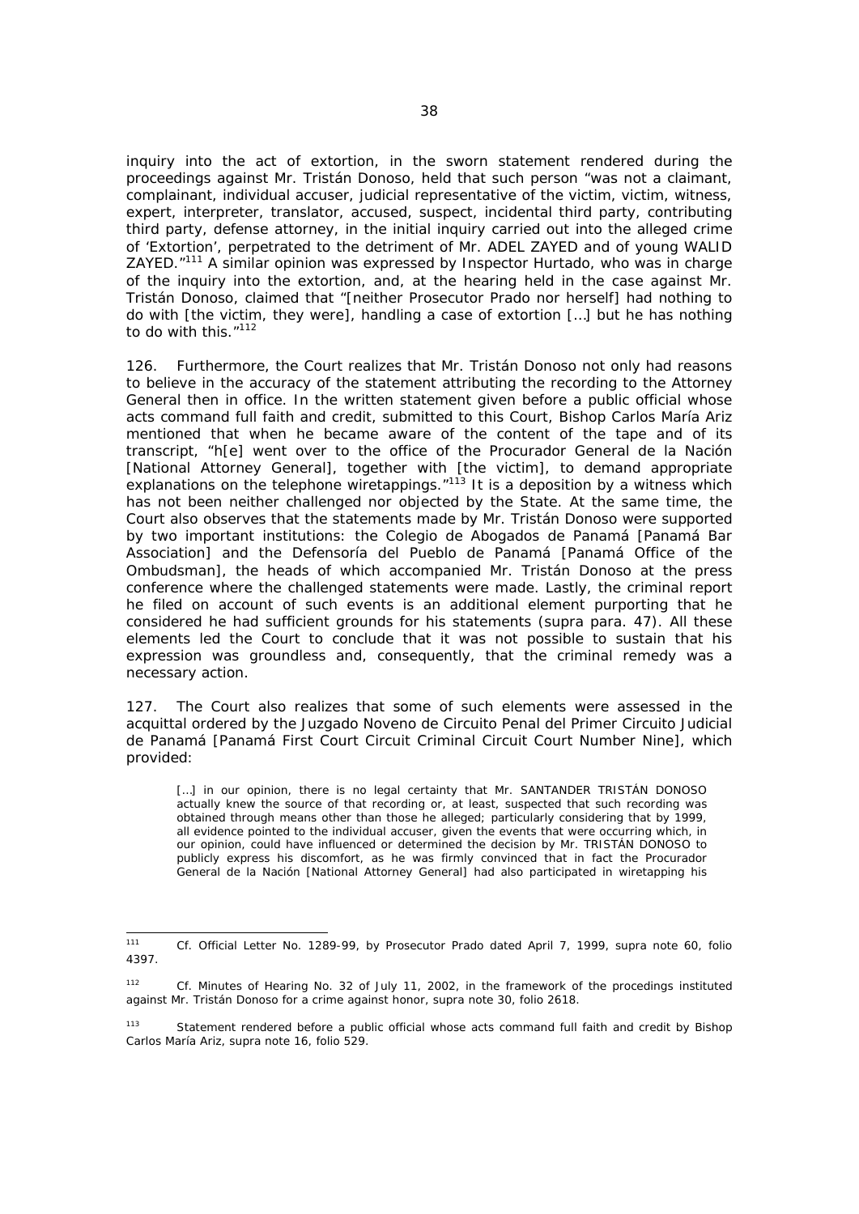inquiry into the act of extortion, in the sworn statement rendered during the proceedings against Mr. Tristán Donoso, held that such person "was not a claimant, complainant, individual accuser, judicial representative of the victim, victim, witness, expert, interpreter, translator, accused, suspect, incidental third party, contributing third party, defense attorney, in the initial inquiry carried out into the alleged crime of 'Extortion', perpetrated to the detriment of Mr. ADEL ZAYED and of young WALID ZAYED."[111] A similar opinion was expressed by Inspector Hurtado, who was in charge of the inquiry into the extortion, and, at the hearing held in the case against Mr. Tristán Donoso, claimed that "[neither Prosecutor Prado nor herself] had nothing to do with [the victim, they were], handling a case of extortion […] but he has nothing to do with this."[112]

126. Furthermore, the Court realizes that Mr. Tristán Donoso not only had reasons to believe in the accuracy of the statement attributing the recording to the Attorney General then in office. In the written statement given before a public official whose acts command full faith and credit, submitted to this Court, Bishop Carlos María Ariz mentioned that when he became aware of the content of the tape and of its transcript, "h[e] went over to the office of the Procurador General de la Nación [National Attorney General], together with [the victim], to demand appropriate explanations on the telephone wiretappings."[113] It is a deposition by a witness which has not been neither challenged nor objected by the State. At the same time, the Court also observes that the statements made by Mr. Tristán Donoso were supported by two important institutions: the Colegio de Abogados de Panamá [Panamá Bar Association] and the Defensoría del Pueblo de Panamá [Panamá Office of the Ombudsman], the heads of which accompanied Mr. Tristán Donoso at the press conference where the challenged statements were made. Lastly, the criminal report he filed on account of such events is an additional element purporting that he considered he had sufficient grounds for his statements (supra para. 47). All these elements led the Court to conclude that it was not possible to sustain that his expression was groundless and, consequently, that the criminal remedy was a necessary action.

127. The Court also realizes that some of such elements were assessed in the acquittal ordered by the Juzgado Noveno de Circuito Penal del Primer Circuito Judicial de Panamá [Panamá First Court Circuit Criminal Circuit Court Number Nine], which provided:

> […] in our opinion, there is no legal certainty that Mr. SANTANDER TRISTÁN DONOSO actually knew the source of that recording or, at least, suspected that such recording was obtained through means other than those he alleged; particularly considering that by 1999, all evidence pointed to the individual accuser, given the events that were occurring which, in our opinion, could have influenced or determined the decision by Mr. TRISTÁN DONOSO to publicly express his discomfort, as he was firmly convinced that in fact the Procurador General de la Nación [National Attorney General] had also participated in wiretapping his

---

[111] Cf. Official Letter No. 1289-99, by Prosecutor Prado dated April 7, 1999, supra note 60, folio 4397.

[112] Cf. Minutes of Hearing No. 32 of July 11, 2002, in the framework of the procedings instituted against Mr. Tristán Donoso for a crime against honor, supra note 30, folio 2618.

[113] Statement rendered before a public official whose acts command full faith and credit by Bishop Carlos María Ariz, supra note 16, folio 529.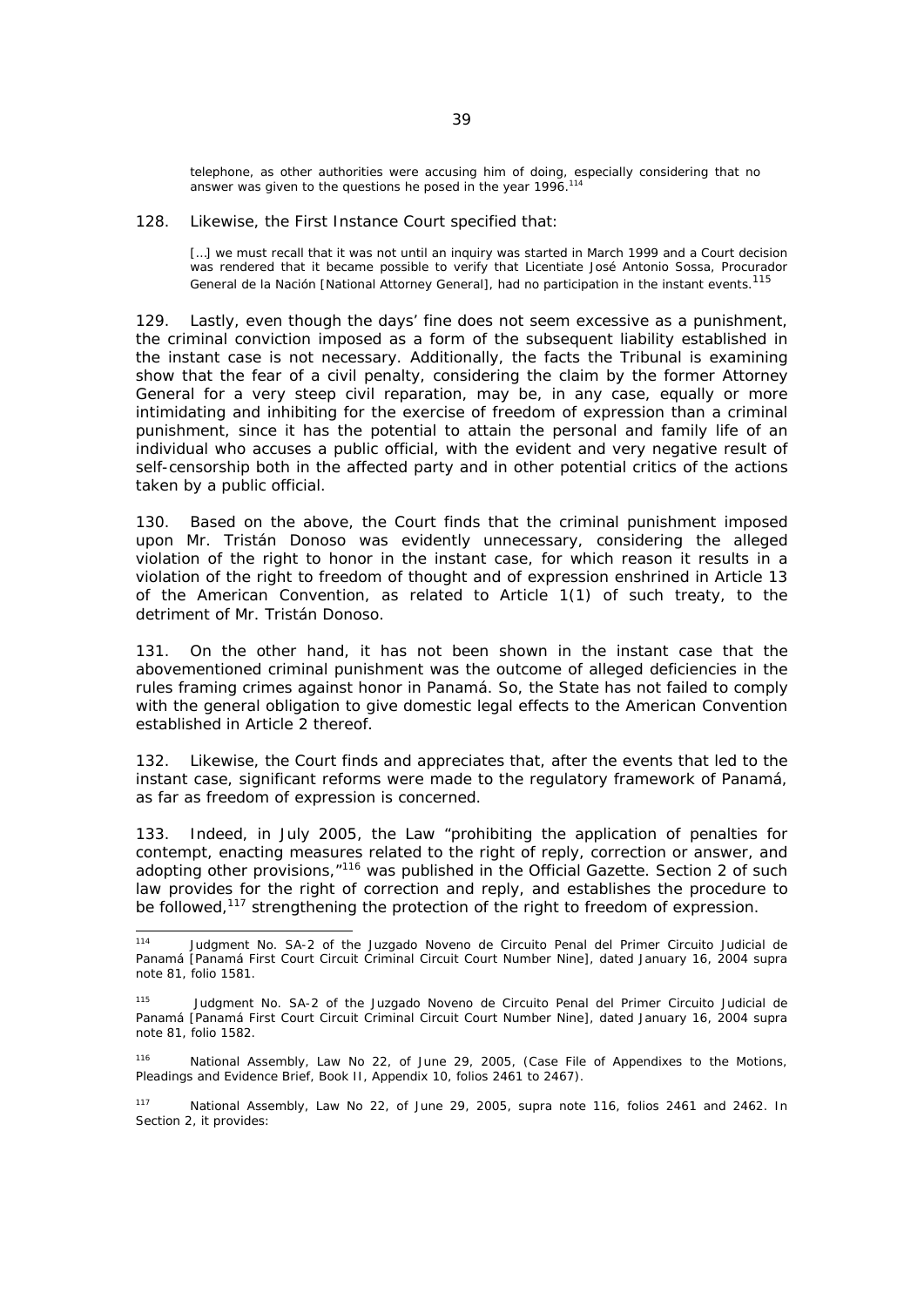> telephone, as other authorities were accusing him of doing, especially considering that no answer was given to the questions he posed in the year 1996.[114]

128. Likewise, the First Instance Court specified that:

> […] we must recall that it was not until an inquiry was started in March 1999 and a Court decision was rendered that it became possible to verify that Licentiate José Antonio Sossa, Procurador General de la Nación [National Attorney General], had no participation in the instant events.[115]

129. Lastly, even though the days' fine does not seem excessive as a punishment, the criminal conviction imposed as a form of the subsequent liability established in the instant case is not necessary. Additionally, the facts the Tribunal is examining show that the fear of a civil penalty, considering the claim by the former Attorney General for a very steep civil reparation, may be, in any case, equally or more intimidating and inhibiting for the exercise of freedom of expression than a criminal punishment, since it has the potential to attain the personal and family life of an individual who accuses a public official, with the evident and very negative result of self-censorship both in the affected party and in other potential critics of the actions taken by a public official.

130. Based on the above, the Court finds that the criminal punishment imposed upon Mr. Tristán Donoso was evidently unnecessary, considering the alleged violation of the right to honor in the instant case, for which reason it results in a violation of the right to freedom of thought and of expression enshrined in Article 13 of the American Convention, as related to Article 1(1) of such treaty, to the detriment of Mr. Tristán Donoso.

131. On the other hand, it has not been shown in the instant case that the abovementioned criminal punishment was the outcome of alleged deficiencies in the rules framing crimes against honor in Panamá. So, the State has not failed to comply with the general obligation to give domestic legal effects to the American Convention established in Article 2 thereof.

132. Likewise, the Court finds and appreciates that, after the events that led to the instant case, significant reforms were made to the regulatory framework of Panamá, as far as freedom of expression is concerned.

133. Indeed, in July 2005, the Law "prohibiting the application of penalties for contempt, enacting measures related to the right of reply, correction or answer, and adopting other provisions,"[116] was published in the Official Gazette. Section 2 of such law provides for the right of correction and reply, and establishes the procedure to be followed,[117] strengthening the protection of the right to freedom of expression.

---

[114] Judgment No. SA-2 of the Juzgado Noveno de Circuito Penal del Primer Circuito Judicial de Panamá [Panamá First Court Circuit Criminal Circuit Court Number Nine], dated January 16, 2004 supra note 81, folio 1581.

[115] Judgment No. SA-2 of the Juzgado Noveno de Circuito Penal del Primer Circuito Judicial de Panamá [Panamá First Court Circuit Criminal Circuit Court Number Nine], dated January 16, 2004 supra note 81, folio 1582.

[116] National Assembly, Law No 22, of June 29, 2005, (Case File of Appendixes to the Motions, Pleadings and Evidence Brief, Book II, Appendix 10, folios 2461 to 2467).

[117] National Assembly, Law No 22, of June 29, 2005, supra note 116, folios 2461 and 2462. In Section 2, it provides: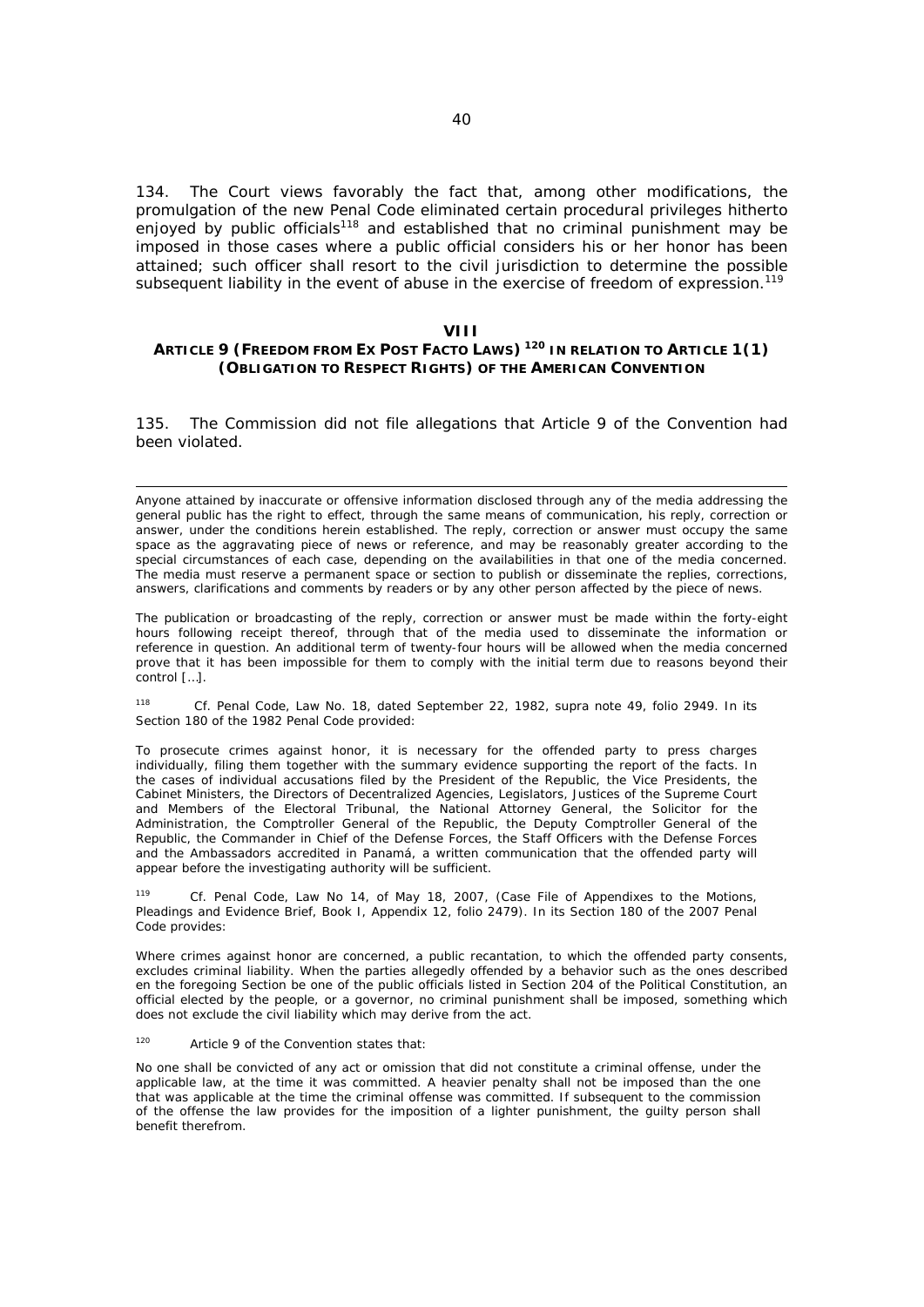134. The Court views favorably the fact that, among other modifications, the promulgation of the new Penal Code eliminated certain procedural privileges hitherto enjoyed by public officials[118] and established that no criminal punishment may be imposed in those cases where a public official considers his or her honor has been attained; such officer shall resort to the civil jurisdiction to determine the possible subsequent liability in the event of abuse in the exercise of freedom of expression.[119]

## VIII
### ARTICLE 9 (FREEDOM FROM EX POST FACTO LAWS)[120] IN RELATION TO ARTICLE 1(1) (OBLIGATION TO RESPECT RIGHTS) OF THE AMERICAN CONVENTION

135. The Commission did not file allegations that Article 9 of the Convention had been violated.

---

*Anyone attained by inaccurate or offensive information disclosed through any of the media addressing the general public has the right to effect, through the same means of communication, his reply, correction or answer, under the conditions herein established. The reply, correction or answer must occupy the same space as the aggravating piece of news or reference, and may be reasonably greater according to the special circumstances of each case, depending on the availabilities in that one of the media concerned. The media must reserve a permanent space or section to publish or disseminate the replies, corrections, answers, clarifications and comments by readers or by any other person affected by the piece of news.*

*The publication or broadcasting of the reply, correction or answer must be made within the forty-eight hours following receipt thereof, through that of the media used to disseminate the information or reference in question. An additional term of twenty-four hours will be allowed when the media concerned prove that it has been impossible for them to comply with the initial term due to reasons beyond their control […].*

[118] Cf. Penal Code, Law No. 18, dated September 22, 1982, *supra* note 49, folio 2949. In its Section 180 of the 1982 Penal Code provided:

*To prosecute crimes against honor, it is necessary for the offended party to press charges individually, filing them together with the summary evidence supporting the report of the facts. In the cases of individual accusations filed by the President of the Republic, the Vice Presidents, the Cabinet Ministers, the Directors of Decentralized Agencies, Legislators, Justices of the Supreme Court and Members of the Electoral Tribunal, the National Attorney General, the Solicitor for the Administration, the Comptroller General of the Republic, the Deputy Comptroller General of the Republic, the Commander in Chief of the Defense Forces, the Staff Officers with the Defense Forces and the Ambassadors accredited in Panamá, a written communication that the offended party will appear before the investigating authority will be sufficient.*

[119] Cf. Penal Code, Law No 14, of May 18, 2007, (Case File of Appendixes to the Motions, Pleadings and Evidence Brief, Book I, Appendix 12, folio 2479). In its Section 180 of the 2007 Penal Code provides:

*Where crimes against honor are concerned, a public recantation, to which the offended party consents, excludes criminal liability. When the parties allegedly offended by a behavior such as the ones described en the foregoing Section be one of the public officials listed in Section 204 of the Political Constitution, an official elected by the people, or a governor, no criminal punishment shall be imposed, something which does not exclude the civil liability which may derive from the act.*

[120] Article 9 of the Convention states that:

*No one shall be convicted of any act or omission that did not constitute a criminal offense, under the applicable law, at the time it was committed. A heavier penalty shall not be imposed than the one that was applicable at the time the criminal offense was committed. If subsequent to the commission of the offense the law provides for the imposition of a lighter punishment, the guilty person shall benefit therefrom.*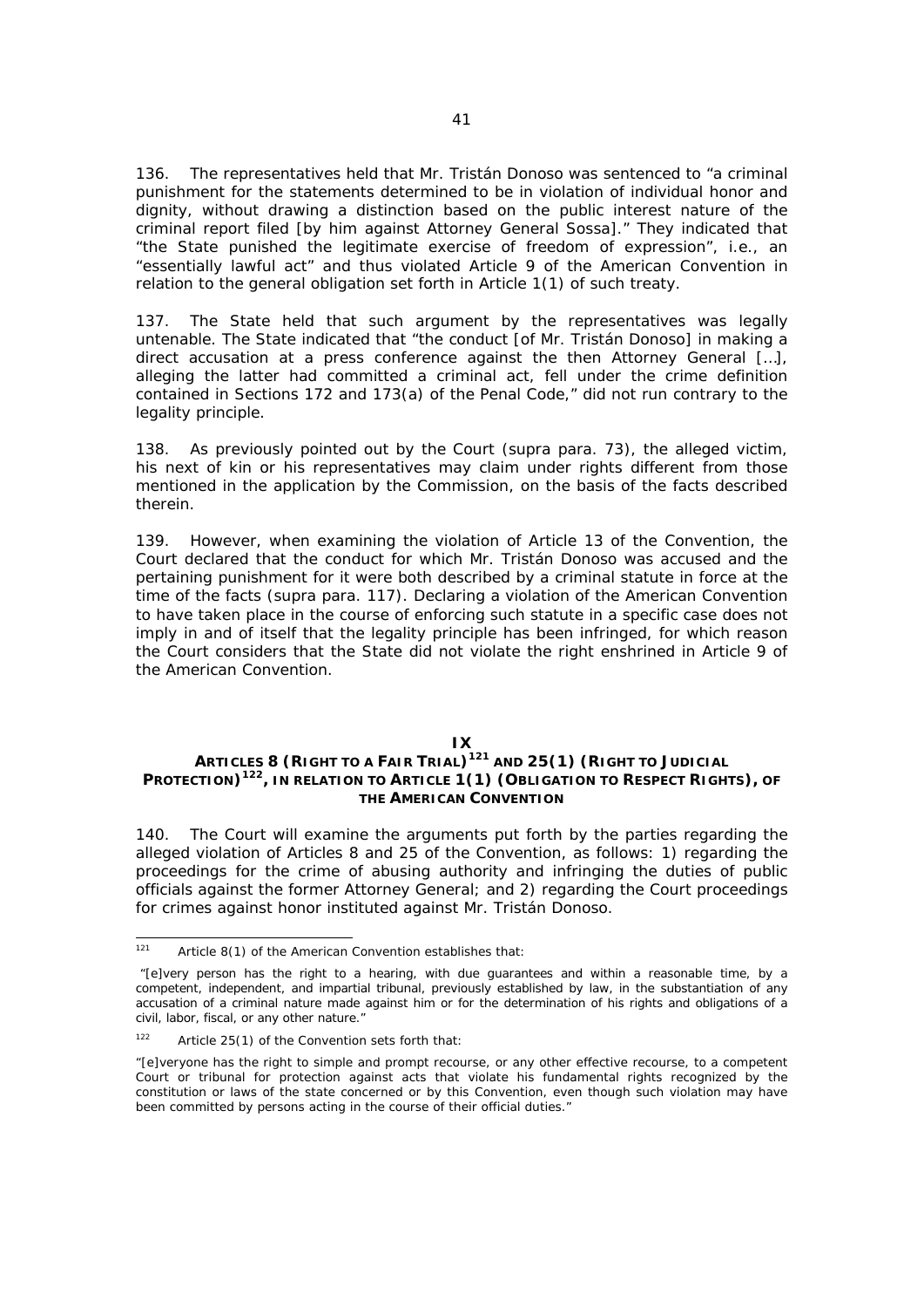136. The representatives held that Mr. Tristán Donoso was sentenced to "a criminal punishment for the statements determined to be in violation of individual honor and dignity, without drawing a distinction based on the public interest nature of the criminal report filed [by him against Attorney General Sossa]." They indicated that "the State punished the legitimate exercise of freedom of expression", i.e., an "essentially lawful act" and thus violated Article 9 of the American Convention in relation to the general obligation set forth in Article 1(1) of such treaty.

137. The State held that such argument by the representatives was legally untenable. The State indicated that "the conduct [of Mr. Tristán Donoso] in making a direct accusation at a press conference against the then Attorney General […], alleging the latter had committed a criminal act, fell under the crime definition contained in Sections 172 and 173(a) of the Penal Code," did not run contrary to the legality principle.

138. As previously pointed out by the Court (*supra* para. 73), the alleged victim, his next of kin or his representatives may claim under rights different from those mentioned in the application by the Commission, on the basis of the facts described therein.

139. However, when examining the violation of Article 13 of the Convention, the Court declared that the conduct for which Mr. Tristán Donoso was accused and the pertaining punishment for it were both described by a criminal statute in force at the time of the facts (*supra* para. 117). Declaring a violation of the American Convention to have taken place in the course of enforcing such statute in a specific case does not imply in and of itself that the legality principle has been infringed, for which reason the Court considers that the State did not violate the right enshrined in Article 9 of the American Convention.

## IX
## ARTICLES 8 (RIGHT TO A FAIR TRIAL)[121] AND 25(1) (RIGHT TO JUDICIAL PROTECTION)[122], IN RELATION TO ARTICLE 1(1) (OBLIGATION TO RESPECT RIGHTS), OF THE AMERICAN CONVENTION

140. The Court will examine the arguments put forth by the parties regarding the alleged violation of Articles 8 and 25 of the Convention, as follows: 1) regarding the proceedings for the crime of abusing authority and infringing the duties of public officials against the former Attorney General; and 2) regarding the Court proceedings for crimes against honor instituted against Mr. Tristán Donoso.

---

[121] Article 8(1) of the American Convention establishes that:

"[e]very person has the right to a hearing, with due guarantees and within a reasonable time, by a competent, independent, and impartial tribunal, previously established by law, in the substantiation of any accusation of a criminal nature made against him or for the determination of his rights and obligations of a civil, labor, fiscal, or any other nature."

[122] Article 25(1) of the Convention sets forth that:

"[e]veryone has the right to simple and prompt recourse, or any other effective recourse, to a competent Court or tribunal for protection against acts that violate his fundamental rights recognized by the constitution or laws of the state concerned or by this Convention, even though such violation may have been committed by persons acting in the course of their official duties."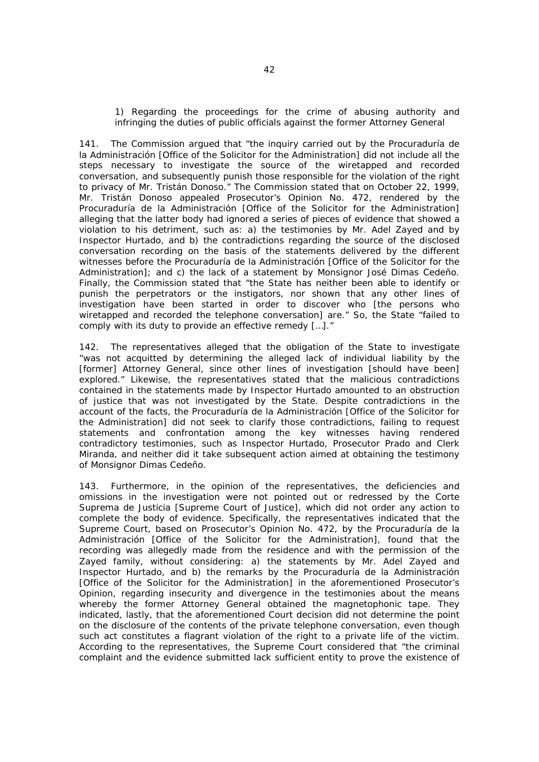1) Regarding the proceedings for the crime of abusing authority and infringing the duties of public officials against the former Attorney General

141. The Commission argued that "the inquiry carried out by the Procuraduría de la Administración [Office of the Solicitor for the Administration] did not include all the steps necessary to investigate the source of the wiretapped and recorded conversation, and subsequently punish those responsible for the violation of the right to privacy of Mr. Tristán Donoso." The Commission stated that on October 22, 1999, Mr. Tristán Donoso appealed Prosecutor's Opinion No. 472, rendered by the Procuraduría de la Administración [Office of the Solicitor for the Administration] alleging that the latter body had ignored a series of pieces of evidence that showed a violation to his detriment, such as: a) the testimonies by Mr. Adel Zayed and by Inspector Hurtado, and b) the contradictions regarding the source of the disclosed conversation recording on the basis of the statements delivered by the different witnesses before the Procuraduría de la Administración [Office of the Solicitor for the Administration]; and c) the lack of a statement by Monsignor José Dimas Cedeño. Finally, the Commission stated that "the State has neither been able to identify or punish the perpetrators or the instigators, nor shown that any other lines of investigation have been started in order to discover who [the persons who wiretapped and recorded the telephone conversation] are." So, the State "failed to comply with its duty to provide an effective remedy […]."

142. The representatives alleged that the obligation of the State to investigate "was not acquitted by determining the alleged lack of individual liability by the [former] Attorney General, since other lines of investigation [should have been] explored." Likewise, the representatives stated that the malicious contradictions contained in the statements made by Inspector Hurtado amounted to an obstruction of justice that was not investigated by the State. Despite contradictions in the account of the facts, the Procuraduría de la Administración [Office of the Solicitor for the Administration] did not seek to clarify those contradictions, failing to request statements and confrontation among the key witnesses having rendered contradictory testimonies, such as Inspector Hurtado, Prosecutor Prado and Clerk Miranda, and neither did it take subsequent action aimed at obtaining the testimony of Monsignor Dimas Cedeño.

143. Furthermore, in the opinion of the representatives, the deficiencies and omissions in the investigation were not pointed out or redressed by the Corte Suprema de Justicia [Supreme Court of Justice], which did not order any action to complete the body of evidence. Specifically, the representatives indicated that the Supreme Court, based on Prosecutor's Opinion No. 472, by the Procuraduría de la Administración [Office of the Solicitor for the Administration], found that the recording was allegedly made from the residence and with the permission of the Zayed family, without considering: a) the statements by Mr. Adel Zayed and Inspector Hurtado, and b) the remarks by the Procuraduría de la Administración [Office of the Solicitor for the Administration] in the aforementioned Prosecutor's Opinion, regarding insecurity and divergence in the testimonies about the means whereby the former Attorney General obtained the magnetophonic tape. They indicated, lastly, that the aforementioned Court decision did not determine the point on the disclosure of the contents of the private telephone conversation, even though such act constitutes a flagrant violation of the right to a private life of the victim. According to the representatives, the Supreme Court considered that "the criminal complaint and the evidence submitted lack sufficient entity to prove the existence of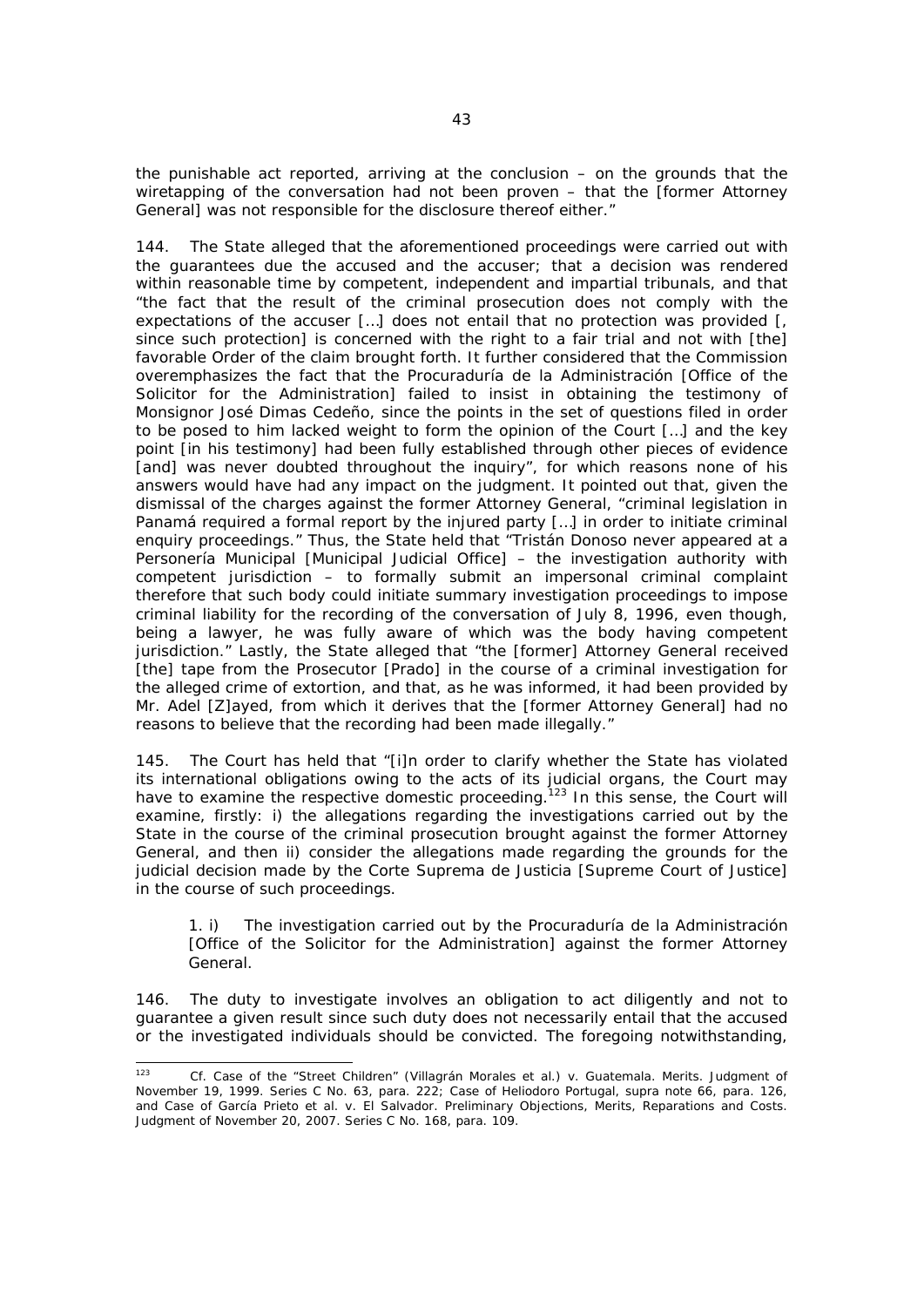the punishable act reported, arriving at the conclusion – on the grounds that the wiretapping of the conversation had not been proven – that the [former Attorney General] was not responsible for the disclosure thereof either."

144. The State alleged that the aforementioned proceedings were carried out with the guarantees due the accused and the accuser; that a decision was rendered within reasonable time by competent, independent and impartial tribunals, and that "the fact that the result of the criminal prosecution does not comply with the expectations of the accuser […] does not entail that no protection was provided [, since such protection] is concerned with the right to a fair trial and not with [the] favorable Order of the claim brought forth. It further considered that the Commission overemphasizes the fact that the *Procuraduría de la Administración* [Office of the Solicitor for the Administration] failed to insist in obtaining the testimony of Monsignor José Dimas Cedeño, since the points in the set of questions filed in order to be posed to him lacked weight to form the opinion of the Court […] and the key point [in his testimony] had been fully established through other pieces of evidence [and] was never doubted throughout the inquiry", for which reasons none of his answers would have had any impact on the judgment. It pointed out that, given the dismissal of the charges against the former Attorney General, "criminal legislation in Panamá required a formal report by the injured party […] in order to initiate criminal enquiry proceedings." Thus, the State held that "Tristán Donoso never appeared at a *Personería Municipal* [Municipal Judicial Office] – the investigation authority with competent jurisdiction – to formally submit an impersonal criminal complaint therefore that such body could initiate summary investigation proceedings to impose criminal liability for the recording of the conversation of July 8, 1996, even though, being a lawyer, he was fully aware of which was the body having competent jurisdiction." Lastly, the State alleged that "the [former] Attorney General received [the] tape from the Prosecutor [Prado] in the course of a criminal investigation for the alleged crime of extortion, and that, as he was informed, it had been provided by Mr. Adel [Z]ayed, from which it derives that the [former Attorney General] had no reasons to believe that the recording had been made illegally."

145. The Court has held that "[i]n order to clarify whether the State has violated its international obligations owing to the acts of its judicial organs, the Court may have to examine the respective domestic proceeding.[123] In this sense, the Court will examine, firstly: i) the allegations regarding the investigations carried out by the State in the course of the criminal prosecution brought against the former Attorney General, and then ii) consider the allegations made regarding the grounds for the judicial decision made by the *Corte Suprema de Justicia* [Supreme Court of Justice] in the course of such proceedings.

> 1. i) The investigation carried out by the *Procuraduría de la Administración* [Office of the Solicitor for the Administration] against the former Attorney General.

146. The duty to investigate involves an obligation to act diligently and not to guarantee a given result since such duty does not necessarily entail that the accused or the investigated individuals should be convicted. The foregoing notwithstanding,

---

[123] *Cf. Case of the "Street Children" (Villagrán Morales et al.) v. Guatemala. Merits.* Judgment of November 19, 1999. Series C No. 63, para. 222; *Case of Heliodoro Portugal, supra* note 66, para. 126, and *Case of García Prieto et al. v. El Salvador. Preliminary Objections, Merits, Reparations and Costs.* Judgment of November 20, 2007. Series C No. 168, para. 109.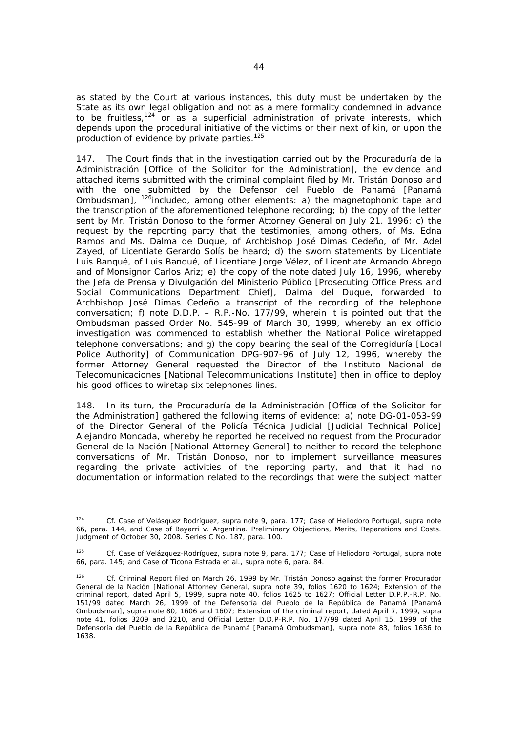as stated by the Court at various instances, this duty must be undertaken by the State as its own legal obligation and not as a mere formality condemned in advance to be fruitless,[124] or as a superficial administration of private interests, which depends upon the procedural initiative of the victims or their next of kin, or upon the production of evidence by private parties.[125]

147. The Court finds that in the investigation carried out by the *Procuraduría de la Administración* [Office of the Solicitor for the Administration], the evidence and attached items submitted with the criminal complaint filed by Mr. Tristán Donoso and with the one submitted by the *Defensor del Pueblo de Panamá* [Panamá Ombudsman], [126]included, among other elements: a) the magnetophonic tape and the transcription of the aforementioned telephone recording; b) the copy of the letter sent by Mr. Tristán Donoso to the former Attorney General on July 21, 1996; c) the request by the reporting party that the testimonies, among others, of Ms. Edna Ramos and Ms. Dalma de Duque, of Archbishop José Dimas Cedeño, of Mr. Adel Zayed, of Licentiate Gerardo Solís be heard; d) the sworn statements by Licentiate Luis Banqué, of Luis Banqué, of Licentiate Jorge Vélez, of Licentiate Armando Abrego and of Monsignor Carlos Ariz; e) the copy of the note dated July 16, 1996, whereby the *Jefa de Prensa y Divulgación del Ministerio Público* [Prosecuting Office Press and Social Communications Department Chief], Dalma del Duque, forwarded to Archbishop José Dimas Cedeño a transcript of the recording of the telephone conversation; f) note D.D.P. – R.P.-No. 177/99, wherein it is pointed out that the Ombudsman passed Order No. 545-99 of March 30, 1999, whereby an *ex officio* investigation was commenced to establish whether the National Police wiretapped telephone conversations; and g) the copy bearing the seal of the *Corregiduría* [Local Police Authority] of Communication DPG-907-96 of July 12, 1996, whereby the former Attorney General requested the Director of the *Instituto Nacional de Telecomunicaciones* [National Telecommunications Institute] then in office to deploy his good offices to wiretap six telephones lines.

148. In its turn, the *Procuraduría de la Administración* [Office of the Solicitor for the Administration] gathered the following items of evidence: a) note DG-01-053-99 of the Director General of the *Policía Técnica Judicial* [Judicial Technical Police] Alejandro Moncada, whereby he reported he received no request from the *Procurador General de la Nación* [National Attorney General] to neither to record the telephone conversations of Mr. Tristán Donoso, nor to implement surveillance measures regarding the private activities of the reporting party, and that it had no documentation or information related to the recordings that were the subject matter

---

[124] *Cf. Case of Velásquez Rodríguez, supra* note 9, para. 177; *Case of Heliodoro Portugal, supra* note 66, para. 144, and *Case of Bayarri v. Argentina. Preliminary Objections, Merits, Reparations and Costs.* Judgment of October 30, 2008. Series C No. 187, para. 100.

[125] *Cf. Case of Velázquez-Rodríguez, supra* note 9, para. 177; *Case of Heliodoro Portugal, supra* note 66, para. 145; and *Case of Ticona Estrada et al., supra* note 6, para. 84.

[126] *Cf.* Criminal Report filed on March 26, 1999 by Mr. Tristán Donoso against the former *Procurador General de la Nación* [National Attorney General, *supra* note 39, folios 1620 to 1624; Extension of the criminal report, dated April 5, 1999, *supra* note 40, folios 1625 to 1627; Official Letter D.P.P.-R.P. No. 151/99 dated March 26, 1999 of the *Defensoría del Pueblo de la República de Panamá* [Panamá Ombudsman], *supra* note 80, 1606 and 1607; Extension of the criminal report, dated April 7, 1999, *supra* note 41, folios 3209 and 3210, and Official Letter D.D.P-R.P. No. 177/99 dated April 15, 1999 of the *Defensoría del Pueblo de la República de Panamá* [Panamá Ombudsman], *supra* note 83, folios 1636 to 1638.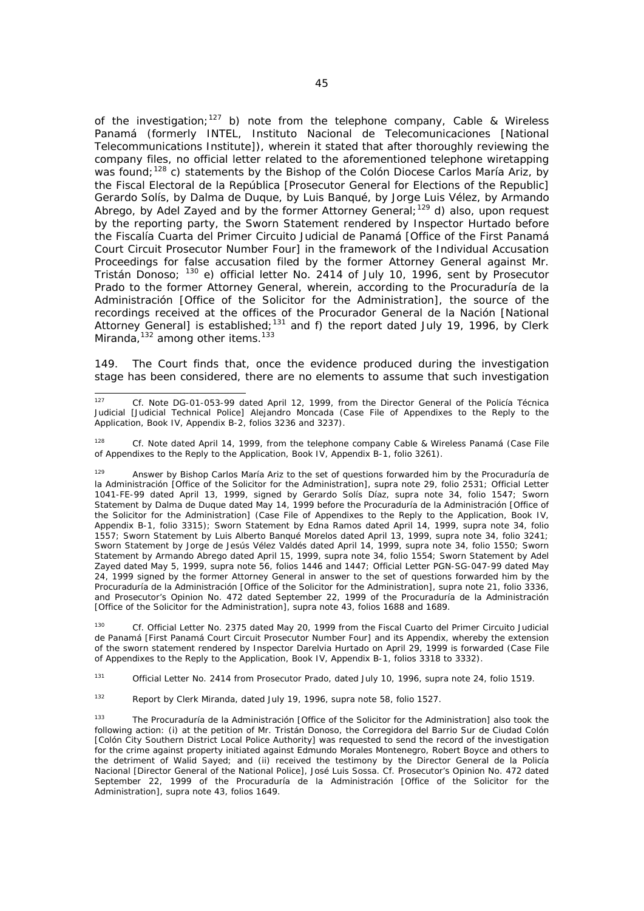of the investigation;[127] b) note from the telephone company, Cable & Wireless Panamá (formerly INTEL, Instituto Nacional de Telecomunicaciones [National Telecommunications Institute]), wherein it stated that after thoroughly reviewing the company files, no official letter related to the aforementioned telephone wiretapping was found;[128] c) statements by the Bishop of the Colón Diocese Carlos María Ariz, by the Fiscal Electoral de la República [Prosecutor General for Elections of the Republic] Gerardo Solís, by Dalma de Duque, by Luis Banqué, by Jorge Luis Vélez, by Armando Abrego, by Adel Zayed and by the former Attorney General;[129] d) also, upon request by the reporting party, the Sworn Statement rendered by Inspector Hurtado before the Fiscalía Cuarta del Primer Circuito Judicial de Panamá [Office of the First Panamá Court Circuit Prosecutor Number Four] in the framework of the Individual Accusation Proceedings for false accusation filed by the former Attorney General against Mr. Tristán Donoso; [130] e) official letter No. 2414 of July 10, 1996, sent by Prosecutor Prado to the former Attorney General, wherein, according to the Procuraduría de la Administración [Office of the Solicitor for the Administration], the source of the recordings received at the offices of the Procurador General de la Nación [National Attorney General] is established;[131] and f) the report dated July 19, 1996, by Clerk Miranda,[132] among other items.[133]

149. The Court finds that, once the evidence produced during the investigation stage has been considered, there are no elements to assume that such investigation

---

[127] *Cf.* Note DG-01-053-99 dated April 12, 1999, from the Director General of the Policía Técnica Judicial [Judicial Technical Police] Alejandro Moncada (Case File of Appendixes to the Reply to the Application, Book IV, Appendix B-2, folios 3236 and 3237).

[128] *Cf.* Note dated April 14, 1999, from the telephone company Cable & Wireless Panamá (Case File of Appendixes to the Reply to the Application, Book IV, Appendix B-1, folio 3261).

[129] Answer by Bishop Carlos María Ariz to the set of questions forwarded him by the Procuraduría de la Administración [Office of the Solicitor for the Administration], *supra* note 29, folio 2531; Official Letter 1041-FE-99 dated April 13, 1999, signed by Gerardo Solís Díaz, *supra* note 34, folio 1547; Sworn Statement by Dalma de Duque dated May 14, 1999 before the Procuraduría de la Administración [Office of the Solicitor for the Administration] (Case File of Appendixes to the Reply to the Application, Book IV, Appendix B-1, folio 3315); Sworn Statement by Edna Ramos dated April 14, 1999, *supra* note 34, folio 1557; Sworn Statement by Luis Alberto Banqué Morelos dated April 13, 1999, *supra* note 34, folio 3241; Sworn Statement by Jorge de Jesús Vélez Valdés dated April 14, 1999, *supra* note 34, folio 1550; Sworn Statement by Armando Abrego dated April 15, 1999, *supra* note 34, folio 1554; Sworn Statement by Adel Zayed dated May 5, 1999, *supra* note 56, folios 1446 and 1447; Official Letter PGN-SG-047-99 dated May 24, 1999 signed by the former Attorney General in answer to the set of questions forwarded him by the Procuraduría de la Administración [Office of the Solicitor for the Administration], *supra* note 21, folio 3336, and Prosecutor's Opinion No. 472 dated September 22, 1999 of the Procuraduría de la Administración [Office of the Solicitor for the Administration], *supra* note 43, folios 1688 and 1689.

[130] *Cf.* Official Letter No. 2375 dated May 20, 1999 from the Fiscal Cuarto del Primer Circuito Judicial de Panamá [First Panamá Court Circuit Prosecutor Number Four] and its Appendix, whereby the extension of the sworn statement rendered by Inspector Darelvia Hurtado on April 29, 1999 is forwarded (Case File of Appendixes to the Reply to the Application, Book IV, Appendix B-1, folios 3318 to 3332).

[131] Official Letter No. 2414 from Prosecutor Prado, dated July 10, 1996, *supra* note 24, folio 1519.

[132] Report by Clerk Miranda, dated July 19, 1996, *supra* note 58, folio 1527.

[133] The Procuraduría de la Administración [Office of the Solicitor for the Administration] also took the following action: (i) at the petition of Mr. Tristán Donoso, the Corregidora del Barrio Sur de Ciudad Colón [Colón City Southern District Local Police Authority] was requested to send the record of the investigation for the crime against property initiated against Edmundo Morales Montenegro, Robert Boyce and others to the detriment of Walid Sayed; and (ii) received the testimony by the Director General de la Policía Nacional [Director General of the National Police], José Luis Sossa. *Cf.* Prosecutor's Opinion No. 472 dated September 22, 1999 of the Procuraduría de la Administración [Office of the Solicitor for the Administration], *supra* note 43, folios 1649.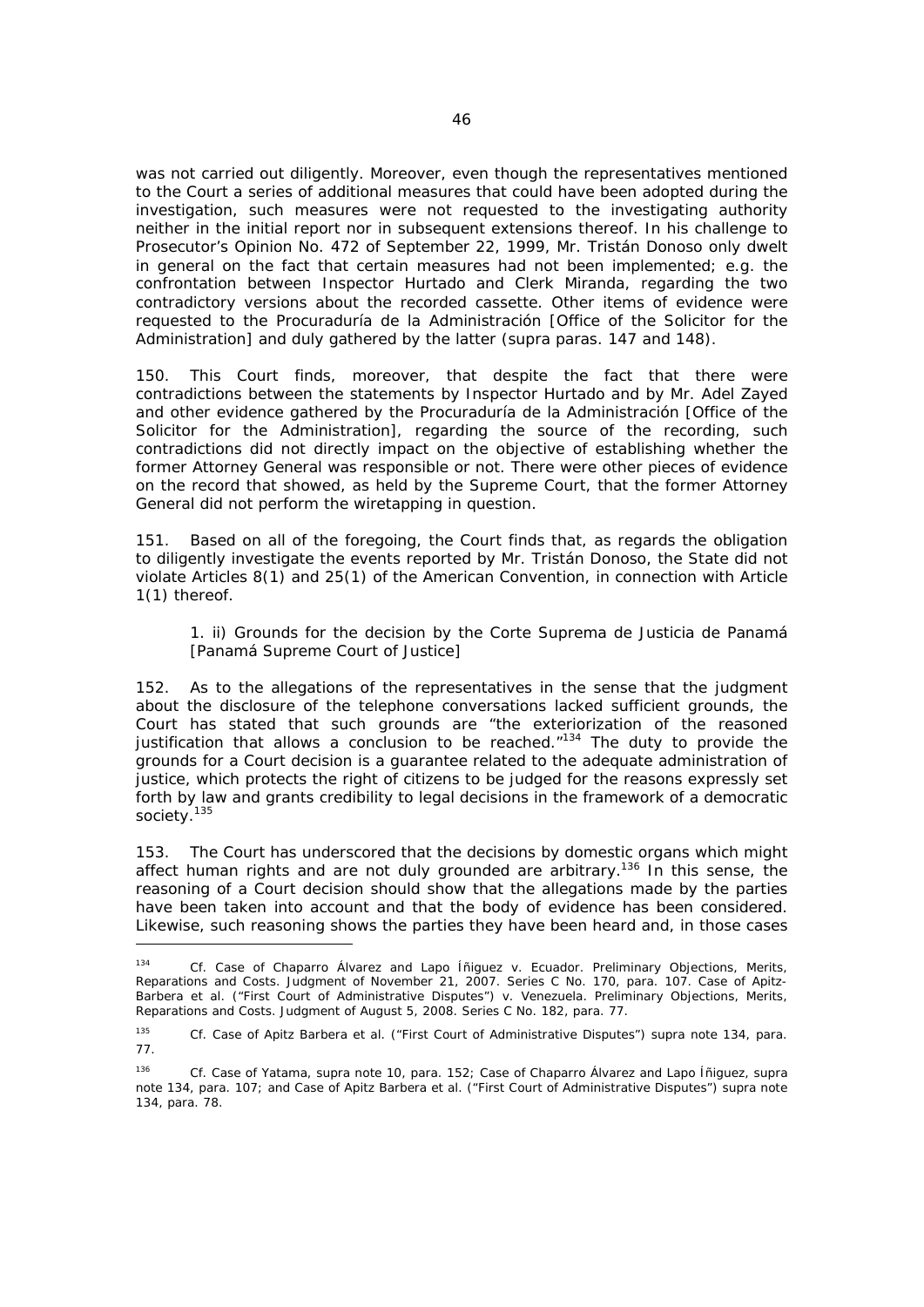was not carried out diligently. Moreover, even though the representatives mentioned to the Court a series of additional measures that could have been adopted during the investigation, such measures were not requested to the investigating authority neither in the initial report nor in subsequent extensions thereof. In his challenge to Prosecutor's Opinion No. 472 of September 22, 1999, Mr. Tristán Donoso only dwelt in general on the fact that certain measures had not been implemented; e.g. the confrontation between Inspector Hurtado and Clerk Miranda, regarding the two contradictory versions about the recorded cassette. Other items of evidence were requested to the Procuraduría de la Administración [Office of the Solicitor for the Administration] and duly gathered by the latter (*supra* paras. 147 and 148).

150. This Court finds, moreover, that despite the fact that there were contradictions between the statements by Inspector Hurtado and by Mr. Adel Zayed and other evidence gathered by the Procuraduría de la Administración [Office of the Solicitor for the Administration], regarding the source of the recording, such contradictions did not directly impact on the objective of establishing whether the former Attorney General was responsible or not. There were other pieces of evidence on the record that showed, as held by the Supreme Court, that the former Attorney General did not perform the wiretapping in question.

151. Based on all of the foregoing, the Court finds that, as regards the obligation to diligently investigate the events reported by Mr. Tristán Donoso, the State did not violate Articles 8(1) and 25(1) of the American Convention, in connection with Article 1(1) thereof.

1. ii) Grounds for the decision by the Corte Suprema de Justicia de Panamá [Panamá Supreme Court of Justice]

152. As to the allegations of the representatives in the sense that the judgment about the disclosure of the telephone conversations lacked sufficient grounds, the Court has stated that such grounds are "the exteriorization of the reasoned justification that allows a conclusion to be reached."[134] The duty to provide the grounds for a Court decision is a guarantee related to the adequate administration of justice, which protects the right of citizens to be judged for the reasons expressly set forth by law and grants credibility to legal decisions in the framework of a democratic society.[135]

153. The Court has underscored that the decisions by domestic organs which might affect human rights and are not duly grounded are arbitrary.[136] In this sense, the reasoning of a Court decision should show that the allegations made by the parties have been taken into account and that the body of evidence has been considered. Likewise, such reasoning shows the parties they have been heard and, in those cases

---

[134] *Cf. Case of Chaparro Álvarez and Lapo Íñiguez v. Ecuador. Preliminary Objections, Merits, Reparations and Costs.* Judgment of November 21, 2007. Series C No. 170, para. 107. *Case of Apitz-Barbera et al. ("First Court of Administrative Disputes") v. Venezuela. Preliminary Objections, Merits, Reparations and Costs.* Judgment of August 5, 2008. Series C No. 182, para. 77.

[135] *Cf. Case of Apitz Barbera et al. ("First Court of Administrative Disputes") supra* note 134, para. 77.

[136] *Cf. Case of Yatama, supra* note 10, para. 152; *Case of Chaparro Álvarez and Lapo Íñiguez, supra* note 134, para. 107; and *Case of Apitz Barbera et al. ("First Court of Administrative Disputes") supra* note 134, para. 78.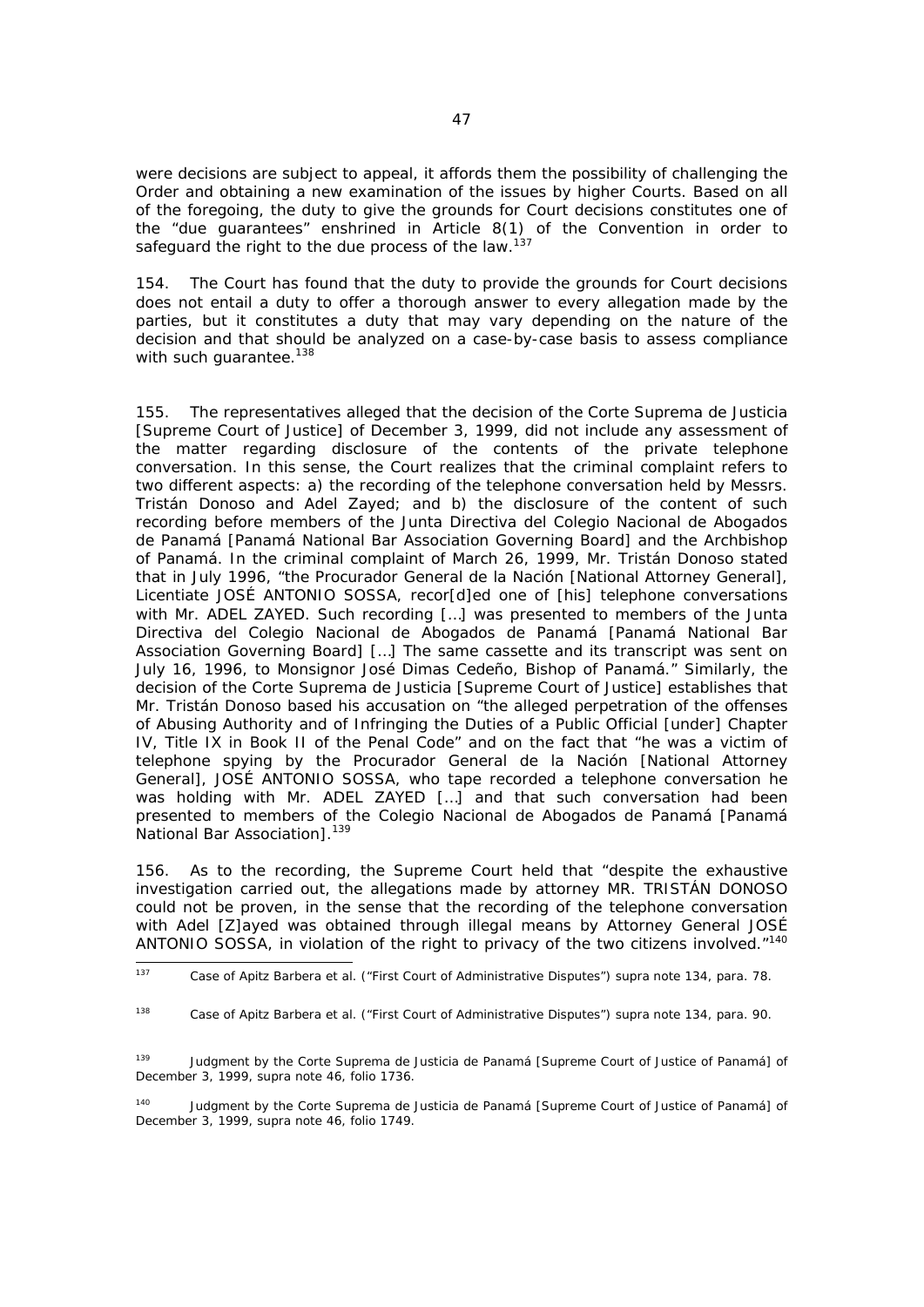were decisions are subject to appeal, it affords them the possibility of challenging the Order and obtaining a new examination of the issues by higher Courts. Based on all of the foregoing, the duty to give the grounds for Court decisions constitutes one of the "due guarantees" enshrined in Article 8(1) of the Convention in order to safeguard the right to the due process of the law.[137]

154. The Court has found that the duty to provide the grounds for Court decisions does not entail a duty to offer a thorough answer to every allegation made by the parties, but it constitutes a duty that may vary depending on the nature of the decision and that should be analyzed on a case-by-case basis to assess compliance with such guarantee.[138]

155. The representatives alleged that the decision of the Corte Suprema de Justicia [Supreme Court of Justice] of December 3, 1999, did not include any assessment of the matter regarding disclosure of the contents of the private telephone conversation. In this sense, the Court realizes that the criminal complaint refers to two different aspects: a) the recording of the telephone conversation held by Messrs. Tristán Donoso and Adel Zayed; and b) the disclosure of the content of such recording before members of the Junta Directiva del Colegio Nacional de Abogados de Panamá [Panamá National Bar Association Governing Board] and the Archbishop of Panamá. In the criminal complaint of March 26, 1999, Mr. Tristán Donoso stated that in July 1996, "the Procurador General de la Nación [National Attorney General], Licentiate JOSÉ ANTONIO SOSSA, recor[d]ed one of [his] telephone conversations with Mr. ADEL ZAYED. Such recording […] was presented to members of the Junta Directiva del Colegio Nacional de Abogados de Panamá [Panamá National Bar Association Governing Board] […] The same cassette and its transcript was sent on July 16, 1996, to Monsignor José Dimas Cedeño, Bishop of Panamá." Similarly, the decision of the Corte Suprema de Justicia [Supreme Court of Justice] establishes that Mr. Tristán Donoso based his accusation on "the alleged perpetration of the offenses of Abusing Authority and of Infringing the Duties of a Public Official [under] Chapter IV, Title IX in Book II of the Penal Code" and on the fact that "he was a victim of telephone spying by the Procurador General de la Nación [National Attorney General], JOSÉ ANTONIO SOSSA, who tape recorded a telephone conversation he was holding with Mr. ADEL ZAYED […] and that such conversation had been presented to members of the Colegio Nacional de Abogados de Panamá [Panamá National Bar Association].[139]

156. As to the recording, the Supreme Court held that "despite the exhaustive investigation carried out, the allegations made by attorney MR. TRISTÁN DONOSO could not be proven, in the sense that the recording of the telephone conversation with Adel [Z]ayed was obtained through illegal means by Attorney General JOSÉ ANTONIO SOSSA, in violation of the right to privacy of the two citizens involved."[140]

---

[137] *Case of Apitz Barbera et al. ("First Court of Administrative Disputes") supra* note 134, para. 78.

[138] *Case of Apitz Barbera et al. ("First Court of Administrative Disputes") supra* note 134, para. 90.

[139] Judgment by the Corte Suprema de Justicia de Panamá [Supreme Court of Justice of Panamá] of December 3, 1999, *supra* note 46, folio 1736.

[140] Judgment by the Corte Suprema de Justicia de Panamá [Supreme Court of Justice of Panamá] of December 3, 1999, *supra* note 46, folio 1749.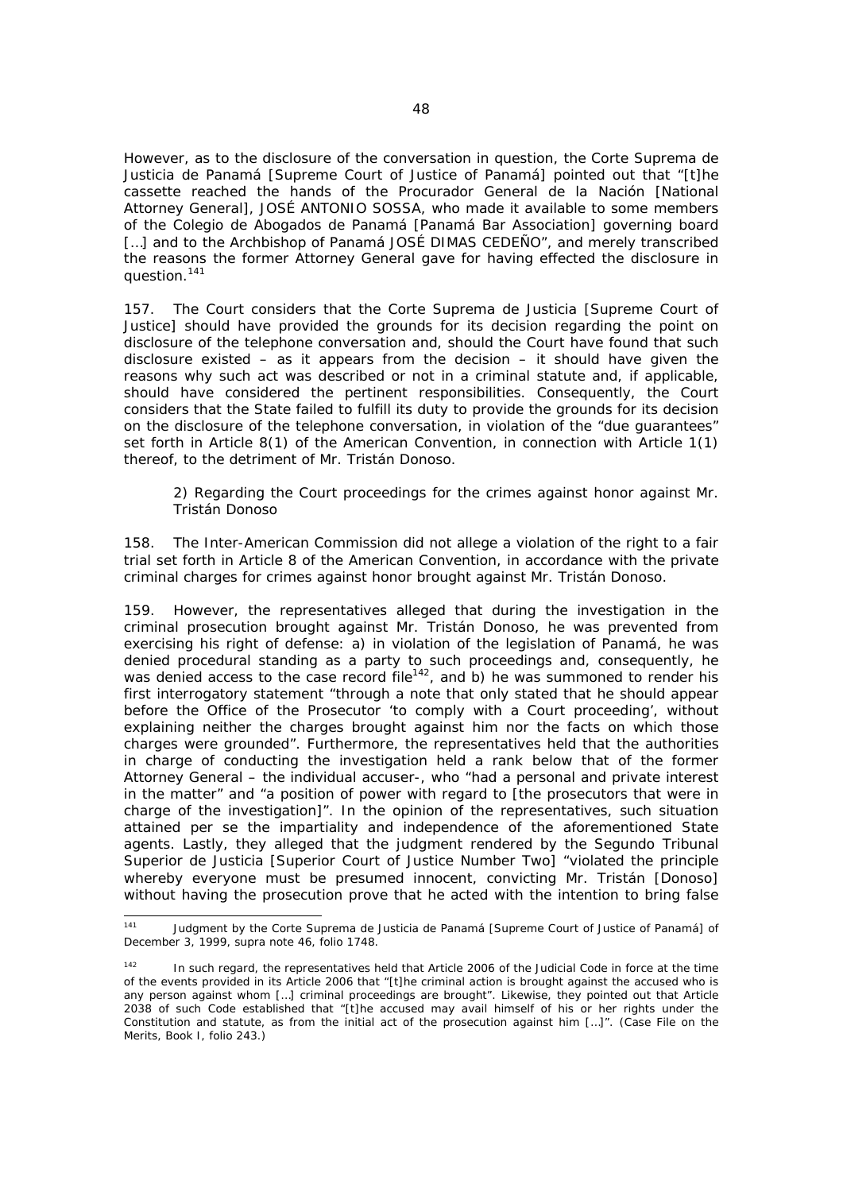However, as to the disclosure of the conversation in question, the Corte Suprema de Justicia de Panamá [Supreme Court of Justice of Panamá] pointed out that "[t]he cassette reached the hands of the Procurador General de la Nación [National Attorney General], JOSÉ ANTONIO SOSSA, who made it available to some members of the Colegio de Abogados de Panamá [Panamá Bar Association] governing board […] and to the Archbishop of Panamá JOSÉ DIMAS CEDEÑO", and merely transcribed the reasons the former Attorney General gave for having effected the disclosure in question.[141]

157. The Court considers that the Corte Suprema de Justicia [Supreme Court of Justice] should have provided the grounds for its decision regarding the point on disclosure of the telephone conversation and, should the Court have found that such disclosure existed – as it appears from the decision – it should have given the reasons why such act was described or not in a criminal statute and, if applicable, should have considered the pertinent responsibilities. Consequently, the Court considers that the State failed to fulfill its duty to provide the grounds for its decision on the disclosure of the telephone conversation, in violation of the "due guarantees" set forth in Article 8(1) of the American Convention, in connection with Article 1(1) thereof, to the detriment of Mr. Tristán Donoso.

*2) Regarding the Court proceedings for the crimes against honor against Mr. Tristán Donoso*

158. The Inter-American Commission did not allege a violation of the right to a fair trial set forth in Article 8 of the American Convention, in accordance with the private criminal charges for crimes against honor brought against Mr. Tristán Donoso.

159. However, the representatives alleged that during the investigation in the criminal prosecution brought against Mr. Tristán Donoso, he was prevented from exercising his right of defense: a) in violation of the legislation of Panamá, he was denied procedural standing as a party to such proceedings and, consequently, he was denied access to the case record file[142], and b) he was summoned to render his first interrogatory statement "through a note that only stated that he should appear before the Office of the Prosecutor 'to comply with a Court proceeding', without explaining neither the charges brought against him nor the facts on which those charges were grounded". Furthermore, the representatives held that the authorities in charge of conducting the investigation held a rank below that of the former Attorney General – the individual accuser-, who "had a personal and private interest in the matter" and "a position of power with regard to [the prosecutors that were in charge of the investigation]". In the opinion of the representatives, such situation attained per se the impartiality and independence of the aforementioned State agents. Lastly, they alleged that the judgment rendered by the Segundo Tribunal Superior de Justicia [Superior Court of Justice Number Two] "violated the principle whereby everyone must be presumed innocent, convicting Mr. Tristán [Donoso] without having the prosecution prove that he acted with the intention to bring false

---

[141] Judgment by the Corte Suprema de Justicia de Panamá [Supreme Court of Justice of Panamá] of December 3, 1999, *supra* note 46, folio 1748.

[142] In such regard, the representatives held that Article 2006 of the Judicial Code in force at the time of the events provided in its Article 2006 that "[t]he criminal action is brought against the accused who is any person against whom […] criminal proceedings are brought". Likewise, they pointed out that Article 2038 of such Code established that "[t]he accused may avail himself of his or her rights under the Constitution and statute, as from the initial act of the prosecution against him […]". (Case File on the Merits, Book I, folio 243.)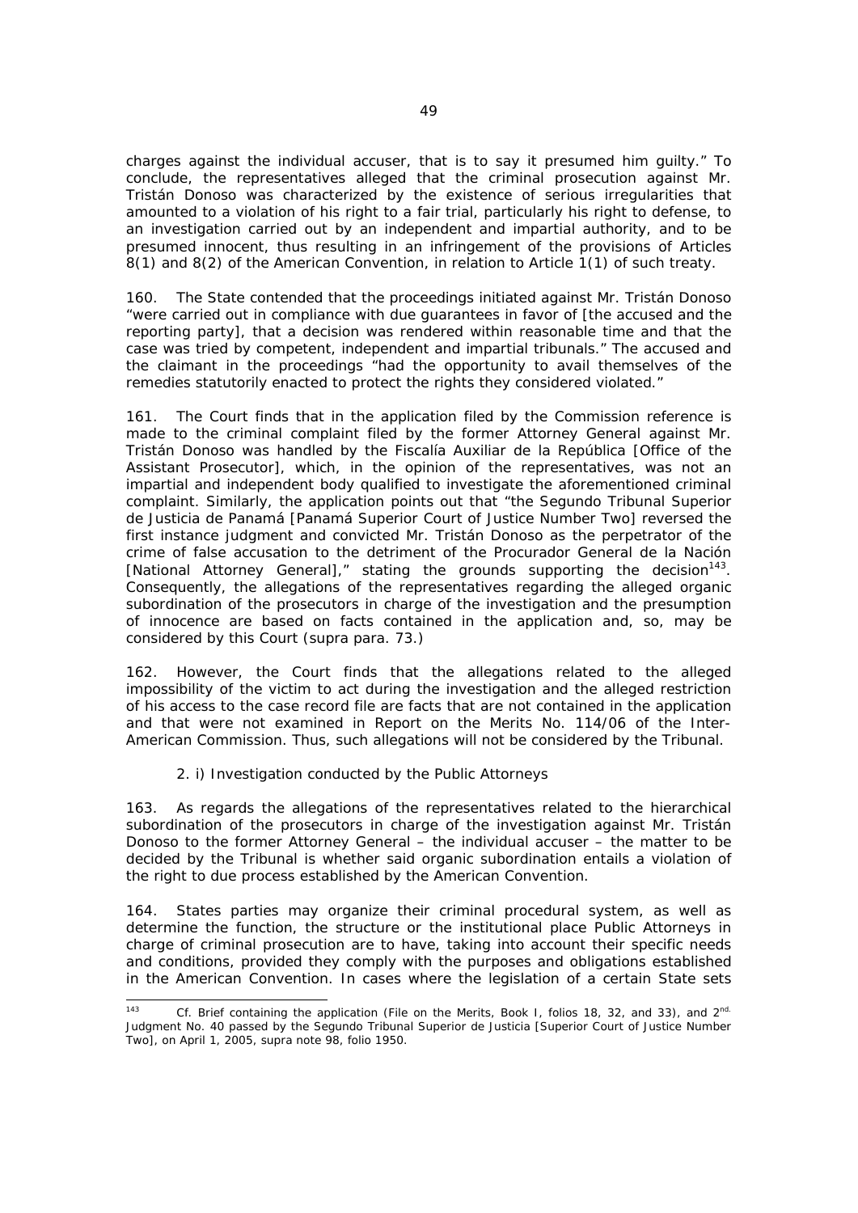charges against the individual accuser, that is to say it presumed him guilty." To conclude, the representatives alleged that the criminal prosecution against Mr. Tristán Donoso was characterized by the existence of serious irregularities that amounted to a violation of his right to a fair trial, particularly his right to defense, to an investigation carried out by an independent and impartial authority, and to be presumed innocent, thus resulting in an infringement of the provisions of Articles 8(1) and 8(2) of the American Convention, in relation to Article 1(1) of such treaty.

160. The State contended that the proceedings initiated against Mr. Tristán Donoso "were carried out in compliance with due guarantees in favor of [the accused and the reporting party], that a decision was rendered within reasonable time and that the case was tried by competent, independent and impartial tribunals." The accused and the claimant in the proceedings "had the opportunity to avail themselves of the remedies statutorily enacted to protect the rights they considered violated."

161. The Court finds that in the application filed by the Commission reference is made to the criminal complaint filed by the former Attorney General against Mr. Tristán Donoso was handled by the *Fiscalía Auxiliar de la República* [Office of the Assistant Prosecutor], which, in the opinion of the representatives, was not an impartial and independent body qualified to investigate the aforementioned criminal complaint. Similarly, the application points out that "the *Segundo Tribunal Superior de Justicia de Panamá* [Panamá Superior Court of Justice Number Two] reversed the first instance judgment and convicted Mr. Tristán Donoso as the perpetrator of the crime of false accusation to the detriment of the *Procurador General de la Nación* [National Attorney General]," stating the grounds supporting the decision[143]. Consequently, the allegations of the representatives regarding the alleged organic subordination of the prosecutors in charge of the investigation and the presumption of innocence are based on facts contained in the application and, so, may be considered by this Court (*supra* para. 73.)

162. However, the Court finds that the allegations related to the alleged impossibility of the victim to act during the investigation and the alleged restriction of his access to the case record file are facts that are not contained in the application and that were not examined in Report on the Merits No. 114/06 of the Inter-American Commission. Thus, such allegations will not be considered by the Tribunal.

*2. i) Investigation conducted by the Public Attorneys*

163. As regards the allegations of the representatives related to the hierarchical subordination of the prosecutors in charge of the investigation against Mr. Tristán Donoso to the former Attorney General – the individual accuser – the matter to be decided by the Tribunal is whether said organic subordination entails a violation of the right to due process established by the American Convention.

164. States parties may organize their criminal procedural system, as well as determine the function, the structure or the institutional place Public Attorneys in charge of criminal prosecution are to have, taking into account their specific needs and conditions, provided they comply with the purposes and obligations established in the American Convention. In cases where the legislation of a certain State sets

---

[143] *Cf.* Brief containing the application (File on the Merits, Book I, folios 18, 32, and 33), and 2nd. Judgment No. 40 passed by the *Segundo Tribunal Superior de Justicia* [Superior Court of Justice Number Two], on April 1, 2005, *supra* note 98, folio 1950.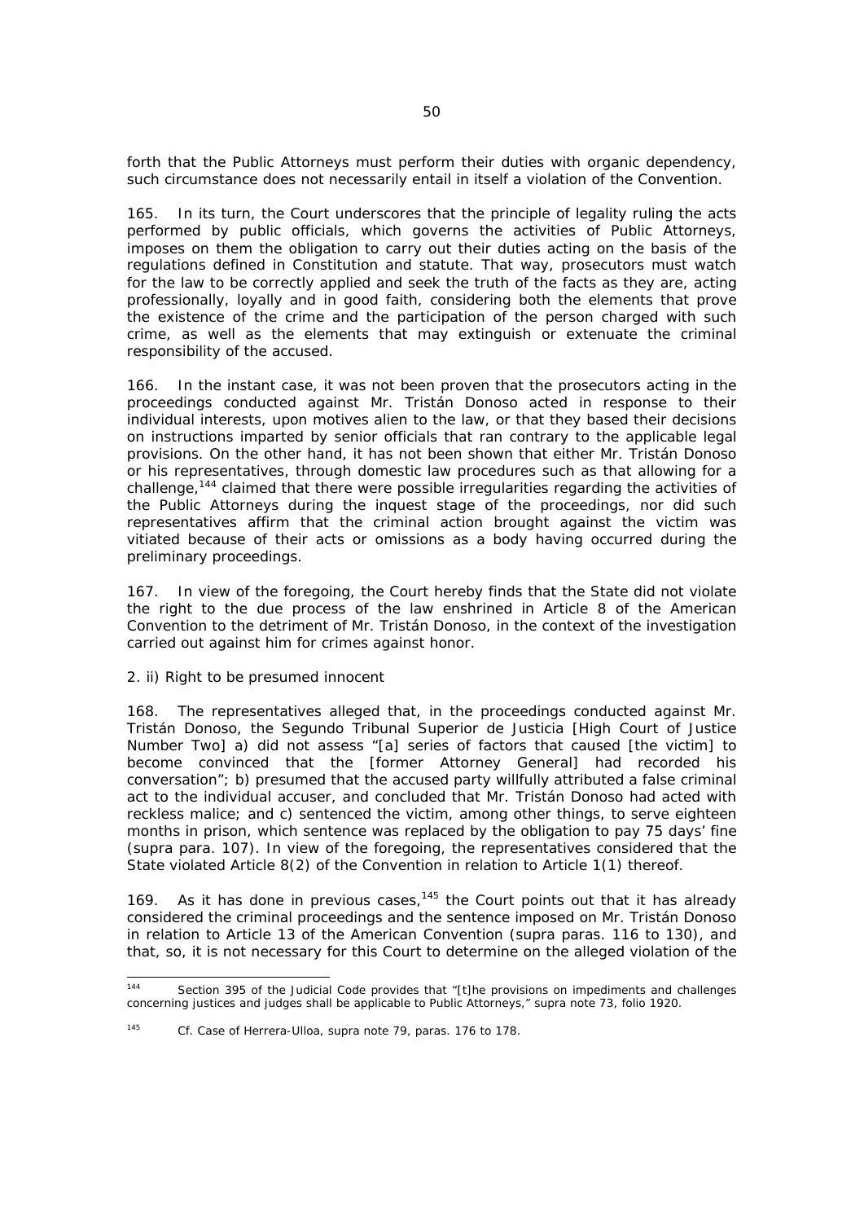forth that the Public Attorneys must perform their duties with organic dependency, such circumstance does not necessarily entail in itself a violation of the Convention.

165. In its turn, the Court underscores that the principle of legality ruling the acts performed by public officials, which governs the activities of Public Attorneys, imposes on them the obligation to carry out their duties acting on the basis of the regulations defined in Constitution and statute. That way, prosecutors must watch for the law to be correctly applied and seek the truth of the facts as they are, acting professionally, loyally and in good faith, considering both the elements that prove the existence of the crime and the participation of the person charged with such crime, as well as the elements that may extinguish or extenuate the criminal responsibility of the accused.

166. In the instant case, it was not been proven that the prosecutors acting in the proceedings conducted against Mr. Tristán Donoso acted in response to their individual interests, upon motives alien to the law, or that they based their decisions on instructions imparted by senior officials that ran contrary to the applicable legal provisions. On the other hand, it has not been shown that either Mr. Tristán Donoso or his representatives, through domestic law procedures such as that allowing for a challenge,[144] claimed that there were possible irregularities regarding the activities of the Public Attorneys during the inquest stage of the proceedings, nor did such representatives affirm that the criminal action brought against the victim was vitiated because of their acts or omissions as a body having occurred during the preliminary proceedings.

167. In view of the foregoing, the Court hereby finds that the State did not violate the right to the due process of the law enshrined in Article 8 of the American Convention to the detriment of Mr. Tristán Donoso, in the context of the investigation carried out against him for crimes against honor.

2. ii) Right to be presumed innocent

168. The representatives alleged that, in the proceedings conducted against Mr. Tristán Donoso, the Segundo Tribunal Superior de Justicia [High Court of Justice Number Two] a) did not assess "[a] series of factors that caused [the victim] to become convinced that the [former Attorney General] had recorded his conversation"; b) presumed that the accused party willfully attributed a false criminal act to the individual accuser, and concluded that Mr. Tristán Donoso had acted with reckless malice; and c) sentenced the victim, among other things, to serve eighteen months in prison, which sentence was replaced by the obligation to pay 75 days' fine (supra para. 107). In view of the foregoing, the representatives considered that the State violated Article 8(2) of the Convention in relation to Article 1(1) thereof.

169. As it has done in previous cases,[145] the Court points out that it has already considered the criminal proceedings and the sentence imposed on Mr. Tristán Donoso in relation to Article 13 of the American Convention (supra paras. 116 to 130), and that, so, it is not necessary for this Court to determine on the alleged violation of the

---

[144] Section 395 of the Judicial Code provides that "[t]he provisions on impediments and challenges concerning justices and judges shall be applicable to Public Attorneys," supra note 73, folio 1920.

[145] Cf. Case of Herrera-Ulloa, supra note 79, paras. 176 to 178.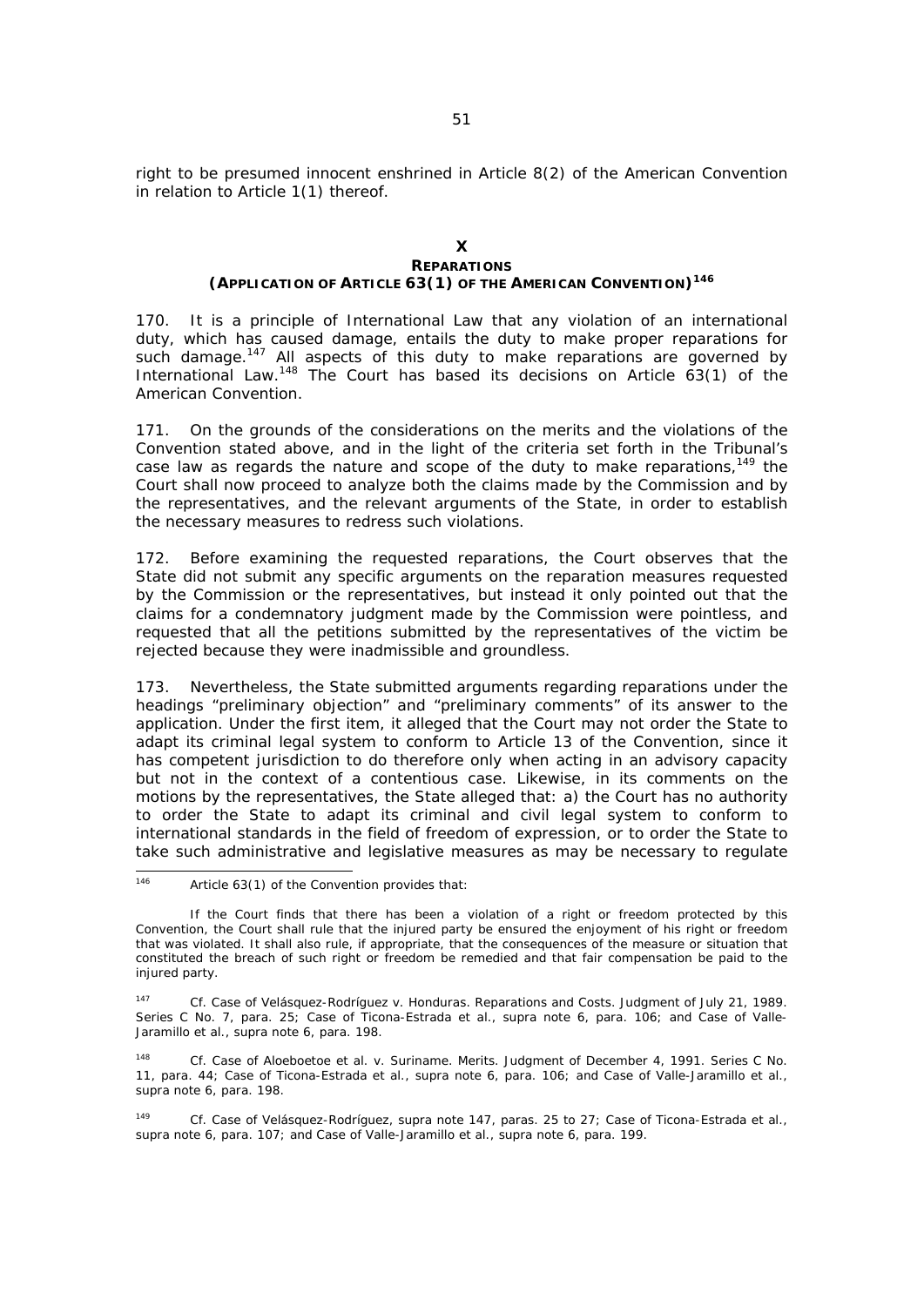right to be presumed innocent enshrined in Article 8(2) of the American Convention in relation to Article 1(1) thereof.

## X
## REPARATIONS
## (APPLICATION OF ARTICLE 63(1) OF THE AMERICAN CONVENTION)[146]

170. It is a principle of International Law that any violation of an international duty, which has caused damage, entails the duty to make proper reparations for such damage.[147] All aspects of this duty to make reparations are governed by International Law.[148] The Court has based its decisions on Article 63(1) of the American Convention.

171. On the grounds of the considerations on the merits and the violations of the Convention stated above, and in the light of the criteria set forth in the Tribunal's case law as regards the nature and scope of the duty to make reparations,[149] the Court shall now proceed to analyze both the claims made by the Commission and by the representatives, and the relevant arguments of the State, in order to establish the necessary measures to redress such violations.

172. Before examining the requested reparations, the Court observes that the State did not submit any specific arguments on the reparation measures requested by the Commission or the representatives, but instead it only pointed out that the claims for a condemnatory judgment made by the Commission were pointless, and requested that all the petitions submitted by the representatives of the victim be rejected because they were inadmissible and groundless.

173. Nevertheless, the State submitted arguments regarding reparations under the headings "preliminary objection" and "preliminary comments" of its answer to the application. Under the first item, it alleged that the Court may not order the State to adapt its criminal legal system to conform to Article 13 of the Convention, since it has competent jurisdiction to do therefore only when acting in an advisory capacity but not in the context of a contentious case. Likewise, in its comments on the motions by the representatives, the State alleged that: a) the Court has no authority to order the State to adapt its criminal and civil legal system to conform to international standards in the field of freedom of expression, or to order the State to take such administrative and legislative measures as may be necessary to regulate

---

[146] Article 63(1) of the Convention provides that:

> If the Court finds that there has been a violation of a right or freedom protected by this Convention, the Court shall rule that the injured party be ensured the enjoyment of his right or freedom that was violated. It shall also rule, if appropriate, that the consequences of the measure or situation that constituted the breach of such right or freedom be remedied and that fair compensation be paid to the injured party.

[147] *Cf. Case of Velásquez-Rodríguez v. Honduras. Reparations and Costs.* Judgment of July 21, 1989. Series C No. 7, para. 25; *Case of Ticona-Estrada et al.*, *supra* note 6, para. 106; and *Case of Valle-Jaramillo et al.*, *supra* note 6, para. 198.

[148] *Cf. Case of Aloeboetoe et al. v. Suriname. Merits.* Judgment of December 4, 1991. Series C No. 11, para. 44; *Case of Ticona-Estrada et al.*, *supra* note 6, para. 106; and *Case of Valle-Jaramillo et al.*, *supra* note 6, para. 198.

[149] *Cf. Case of Velásquez-Rodríguez*, *supra* note 147, paras. 25 to 27; *Case of Ticona-Estrada et al.*, *supra* note 6, para. 107; and *Case of Valle-Jaramillo et al.*, *supra* note 6, para. 199.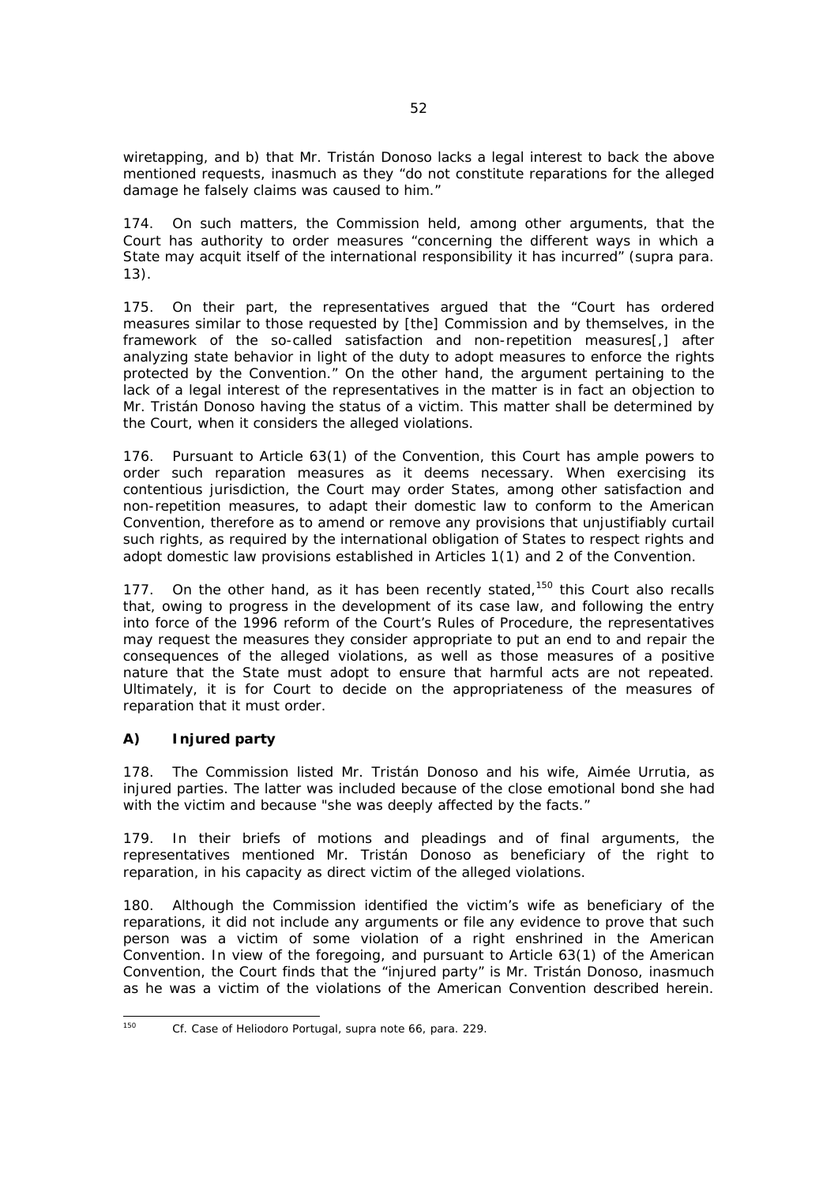wiretapping, and b) that Mr. Tristán Donoso lacks a legal interest to back the above mentioned requests, inasmuch as they "do not constitute reparations for the alleged damage he falsely claims was caused to him."

174. On such matters, the Commission held, among other arguments, that the Court has authority to order measures "concerning the different ways in which a State may acquit itself of the international responsibility it has incurred" (*supra* para. 13).

175. On their part, the representatives argued that the "Court has ordered measures similar to those requested by [the] Commission and by themselves, in the framework of the so-called satisfaction and non-repetition measures[,] after analyzing state behavior in light of the duty to adopt measures to enforce the rights protected by the Convention." On the other hand, the argument pertaining to the lack of a legal interest of the representatives in the matter is in fact an objection to Mr. Tristán Donoso having the status of a victim. This matter shall be determined by the Court, when it considers the alleged violations.

176. Pursuant to Article 63(1) of the Convention, this Court has ample powers to order such reparation measures as it deems necessary. When exercising its contentious jurisdiction, the Court may order States, among other satisfaction and non-repetition measures, to adapt their domestic law to conform to the American Convention, therefore as to amend or remove any provisions that unjustifiably curtail such rights, as required by the international obligation of States to respect rights and adopt domestic law provisions established in Articles 1(1) and 2 of the Convention.

177. On the other hand, as it has been recently stated,[150] this Court also recalls that, owing to progress in the development of its case law, and following the entry into force of the 1996 reform of the Court's Rules of Procedure, the representatives may request the measures they consider appropriate to put an end to and repair the consequences of the alleged violations, as well as those measures of a positive nature that the State must adopt to ensure that harmful acts are not repeated. Ultimately, it is for Court to decide on the appropriateness of the measures of reparation that it must order.

## A) Injured party

178. The Commission listed Mr. Tristán Donoso and his wife, Aimée Urrutia, as injured parties. The latter was included because of the close emotional bond she had with the victim and because "she was deeply affected by the facts."

179. In their briefs of motions and pleadings and of final arguments, the representatives mentioned Mr. Tristán Donoso as beneficiary of the right to reparation, in his capacity as direct victim of the alleged violations.

180. Although the Commission identified the victim's wife as beneficiary of the reparations, it did not include any arguments or file any evidence to prove that such person was a victim of some violation of a right enshrined in the American Convention. In view of the foregoing, and pursuant to Article 63(1) of the American Convention, the Court finds that the "injured party" is Mr. Tristán Donoso, inasmuch as he was a victim of the violations of the American Convention described herein.

---

[150] *Cf. Case of Heliodoro Portugal, supra* note 66, para. 229.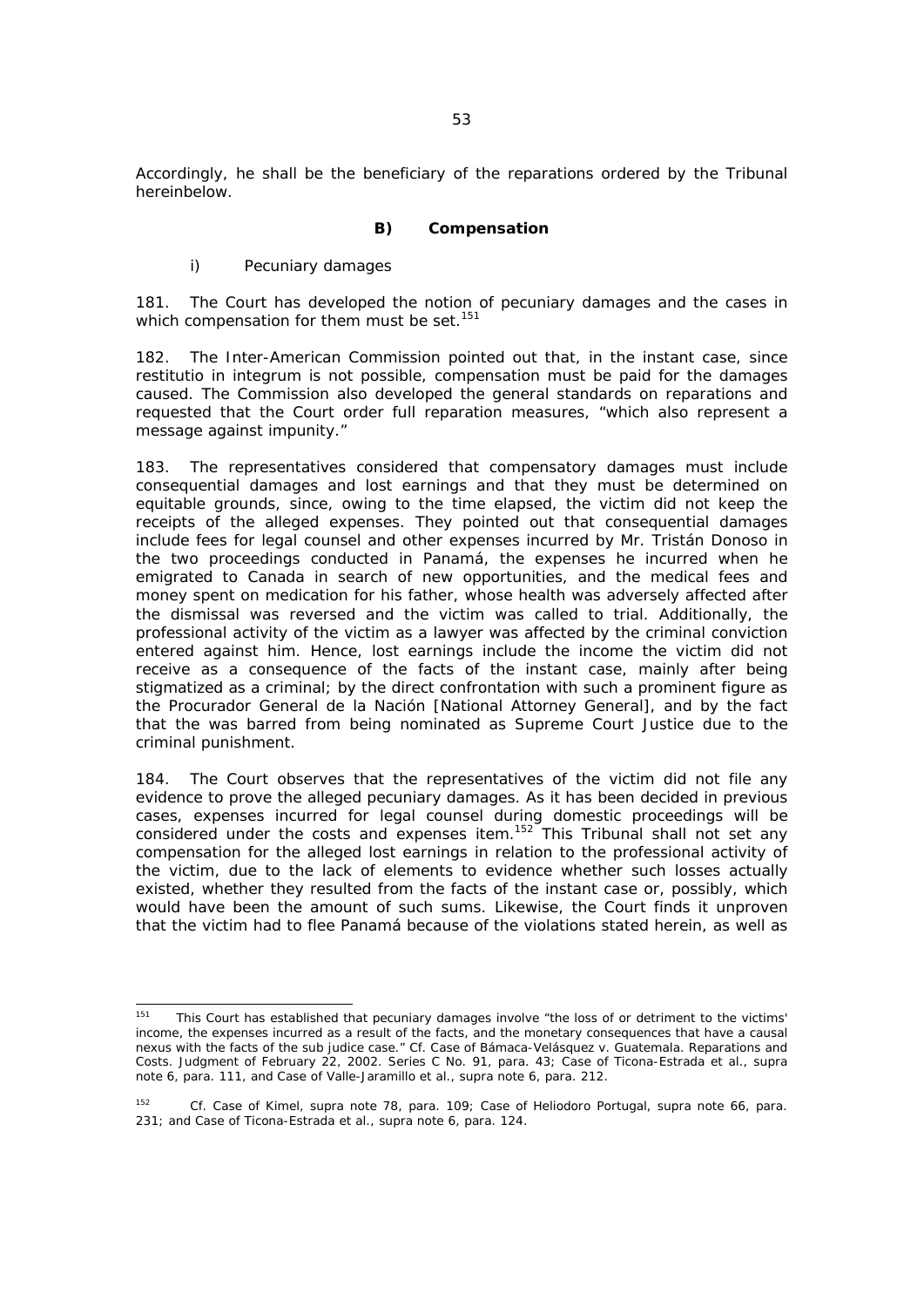Accordingly, he shall be the beneficiary of the reparations ordered by the Tribunal hereinbelow.

### B) Compensation

i) *Pecuniary damages*

181. The Court has developed the notion of pecuniary damages and the cases in which compensation for them must be set.[151]

182. The Inter-American Commission pointed out that, in the instant case, since *restitutio in integrum* is not possible, compensation must be paid for the damages caused. The Commission also developed the general standards on reparations and requested that the Court order full reparation measures, "which also represent a message against impunity."

183. The representatives considered that compensatory damages must include consequential damages and lost earnings and that they must be determined on equitable grounds, since, owing to the time elapsed, the victim did not keep the receipts of the alleged expenses. They pointed out that consequential damages include fees for legal counsel and other expenses incurred by Mr. Tristán Donoso in the two proceedings conducted in Panamá, the expenses he incurred when he emigrated to Canada in search of new opportunities, and the medical fees and money spent on medication for his father, whose health was adversely affected after the dismissal was reversed and the victim was called to trial. Additionally, the professional activity of the victim as a lawyer was affected by the criminal conviction entered against him. Hence, lost earnings include the income the victim did not receive as a consequence of the facts of the instant case, mainly after being stigmatized as a criminal; by the direct confrontation with such a prominent figure as the Procurador General de la Nación [National Attorney General], and by the fact that the was barred from being nominated as Supreme Court Justice due to the criminal punishment.

184. The Court observes that the representatives of the victim did not file any evidence to prove the alleged pecuniary damages. As it has been decided in previous cases, expenses incurred for legal counsel during domestic proceedings will be considered under the costs and expenses item.[152] This Tribunal shall not set any compensation for the alleged lost earnings in relation to the professional activity of the victim, due to the lack of elements to evidence whether such losses actually existed, whether they resulted from the facts of the instant case or, possibly, which would have been the amount of such sums. Likewise, the Court finds it unproven that the victim had to flee Panamá because of the violations stated herein, as well as

---

[151] This Court has established that pecuniary damages involve "the loss of or detriment to the victims' income, the expenses incurred as a result of the facts, and the monetary consequences that have a causal nexus with the facts of the sub judice case." *Cf. Case of Bámaca-Velásquez v. Guatemala. Reparations and Costs.* Judgment of February 22, 2002. Series C No. 91, para. 43; *Case of Ticona-Estrada et al., supra* note 6, para. 111, and *Case of Valle-Jaramillo et al., supra* note 6, para. 212.

[152] *Cf. Case of Kimel, supra* note 78, para. 109; *Case of Heliodoro Portugal, supra* note 66, para. 231; and *Case of Ticona-Estrada et al., supra* note 6, para. 124.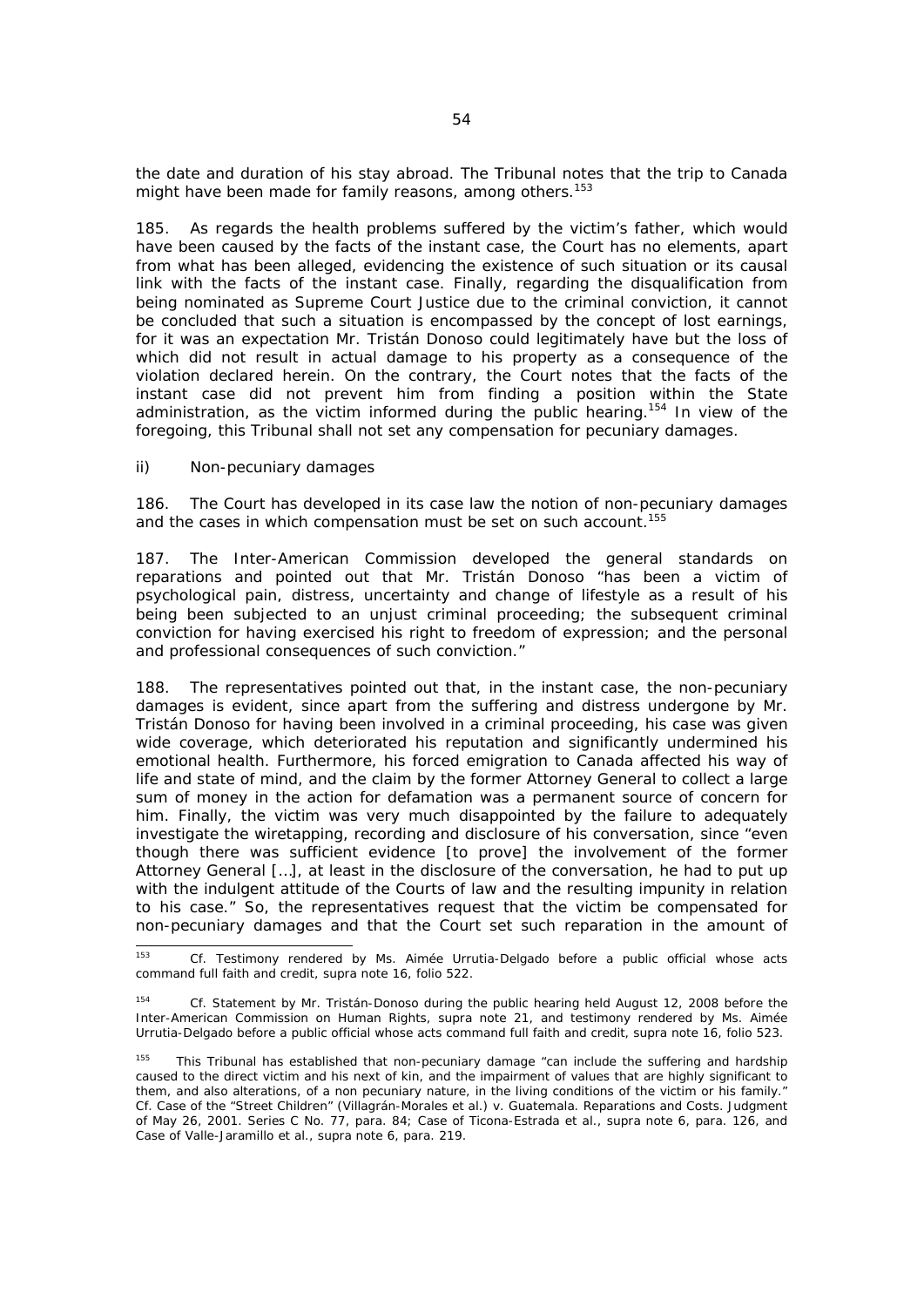the date and duration of his stay abroad. The Tribunal notes that the trip to Canada might have been made for family reasons, among others.[153]

185. As regards the health problems suffered by the victim's father, which would have been caused by the facts of the instant case, the Court has no elements, apart from what has been alleged, evidencing the existence of such situation or its causal link with the facts of the instant case. Finally, regarding the disqualification from being nominated as Supreme Court Justice due to the criminal conviction, it cannot be concluded that such a situation is encompassed by the concept of lost earnings, for it was an expectation Mr. Tristán Donoso could legitimately have but the loss of which did not result in actual damage to his property as a consequence of the violation declared herein. On the contrary, the Court notes that the facts of the instant case did not prevent him from finding a position within the State administration, as the victim informed during the public hearing.[154] In view of the foregoing, this Tribunal shall not set any compensation for pecuniary damages.

ii) *Non-pecuniary damages*

186. The Court has developed in its case law the notion of non-pecuniary damages and the cases in which compensation must be set on such account.[155]

187. The Inter-American Commission developed the general standards on reparations and pointed out that Mr. Tristán Donoso "has been a victim of psychological pain, distress, uncertainty and change of lifestyle as a result of his being been subjected to an unjust criminal proceeding; the subsequent criminal conviction for having exercised his right to freedom of expression; and the personal and professional consequences of such conviction."

188. The representatives pointed out that, in the instant case, the non-pecuniary damages is evident, since apart from the suffering and distress undergone by Mr. Tristán Donoso for having been involved in a criminal proceeding, his case was given wide coverage, which deteriorated his reputation and significantly undermined his emotional health. Furthermore, his forced emigration to Canada affected his way of life and state of mind, and the claim by the former Attorney General to collect a large sum of money in the action for defamation was a permanent source of concern for him. Finally, the victim was very much disappointed by the failure to adequately investigate the wiretapping, recording and disclosure of his conversation, since "even though there was sufficient evidence [to prove] the involvement of the former Attorney General [...], at least in the disclosure of the conversation, he had to put up with the indulgent attitude of the Courts of law and the resulting impunity in relation to his case." So, the representatives request that the victim be compensated for non-pecuniary damages and that the Court set such reparation in the amount of

---

[153] Cf. Testimony rendered by Ms. Aimée Urrutia-Delgado before a public official whose acts command full faith and credit, *supra* note 16, folio 522.

[154] Cf. Statement by Mr. Tristán-Donoso during the public hearing held August 12, 2008 before the Inter-American Commission on Human Rights, *supra* note 21, and testimony rendered by Ms. Aimée Urrutia-Delgado before a public official whose acts command full faith and credit, *supra* note 16, folio 523.

[155] This Tribunal has established that non-pecuniary damage "can include the suffering and hardship caused to the direct victim and his next of kin, and the impairment of values that are highly significant to them, and also alterations, of a non pecuniary nature, in the living conditions of the victim or his family." *Cf. Case of the "Street Children" (Villagrán-Morales et al.) v. Guatemala. Reparations and Costs.* Judgment of May 26, 2001. Series C No. 77, para. 84; *Case of Ticona-Estrada et al., supra* note 6, para. 126, and *Case of Valle-Jaramillo et al., supra* note 6, para. 219.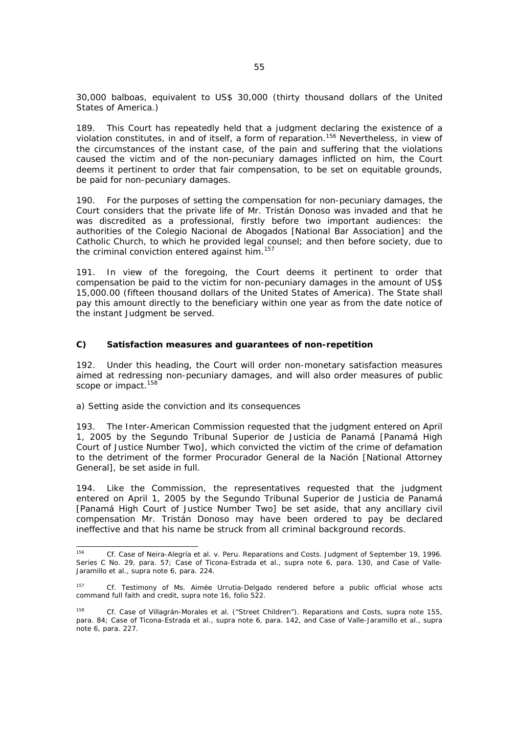30,000 balboas, equivalent to US$ 30,000 (thirty thousand dollars of the United States of America.)

189. This Court has repeatedly held that a judgment declaring the existence of a violation constitutes, in and of itself, a form of reparation.[156] Nevertheless, in view of the circumstances of the instant case, of the pain and suffering that the violations caused the victim and of the non-pecuniary damages inflicted on him, the Court deems it pertinent to order that fair compensation, to be set on equitable grounds, be paid for non-pecuniary damages.

190. For the purposes of setting the compensation for non-pecuniary damages, the Court considers that the private life of Mr. Tristán Donoso was invaded and that he was discredited as a professional, firstly before two important audiences: the authorities of the Colegio Nacional de Abogados [National Bar Association] and the Catholic Church, to which he provided legal counsel; and then before society, due to the criminal conviction entered against him.[157]

191. In view of the foregoing, the Court deems it pertinent to order that compensation be paid to the victim for non-pecuniary damages in the amount of US$ 15,000.00 (fifteen thousand dollars of the United States of America). The State shall pay this amount directly to the beneficiary within one year as from the date notice of the instant Judgment be served.

### C) Satisfaction measures and guarantees of non-repetition

192. Under this heading, the Court will order non-monetary satisfaction measures aimed at redressing non-pecuniary damages, and will also order measures of public scope or impact.[158]

a) Setting aside the conviction and its consequences

193. The Inter-American Commission requested that the judgment entered on April 1, 2005 by the Segundo Tribunal Superior de Justicia de Panamá [Panamá High Court of Justice Number Two], which convicted the victim of the crime of defamation to the detriment of the former Procurador General de la Nación [National Attorney General], be set aside in full.

194. Like the Commission, the representatives requested that the judgment entered on April 1, 2005 by the Segundo Tribunal Superior de Justicia de Panamá [Panamá High Court of Justice Number Two] be set aside, that any ancillary civil compensation Mr. Tristán Donoso may have been ordered to pay be declared ineffective and that his name be struck from all criminal background records.

---

[156] Cf. *Case of Neira-Alegría et al. v. Peru. Reparations and Costs*. Judgment of September 19, 1996. Series C No. 29, para. 57; *Case of Ticona-Estrada et al.*, *supra* note 6, para. 130, and *Case of Valle-Jaramillo et al.*, *supra* note 6, para. 224.

[157] Cf. Testimony of Ms. Aimée Urrutia-Delgado rendered before a public official whose acts command full faith and credit, *supra* note 16, folio 522.

[158] Cf. *Case of Villagrán-Morales et al. ("Street Children"). Reparations and Costs*, *supra* note 155, para. 84; *Case of Ticona-Estrada et al.*, *supra* note 6, para. 142, and *Case of Valle-Jaramillo et al.*, *supra* note 6, para. 227.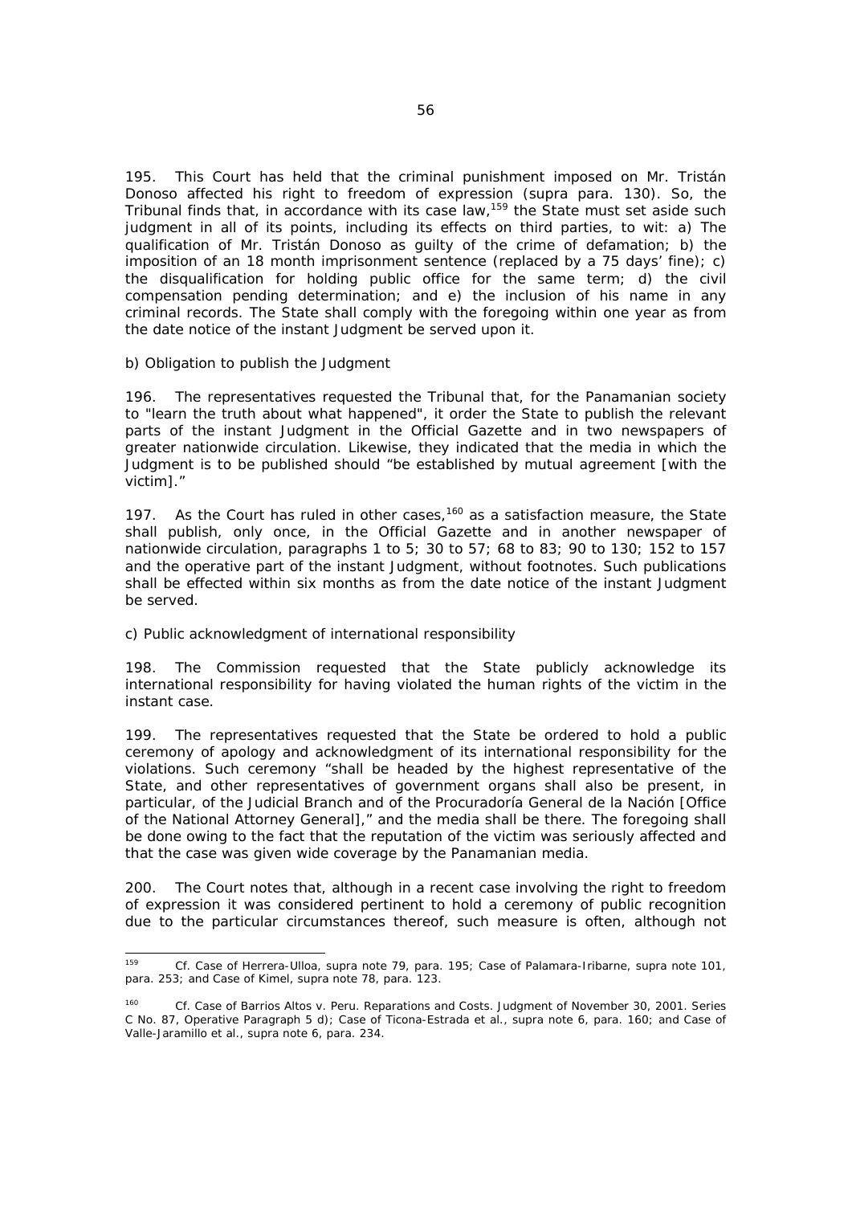195. This Court has held that the criminal punishment imposed on Mr. Tristán Donoso affected his right to freedom of expression (*supra* para. 130). So, the Tribunal finds that, in accordance with its case law,[159] the State must set aside such judgment in all of its points, including its effects on third parties, to wit: a) The qualification of Mr. Tristán Donoso as guilty of the crime of defamation; b) the imposition of an 18 month imprisonment sentence (replaced by a 75 days' fine); c) the disqualification for holding public office for the same term; d) the civil compensation pending determination; and e) the inclusion of his name in any criminal records. The State shall comply with the foregoing within one year as from the date notice of the instant Judgment be served upon it.

*b) Obligation to publish the Judgment*

196. The representatives requested the Tribunal that, for the Panamanian society to "learn the truth about what happened", it order the State to publish the relevant parts of the instant Judgment in the Official Gazette and in two newspapers of greater nationwide circulation. Likewise, they indicated that the media in which the Judgment is to be published should "be established by mutual agreement [with the victim]."

197. As the Court has ruled in other cases,[160] as a satisfaction measure, the State shall publish, only once, in the Official Gazette and in another newspaper of nationwide circulation, paragraphs 1 to 5; 30 to 57; 68 to 83; 90 to 130; 152 to 157 and the operative part of the instant Judgment, without footnotes. Such publications shall be effected within six months as from the date notice of the instant Judgment be served.

*c) Public acknowledgment of international responsibility*

198. The Commission requested that the State publicly acknowledge its international responsibility for having violated the human rights of the victim in the instant case.

199. The representatives requested that the State be ordered to hold a public ceremony of apology and acknowledgment of its international responsibility for the violations. Such ceremony "shall be headed by the highest representative of the State, and other representatives of government organs shall also be present, in particular, of the Judicial Branch and of the Procuraduría General de la Nación [Office of the National Attorney General]," and the media shall be there. The foregoing shall be done owing to the fact that the reputation of the victim was seriously affected and that the case was given wide coverage by the Panamanian media.

200. The Court notes that, although in a recent case involving the right to freedom of expression it was considered pertinent to hold a ceremony of public recognition due to the particular circumstances thereof, such measure is often, although not

---

[159] *Cf. Case of Herrera-Ulloa, supra* note 79, para. 195; *Case of Palamara-Iribarne, supra* note 101, para. 253; and *Case of Kimel, supra* note 78, para. 123.

[160] *Cf. Case of Barrios Altos v. Peru. Reparations and Costs*. Judgment of November 30, 2001. Series C No. 87, Operative Paragraph 5 d); *Case of Ticona-Estrada et al., supra* note 6, para. 160; and *Case of Valle-Jaramillo et al., supra* note 6, para. 234.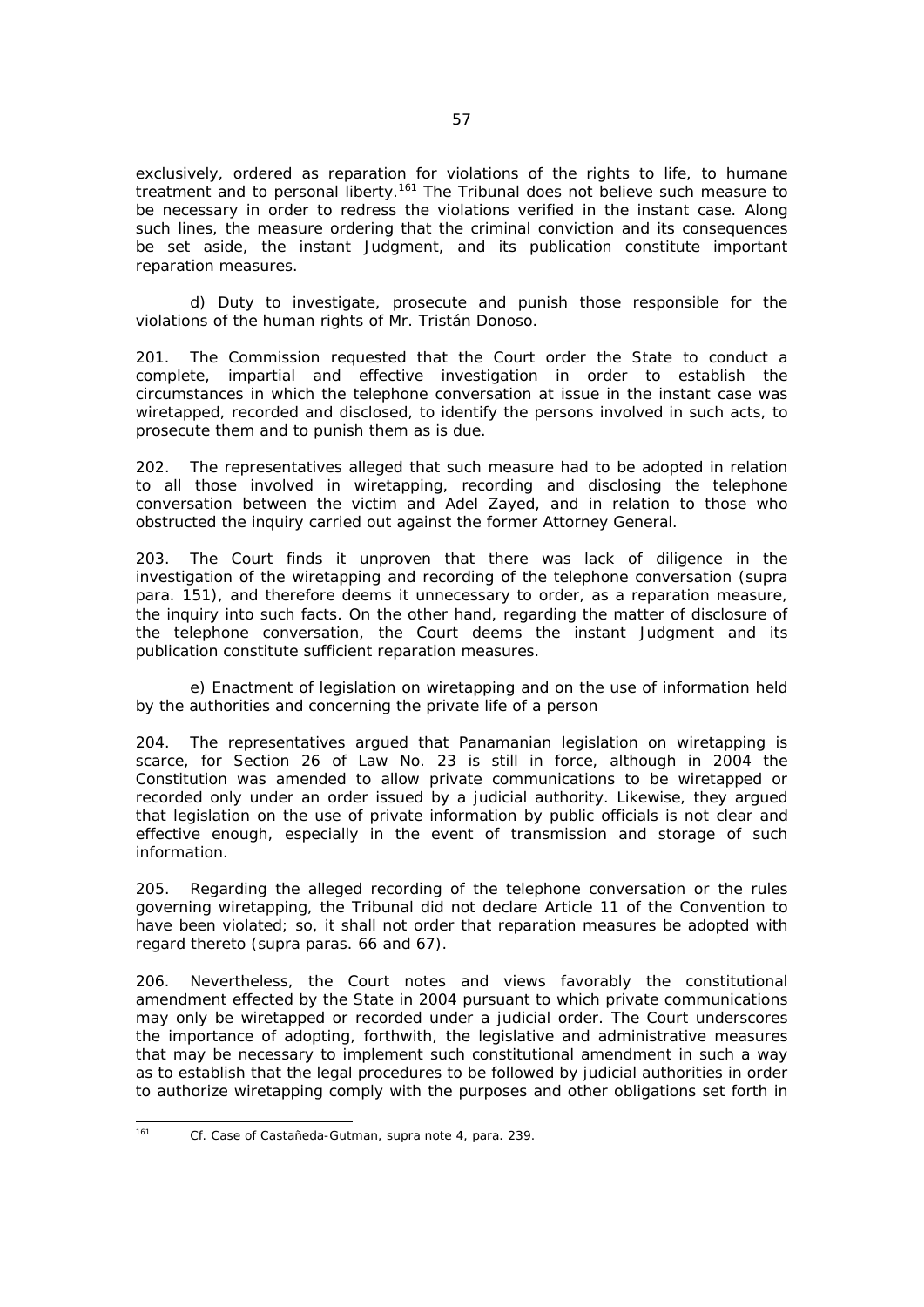exclusively, ordered as reparation for violations of the rights to life, to humane treatment and to personal liberty.[161] The Tribunal does not believe such measure to be necessary in order to redress the violations verified in the instant case. Along such lines, the measure ordering that the criminal conviction and its consequences be set aside, the instant Judgment, and its publication constitute important reparation measures.

d) Duty to investigate, prosecute and punish those responsible for the violations of the human rights of Mr. Tristán Donoso.

201. The Commission requested that the Court order the State to conduct a complete, impartial and effective investigation in order to establish the circumstances in which the telephone conversation at issue in the instant case was wiretapped, recorded and disclosed, to identify the persons involved in such acts, to prosecute them and to punish them as is due.

202. The representatives alleged that such measure had to be adopted in relation to all those involved in wiretapping, recording and disclosing the telephone conversation between the victim and Adel Zayed, and in relation to those who obstructed the inquiry carried out against the former Attorney General.

203. The Court finds it unproven that there was lack of diligence in the investigation of the wiretapping and recording of the telephone conversation (*supra* para. 151), and therefore deems it unnecessary to order, as a reparation measure, the inquiry into such facts. On the other hand, regarding the matter of disclosure of the telephone conversation, the Court deems the instant Judgment and its publication constitute sufficient reparation measures.

e) Enactment of legislation on wiretapping and on the use of information held by the authorities and concerning the private life of a person

204. The representatives argued that Panamanian legislation on wiretapping is scarce, for Section 26 of Law No. 23 is still in force, although in 2004 the Constitution was amended to allow private communications to be wiretapped or recorded only under an order issued by a judicial authority. Likewise, they argued that legislation on the use of private information by public officials is not clear and effective enough, especially in the event of transmission and storage of such information.

205. Regarding the alleged recording of the telephone conversation or the rules governing wiretapping, the Tribunal did not declare Article 11 of the Convention to have been violated; so, it shall not order that reparation measures be adopted with regard thereto (*supra* paras. 66 and 67).

206. Nevertheless, the Court notes and views favorably the constitutional amendment effected by the State in 2004 pursuant to which private communications may only be wiretapped or recorded under a judicial order. The Court underscores the importance of adopting, forthwith, the legislative and administrative measures that may be necessary to implement such constitutional amendment in such a way as to establish that the legal procedures to be followed by judicial authorities in order to authorize wiretapping comply with the purposes and other obligations set forth in

---

[161] *Cf. Case of Castañeda-Gutman, supra* note 4, para. 239.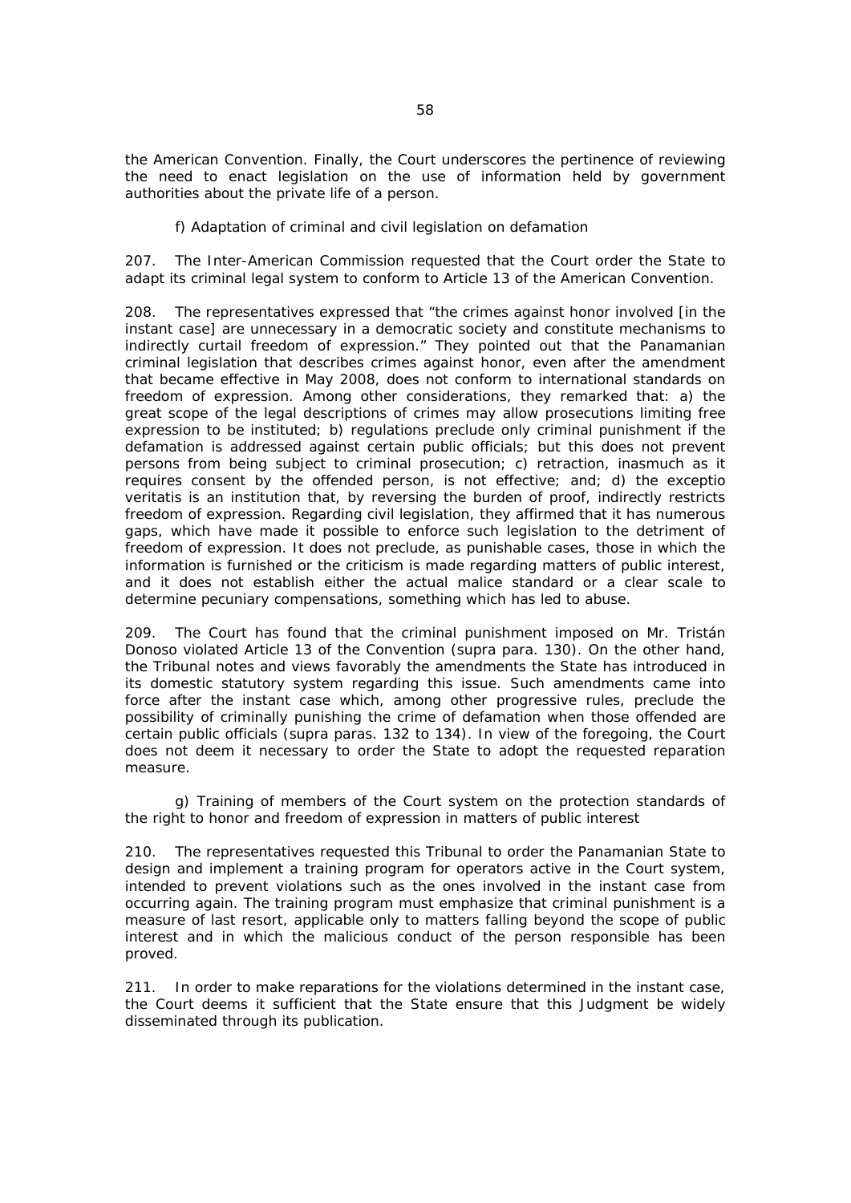the American Convention. Finally, the Court underscores the pertinence of reviewing the need to enact legislation on the use of information held by government authorities about the private life of a person.

f) Adaptation of criminal and civil legislation on defamation

207. The Inter-American Commission requested that the Court order the State to adapt its criminal legal system to conform to Article 13 of the American Convention.

208. The representatives expressed that "the crimes against honor involved [in the instant case] are unnecessary in a democratic society and constitute mechanisms to indirectly curtail freedom of expression." They pointed out that the Panamanian criminal legislation that describes crimes against honor, even after the amendment that became effective in May 2008, does not conform to international standards on freedom of expression. Among other considerations, they remarked that: a) the great scope of the legal descriptions of crimes may allow prosecutions limiting free expression to be instituted; b) regulations preclude only criminal punishment if the defamation is addressed against certain public officials; but this does not prevent persons from being subject to criminal prosecution; c) retraction, inasmuch as it requires consent by the offended person, is not effective; and; d) the *exceptio veritatis* is an institution that, by reversing the burden of proof, indirectly restricts freedom of expression. Regarding civil legislation, they affirmed that it has numerous gaps, which have made it possible to enforce such legislation to the detriment of freedom of expression. It does not preclude, as punishable cases, those in which the information is furnished or the criticism is made regarding matters of public interest, and it does not establish either the actual malice standard or a clear scale to determine pecuniary compensations, something which has led to abuse.

209. The Court has found that the criminal punishment imposed on Mr. Tristán Donoso violated Article 13 of the Convention (*supra* para. 130). On the other hand, the Tribunal notes and views favorably the amendments the State has introduced in its domestic statutory system regarding this issue. Such amendments came into force after the instant case which, among other progressive rules, preclude the possibility of criminally punishing the crime of defamation when those offended are certain public officials (*supra* paras. 132 to 134). In view of the foregoing, the Court does not deem it necessary to order the State to adopt the requested reparation measure.

g) Training of members of the Court system on the protection standards of the right to honor and freedom of expression in matters of public interest

210. The representatives requested this Tribunal to order the Panamanian State to design and implement a training program for operators active in the Court system, intended to prevent violations such as the ones involved in the instant case from occurring again. The training program must emphasize that criminal punishment is a measure of last resort, applicable only to matters falling beyond the scope of public interest and in which the malicious conduct of the person responsible has been proved.

211. In order to make reparations for the violations determined in the instant case, the Court deems it sufficient that the State ensure that this Judgment be widely disseminated through its publication.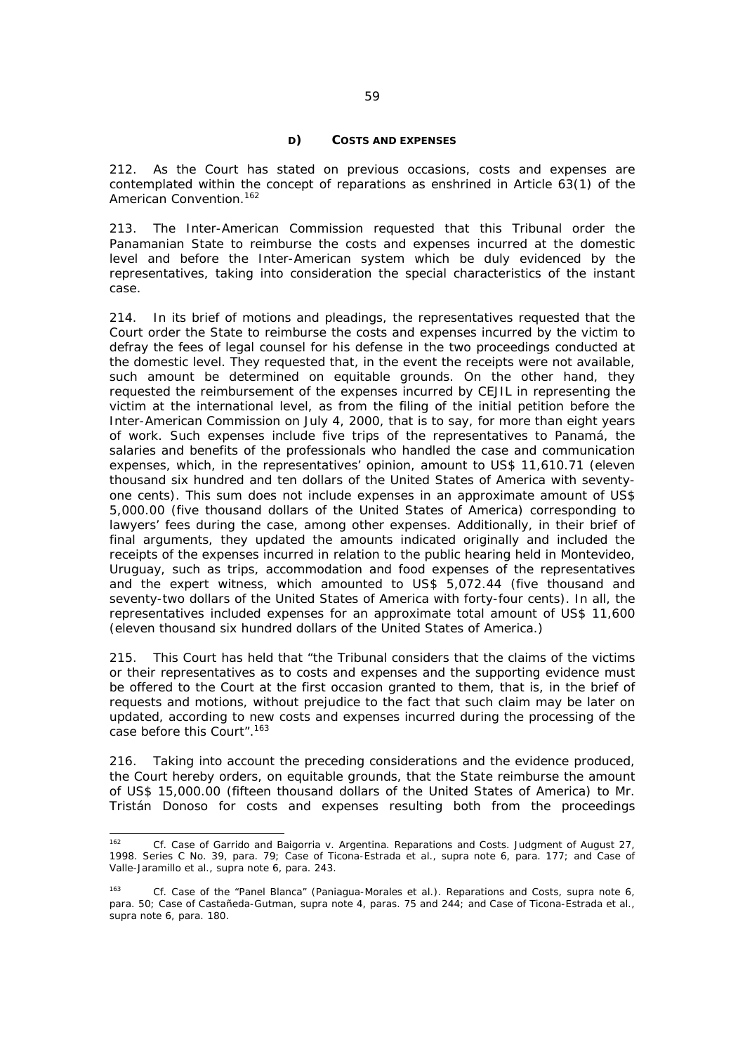### D) COSTS AND EXPENSES

212. As the Court has stated on previous occasions, costs and expenses are contemplated within the concept of reparations as enshrined in Article 63(1) of the American Convention.[162]

213. The Inter-American Commission requested that this Tribunal order the Panamanian State to reimburse the costs and expenses incurred at the domestic level and before the Inter-American system which be duly evidenced by the representatives, taking into consideration the special characteristics of the instant case.

214. In its brief of motions and pleadings, the representatives requested that the Court order the State to reimburse the costs and expenses incurred by the victim to defray the fees of legal counsel for his defense in the two proceedings conducted at the domestic level. They requested that, in the event the receipts were not available, such amount be determined on equitable grounds. On the other hand, they requested the reimbursement of the expenses incurred by CEJIL in representing the victim at the international level, as from the filing of the initial petition before the Inter-American Commission on July 4, 2000, that is to say, for more than eight years of work. Such expenses include five trips of the representatives to Panamá, the salaries and benefits of the professionals who handled the case and communication expenses, which, in the representatives' opinion, amount to US$ 11,610.71 (eleven thousand six hundred and ten dollars of the United States of America with seventy-one cents). This sum does not include expenses in an approximate amount of US$ 5,000.00 (five thousand dollars of the United States of America) corresponding to lawyers' fees during the case, among other expenses. Additionally, in their brief of final arguments, they updated the amounts indicated originally and included the receipts of the expenses incurred in relation to the public hearing held in Montevideo, Uruguay, such as trips, accommodation and food expenses of the representatives and the expert witness, which amounted to US$ 5,072.44 (five thousand and seventy-two dollars of the United States of America with forty-four cents). In all, the representatives included expenses for an approximate total amount of US$ 11,600 (eleven thousand six hundred dollars of the United States of America.)

215. This Court has held that "the Tribunal considers that the claims of the victims or their representatives as to costs and expenses and the supporting evidence must be offered to the Court at the first occasion granted to them, that is, in the brief of requests and motions, without prejudice to the fact that such claim may be later on updated, according to new costs and expenses incurred during the processing of the case before this Court".[163]

216. Taking into account the preceding considerations and the evidence produced, the Court hereby orders, on equitable grounds, that the State reimburse the amount of US$ 15,000.00 (fifteen thousand dollars of the United States of America) to Mr. Tristán Donoso for costs and expenses resulting both from the proceedings

---

[162] *Cf. Case of Garrido and Baigorria v. Argentina. Reparations and Costs.* Judgment of August 27, 1998. Series C No. 39, para. 79; *Case of Ticona-Estrada et al., supra* note 6, para. 177; and *Case of Valle-Jaramillo et al., supra* note 6, para. 243.

[163] *Cf. Case of the "Panel Blanca" (Paniagua-Morales et al.). Reparations and Costs, supra* note 6, para. 50; *Case of Castañeda-Gutman, supra* note 4, paras. 75 and 244; and *Case of Ticona-Estrada et al., supra* note 6, para. 180.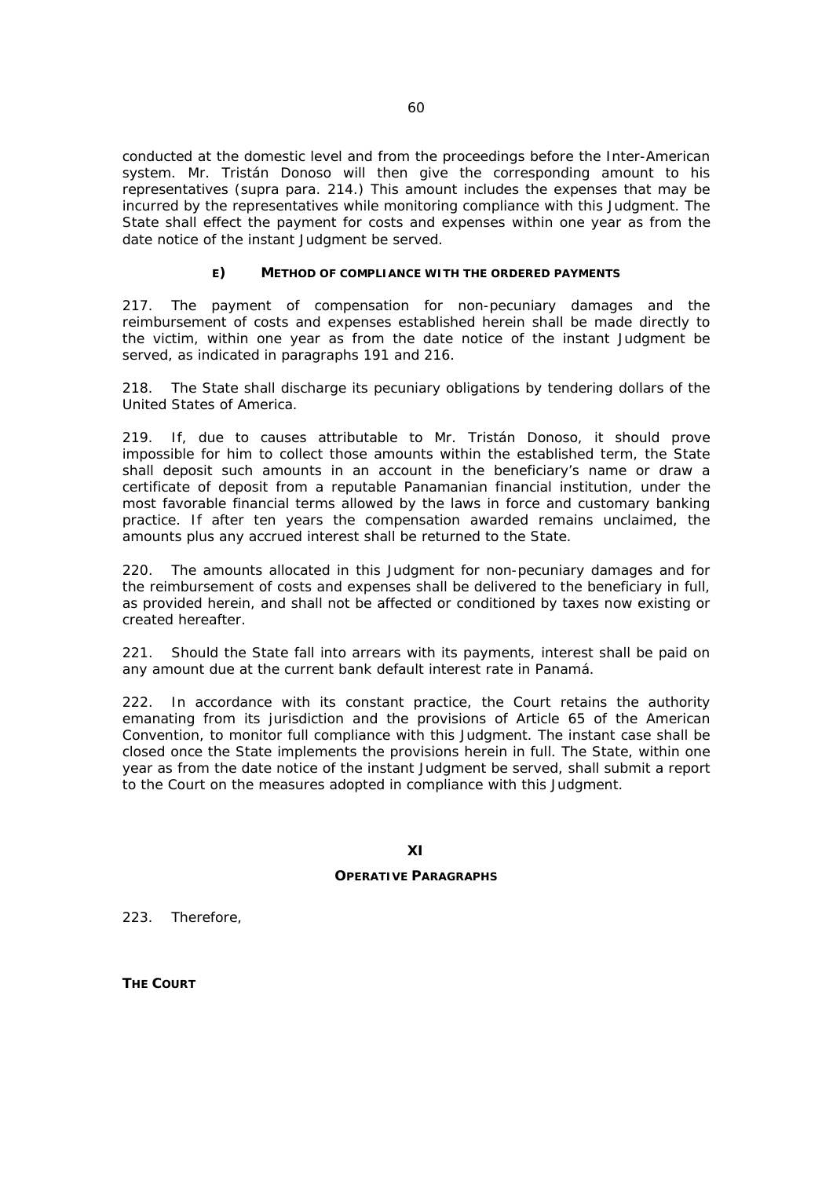conducted at the domestic level and from the proceedings before the Inter-American system. Mr. Tristán Donoso will then give the corresponding amount to his representatives (supra para. 214.) This amount includes the expenses that may be incurred by the representatives while monitoring compliance with this Judgment. The State shall effect the payment for costs and expenses within one year as from the date notice of the instant Judgment be served.

### E) METHOD OF COMPLIANCE WITH THE ORDERED PAYMENTS

217. The payment of compensation for non-pecuniary damages and the reimbursement of costs and expenses established herein shall be made directly to the victim, within one year as from the date notice of the instant Judgment be served, as indicated in paragraphs 191 and 216.

218. The State shall discharge its pecuniary obligations by tendering dollars of the United States of America.

219. If, due to causes attributable to Mr. Tristán Donoso, it should prove impossible for him to collect those amounts within the established term, the State shall deposit such amounts in an account in the beneficiary's name or draw a certificate of deposit from a reputable Panamanian financial institution, under the most favorable financial terms allowed by the laws in force and customary banking practice. If after ten years the compensation awarded remains unclaimed, the amounts plus any accrued interest shall be returned to the State.

220. The amounts allocated in this Judgment for non-pecuniary damages and for the reimbursement of costs and expenses shall be delivered to the beneficiary in full, as provided herein, and shall not be affected or conditioned by taxes now existing or created hereafter.

221. Should the State fall into arrears with its payments, interest shall be paid on any amount due at the current bank default interest rate in Panamá.

222. In accordance with its constant practice, the Court retains the authority emanating from its jurisdiction and the provisions of Article 65 of the American Convention, to monitor full compliance with this Judgment. The instant case shall be closed once the State implements the provisions herein in full. The State, within one year as from the date notice of the instant Judgment be served, shall submit a report to the Court on the measures adopted in compliance with this Judgment.

## XI
## OPERATIVE PARAGRAPHS

223. Therefore,

**THE COURT**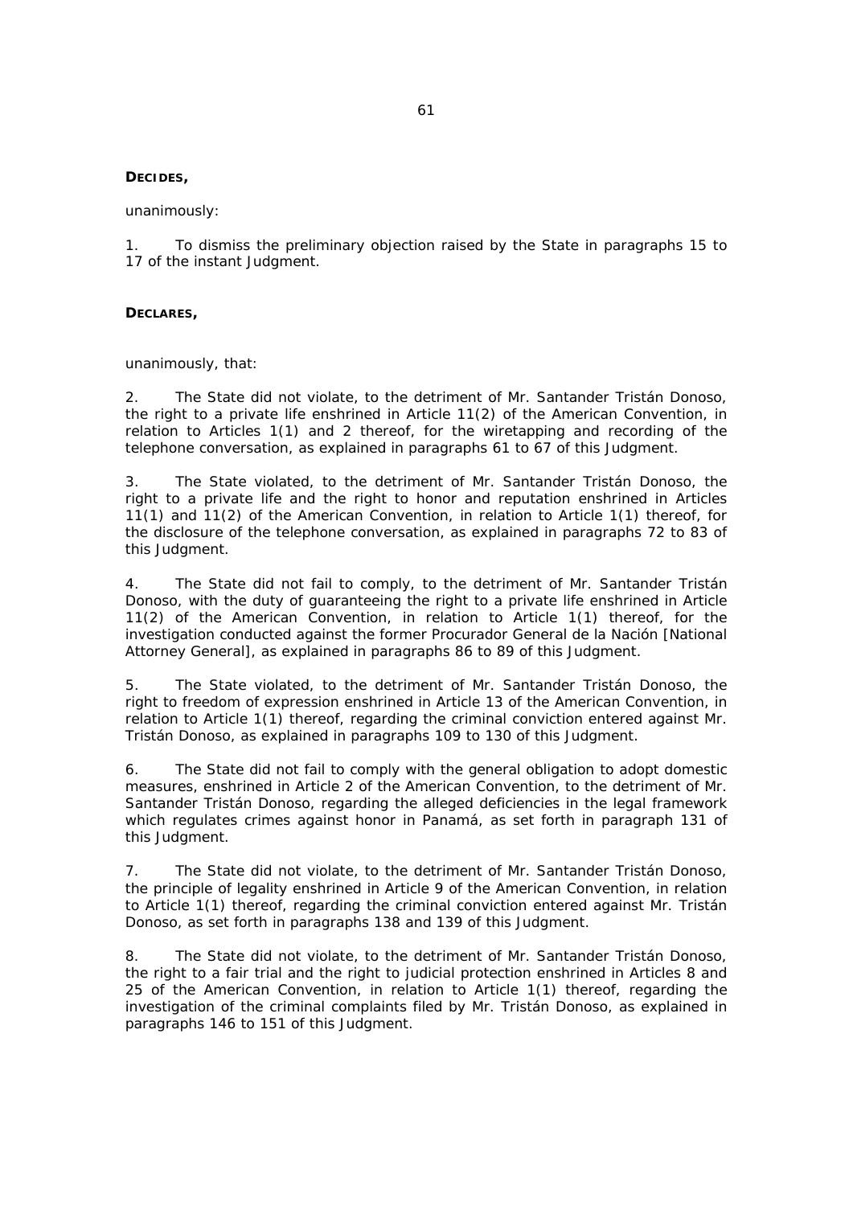**DECIDES,**

unanimously:

1. To dismiss the preliminary objection raised by the State in paragraphs 15 to 17 of the instant Judgment.

**DECLARES,**

unanimously, that:

2. The State did not violate, to the detriment of Mr. Santander Tristán Donoso, the right to a private life enshrined in Article 11(2) of the American Convention, in relation to Articles 1(1) and 2 thereof, for the wiretapping and recording of the telephone conversation, as explained in paragraphs 61 to 67 of this Judgment.

3. The State violated, to the detriment of Mr. Santander Tristán Donoso, the right to a private life and the right to honor and reputation enshrined in Articles 11(1) and 11(2) of the American Convention, in relation to Article 1(1) thereof, for the disclosure of the telephone conversation, as explained in paragraphs 72 to 83 of this Judgment.

4. The State did not fail to comply, to the detriment of Mr. Santander Tristán Donoso, with the duty of guaranteeing the right to a private life enshrined in Article 11(2) of the American Convention, in relation to Article 1(1) thereof, for the investigation conducted against the former Procurador General de la Nación [National Attorney General], as explained in paragraphs 86 to 89 of this Judgment.

5. The State violated, to the detriment of Mr. Santander Tristán Donoso, the right to freedom of expression enshrined in Article 13 of the American Convention, in relation to Article 1(1) thereof, regarding the criminal conviction entered against Mr. Tristán Donoso, as explained in paragraphs 109 to 130 of this Judgment.

6. The State did not fail to comply with the general obligation to adopt domestic measures, enshrined in Article 2 of the American Convention, to the detriment of Mr. Santander Tristán Donoso, regarding the alleged deficiencies in the legal framework which regulates crimes against honor in Panamá, as set forth in paragraph 131 of this Judgment.

7. The State did not violate, to the detriment of Mr. Santander Tristán Donoso, the principle of legality enshrined in Article 9 of the American Convention, in relation to Article 1(1) thereof, regarding the criminal conviction entered against Mr. Tristán Donoso, as set forth in paragraphs 138 and 139 of this Judgment.

8. The State did not violate, to the detriment of Mr. Santander Tristán Donoso, the right to a fair trial and the right to judicial protection enshrined in Articles 8 and 25 of the American Convention, in relation to Article 1(1) thereof, regarding the investigation of the criminal complaints filed by Mr. Tristán Donoso, as explained in paragraphs 146 to 151 of this Judgment.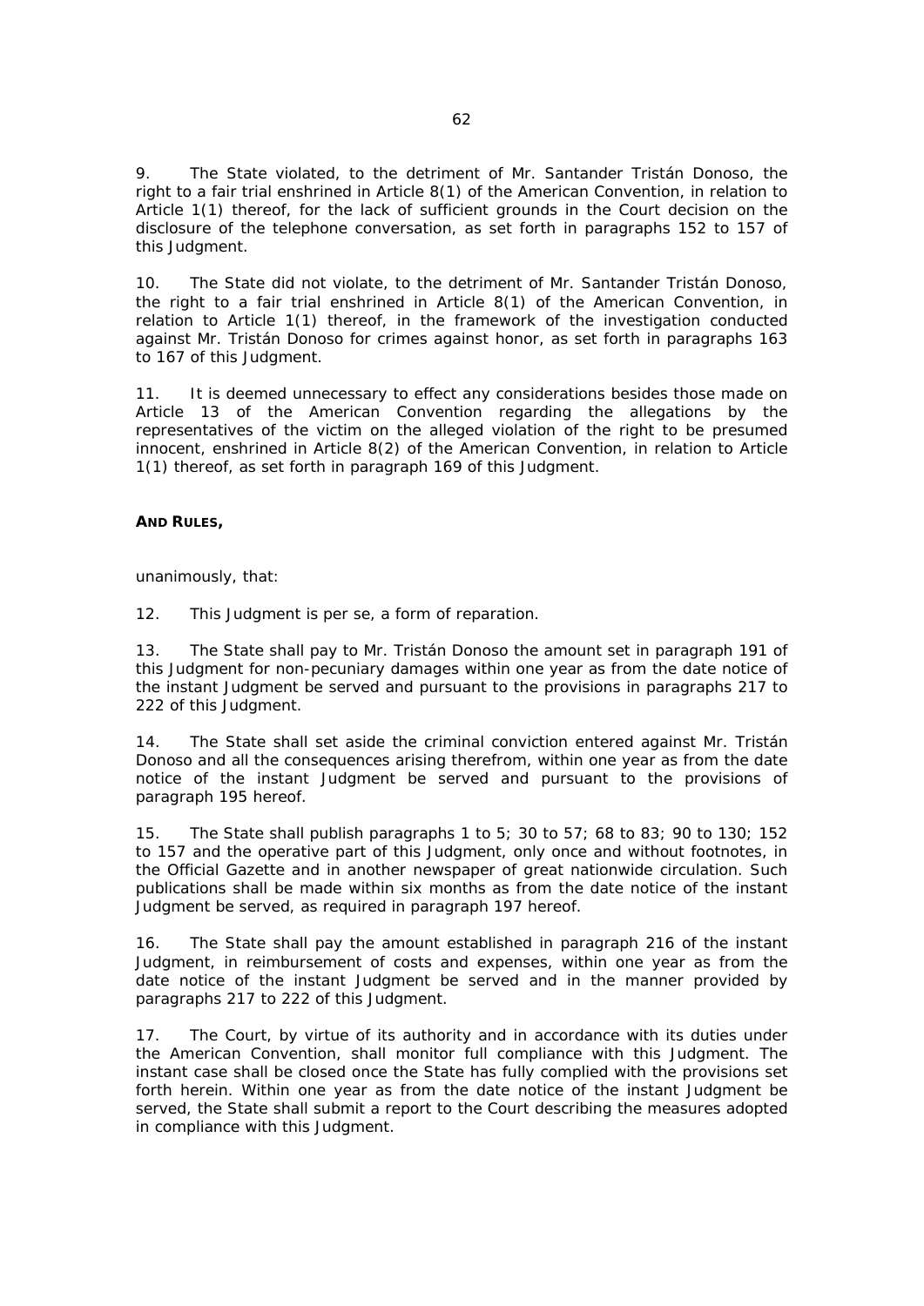9. The State violated, to the detriment of Mr. Santander Tristán Donoso, the right to a fair trial enshrined in Article 8(1) of the American Convention, in relation to Article 1(1) thereof, for the lack of sufficient grounds in the Court decision on the disclosure of the telephone conversation, as set forth in paragraphs 152 to 157 of this Judgment.

10. The State did not violate, to the detriment of Mr. Santander Tristán Donoso, the right to a fair trial enshrined in Article 8(1) of the American Convention, in relation to Article 1(1) thereof, in the framework of the investigation conducted against Mr. Tristán Donoso for crimes against honor, as set forth in paragraphs 163 to 167 of this Judgment.

11. It is deemed unnecessary to effect any considerations besides those made on Article 13 of the American Convention regarding the allegations by the representatives of the victim on the alleged violation of the right to be presumed innocent, enshrined in Article 8(2) of the American Convention, in relation to Article 1(1) thereof, as set forth in paragraph 169 of this Judgment.

**AND RULES,**

unanimously, that:

12. This Judgment is per se, a form of reparation.

13. The State shall pay to Mr. Tristán Donoso the amount set in paragraph 191 of this Judgment for non-pecuniary damages within one year as from the date notice of the instant Judgment be served and pursuant to the provisions in paragraphs 217 to 222 of this Judgment.

14. The State shall set aside the criminal conviction entered against Mr. Tristán Donoso and all the consequences arising therefrom, within one year as from the date notice of the instant Judgment be served and pursuant to the provisions of paragraph 195 hereof.

15. The State shall publish paragraphs 1 to 5; 30 to 57; 68 to 83; 90 to 130; 152 to 157 and the operative part of this Judgment, only once and without footnotes, in the Official Gazette and in another newspaper of great nationwide circulation. Such publications shall be made within six months as from the date notice of the instant Judgment be served, as required in paragraph 197 hereof.

16. The State shall pay the amount established in paragraph 216 of the instant Judgment, in reimbursement of costs and expenses, within one year as from the date notice of the instant Judgment be served and in the manner provided by paragraphs 217 to 222 of this Judgment.

17. The Court, by virtue of its authority and in accordance with its duties under the American Convention, shall monitor full compliance with this Judgment. The instant case shall be closed once the State has fully complied with the provisions set forth herein. Within one year as from the date notice of the instant Judgment be served, the State shall submit a report to the Court describing the measures adopted in compliance with this Judgment.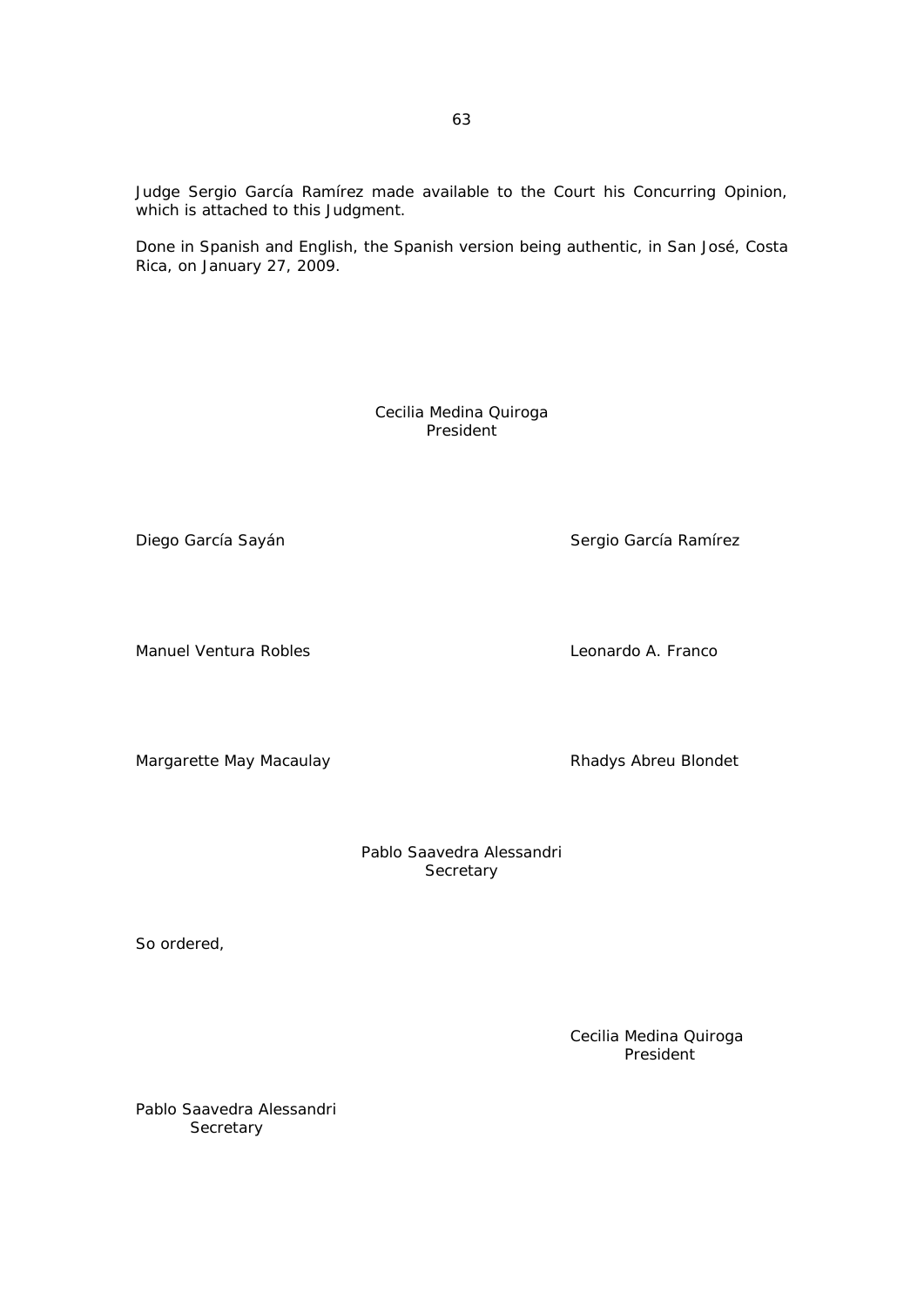Judge Sergio García Ramírez made available to the Court his Concurring Opinion, which is attached to this Judgment.

Done in Spanish and English, the Spanish version being authentic, in San José, Costa Rica, on January 27, 2009.

Cecilia Medina Quiroga
President

Diego García Sayán

Sergio García Ramírez

Manuel Ventura Robles

Leonardo A. Franco

Margarette May Macaulay

Rhadys Abreu Blondet

Pablo Saavedra Alessandri
Secretary

So ordered,

Cecilia Medina Quiroga
President

Pablo Saavedra Alessandri
Secretary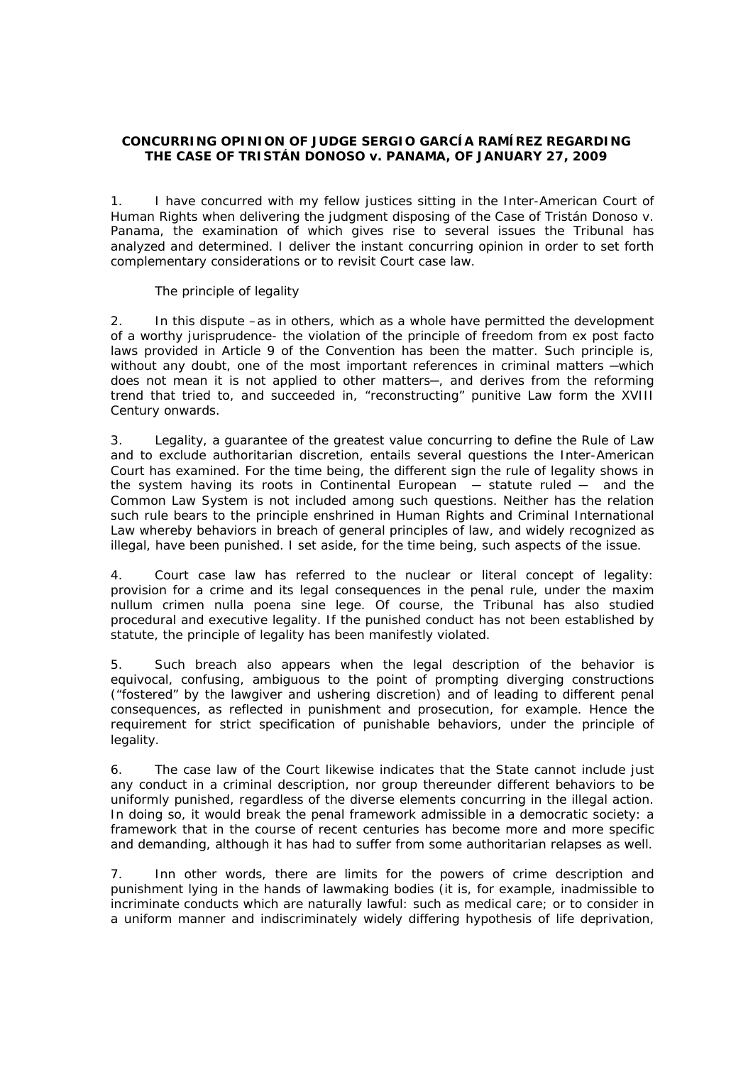**CONCURRING OPINION OF JUDGE SERGIO GARCÍA RAMÍREZ REGARDING THE CASE OF TRISTÁN DONOSO v. PANAMA, OF JANUARY 27, 2009**

1. I have concurred with my fellow justices sitting in the Inter-American Court of Human Rights when delivering the judgment disposing of the Case of Tristán Donoso v. Panama, the examination of which gives rise to several issues the Tribunal has analyzed and determined. I deliver the instant concurring opinion in order to set forth complementary considerations or to revisit Court case law.

The principle of legality

2. In this dispute –as in others, which as a whole have permitted the development of a worthy jurisprudence- the violation of the principle of freedom from ex post facto laws provided in Article 9 of the Convention has been the matter. Such principle is, without any doubt, one of the most important references in criminal matters ─which does not mean it is not applied to other matters─, and derives from the reforming trend that tried to, and succeeded in, "reconstructing" punitive Law form the XVIII Century onwards.

3. Legality, a guarantee of the greatest value concurring to define the Rule of Law and to exclude authoritarian discretion, entails several questions the Inter-American Court has examined. For the time being, the different sign the rule of legality shows in the system having its roots in Continental European ─ statute ruled ─ and the Common Law System is not included among such questions. Neither has the relation such rule bears to the principle enshrined in Human Rights and Criminal International Law whereby behaviors in breach of general principles of law, and widely recognized as illegal, have been punished. I set aside, for the time being, such aspects of the issue.

4. Court case law has referred to the nuclear or literal concept of legality: provision for a crime and its legal consequences in the penal rule, under the maxim nullum crimen nulla poena sine lege. Of course, the Tribunal has also studied procedural and executive legality. If the punished conduct has not been established by statute, the principle of legality has been manifestly violated.

5. Such breach also appears when the legal description of the behavior is equivocal, confusing, ambiguous to the point of prompting diverging constructions ("fostered" by the lawgiver and ushering discretion) and of leading to different penal consequences, as reflected in punishment and prosecution, for example. Hence the requirement for strict specification of punishable behaviors, under the principle of legality.

6. The case law of the Court likewise indicates that the State cannot include just any conduct in a criminal description, nor group thereunder different behaviors to be uniformly punished, regardless of the diverse elements concurring in the illegal action. In doing so, it would break the penal framework admissible in a democratic society: a framework that in the course of recent centuries has become more and more specific and demanding, although it has had to suffer from some authoritarian relapses as well.

7. Inn other words, there are limits for the powers of crime description and punishment lying in the hands of lawmaking bodies (it is, for example, inadmissible to incriminate conducts which are naturally lawful: such as medical care; or to consider in a uniform manner and indiscriminately widely differing hypothesis of life deprivation,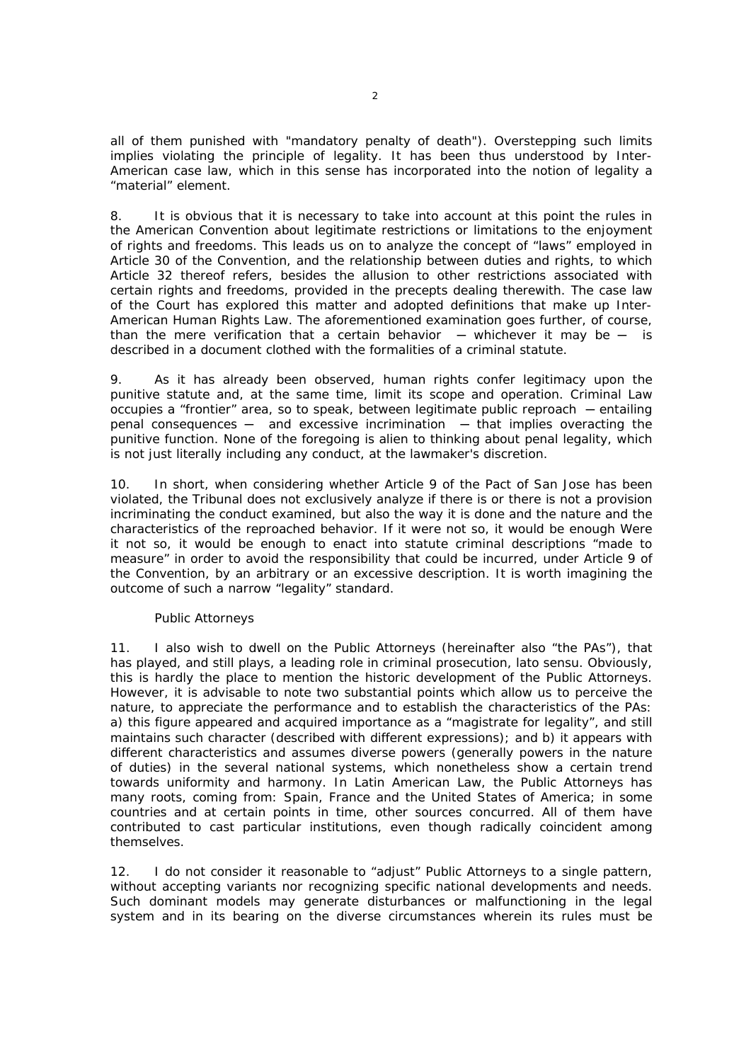all of them punished with "mandatory penalty of death"). Overstepping such limits implies violating the principle of legality. It has been thus understood by Inter-American case law, which in this sense has incorporated into the notion of legality a "material" element.

8. It is obvious that it is necessary to take into account at this point the rules in the American Convention about legitimate restrictions or limitations to the enjoyment of rights and freedoms. This leads us on to analyze the concept of "laws" employed in Article 30 of the Convention, and the relationship between duties and rights, to which Article 32 thereof refers, besides the allusion to other restrictions associated with certain rights and freedoms, provided in the precepts dealing therewith. The case law of the Court has explored this matter and adopted definitions that make up Inter-American Human Rights Law. The aforementioned examination goes further, of course, than the mere verification that a certain behavior — whichever it may be — is described in a document clothed with the formalities of a criminal statute.

9. As it has already been observed, human rights confer legitimacy upon the punitive statute and, at the same time, limit its scope and operation. Criminal Law occupies a "frontier" area, so to speak, between legitimate public reproach — entailing penal consequences — and excessive incrimination — that implies overacting the punitive function. None of the foregoing is alien to thinking about penal legality, which is not just literally including any conduct, at the lawmaker's discretion.

10. In short, when considering whether Article 9 of the Pact of San Jose has been violated, the Tribunal does not exclusively analyze if there is or there is not a provision incriminating the conduct examined, but also the way it is done and the nature and the characteristics of the reproached behavior. If it were not so, it would be enough Were it not so, it would be enough to enact into statute criminal descriptions "made to measure" in order to avoid the responsibility that could be incurred, under Article 9 of the Convention, by an arbitrary or an excessive description. It is worth imagining the outcome of such a narrow "legality" standard.

Public Attorneys

11. I also wish to dwell on the Public Attorneys (hereinafter also "the PAs"), that has played, and still plays, a leading role in criminal prosecution, lato sensu. Obviously, this is hardly the place to mention the historic development of the Public Attorneys. However, it is advisable to note two substantial points which allow us to perceive the nature, to appreciate the performance and to establish the characteristics of the PAs: a) this figure appeared and acquired importance as a "magistrate for legality", and still maintains such character (described with different expressions); and b) it appears with different characteristics and assumes diverse powers (generally powers in the nature of duties) in the several national systems, which nonetheless show a certain trend towards uniformity and harmony. In Latin American Law, the Public Attorneys has many roots, coming from: Spain, France and the United States of America; in some countries and at certain points in time, other sources concurred. All of them have contributed to cast particular institutions, even though radically coincident among themselves.

12. I do not consider it reasonable to "adjust" Public Attorneys to a single pattern, without accepting variants nor recognizing specific national developments and needs. Such dominant models may generate disturbances or malfunctioning in the legal system and in its bearing on the diverse circumstances wherein its rules must be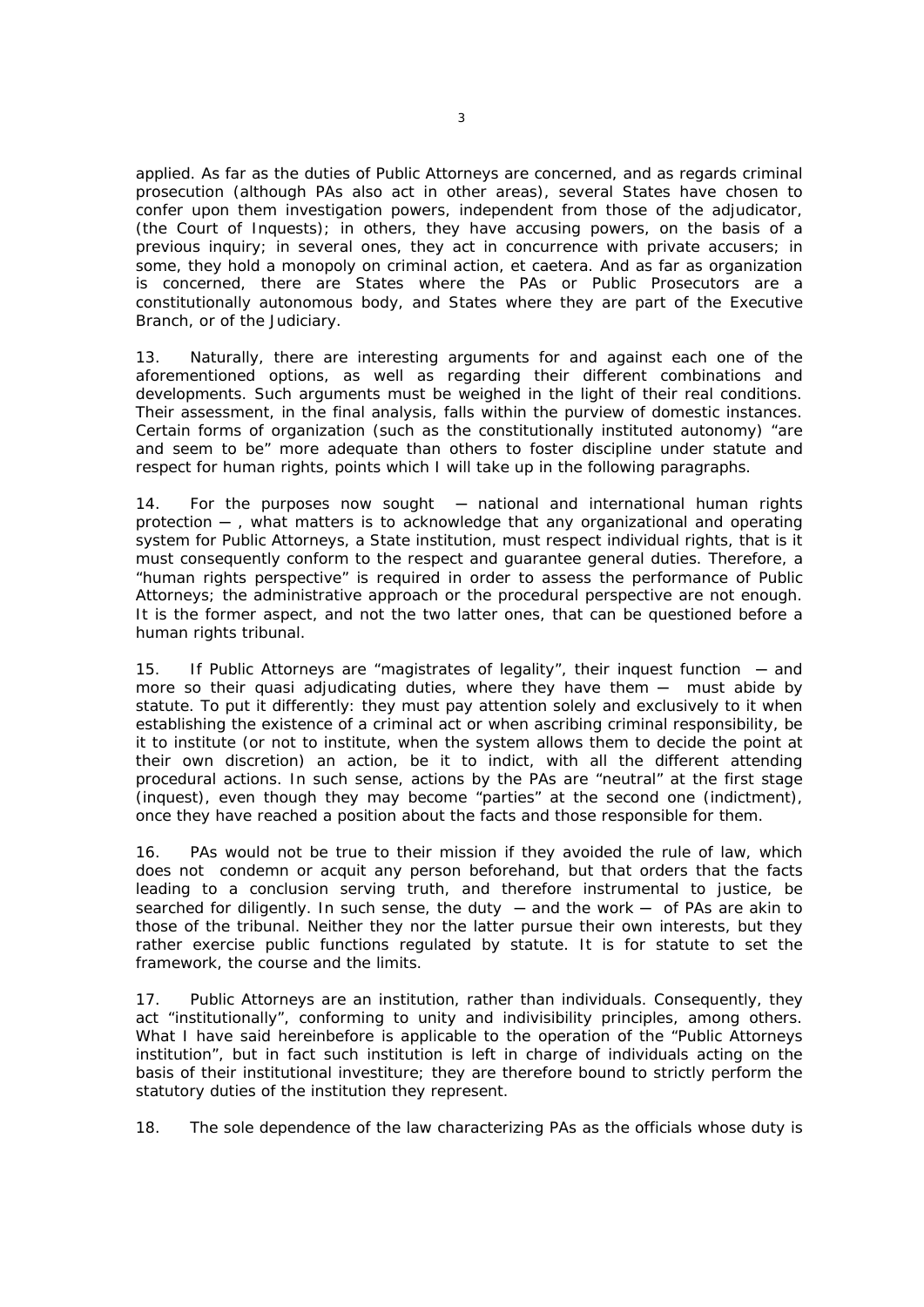applied. As far as the duties of Public Attorneys are concerned, and as regards criminal prosecution (although PAs also act in other areas), several States have chosen to confer upon them investigation powers, independent from those of the adjudicator, (the Court of Inquests); in others, they have accusing powers, on the basis of a previous inquiry; in several ones, they act in concurrence with private accusers; in some, they hold a monopoly on criminal action, et caetera. And as far as organization is concerned, there are States where the PAs or Public Prosecutors are a constitutionally autonomous body, and States where they are part of the Executive Branch, or of the Judiciary.

13. Naturally, there are interesting arguments for and against each one of the aforementioned options, as well as regarding their different combinations and developments. Such arguments must be weighed in the light of their real conditions. Their assessment, in the final analysis, falls within the purview of domestic instances. Certain forms of organization (such as the constitutionally instituted autonomy) "are and seem to be" more adequate than others to foster discipline under statute and respect for human rights, points which I will take up in the following paragraphs.

14. For the purposes now sought — national and international human rights protection — , what matters is to acknowledge that any organizational and operating system for Public Attorneys, a State institution, must respect individual rights, that is it must consequently conform to the respect and guarantee general duties. Therefore, a "human rights perspective" is required in order to assess the performance of Public Attorneys; the administrative approach or the procedural perspective are not enough. It is the former aspect, and not the two latter ones, that can be questioned before a human rights tribunal.

15. If Public Attorneys are "magistrates of legality", their inquest function — and more so their quasi adjudicating duties, where they have them — must abide by statute. To put it differently: they must pay attention solely and exclusively to it when establishing the existence of a criminal act or when ascribing criminal responsibility, be it to institute (or not to institute, when the system allows them to decide the point at their own discretion) an action, be it to indict, with all the different attending procedural actions. In such sense, actions by the PAs are "neutral" at the first stage (inquest), even though they may become "parties" at the second one (indictment), once they have reached a position about the facts and those responsible for them.

16. PAs would not be true to their mission if they avoided the rule of law, which does not condemn or acquit any person beforehand, but that orders that the facts leading to a conclusion serving truth, and therefore instrumental to justice, be searched for diligently. In such sense, the duty — and the work — of PAs are akin to those of the tribunal. Neither they nor the latter pursue their own interests, but they rather exercise public functions regulated by statute. It is for statute to set the framework, the course and the limits.

17. Public Attorneys are an institution, rather than individuals. Consequently, they act "institutionally", conforming to unity and indivisibility principles, among others. What I have said hereinbefore is applicable to the operation of the "Public Attorneys institution", but in fact such institution is left in charge of individuals acting on the basis of their institutional investiture; they are therefore bound to strictly perform the statutory duties of the institution they represent.

18. The sole dependence of the law characterizing PAs as the officials whose duty is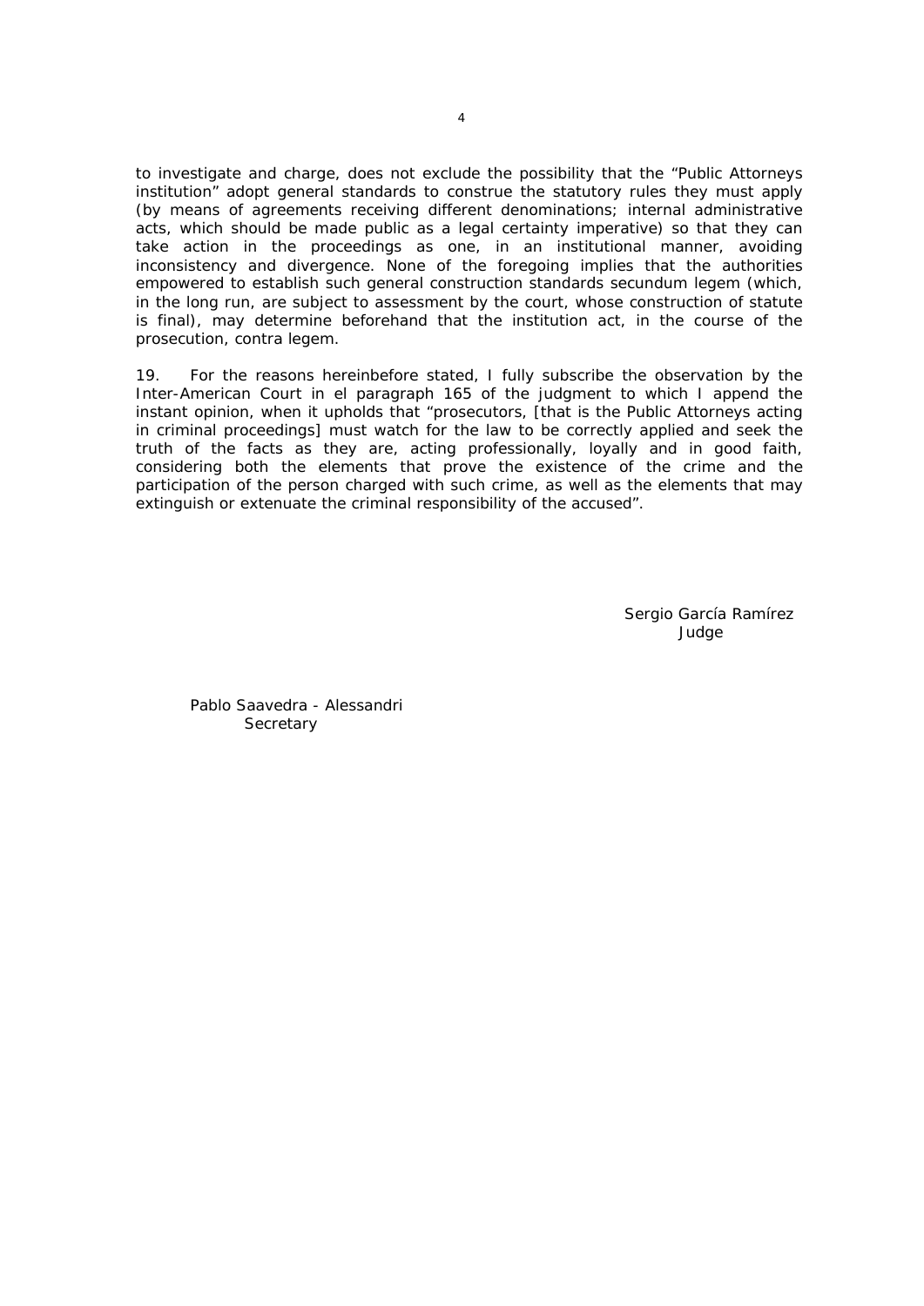to investigate and charge, does not exclude the possibility that the "Public Attorneys institution" adopt general standards to construe the statutory rules they must apply (by means of agreements receiving different denominations; internal administrative acts, which should be made public as a legal certainty imperative) so that they can take action in the proceedings as one, in an institutional manner, avoiding inconsistency and divergence. None of the foregoing implies that the authorities empowered to establish such general construction standards secundum legem (which, in the long run, are subject to assessment by the court, whose construction of statute is final), may determine beforehand that the institution act, in the course of the prosecution, contra legem.

19. For the reasons hereinbefore stated, I fully subscribe the observation by the Inter-American Court in el paragraph 165 of the judgment to which I append the instant opinion, when it upholds that "prosecutors, [that is the Public Attorneys acting in criminal proceedings] must watch for the law to be correctly applied and seek the truth of the facts as they are, acting professionally, loyally and in good faith, considering both the elements that prove the existence of the crime and the participation of the person charged with such crime, as well as the elements that may extinguish or extenuate the criminal responsibility of the accused".

Sergio García Ramírez
Judge

Pablo Saavedra - Alessandri
Secretary